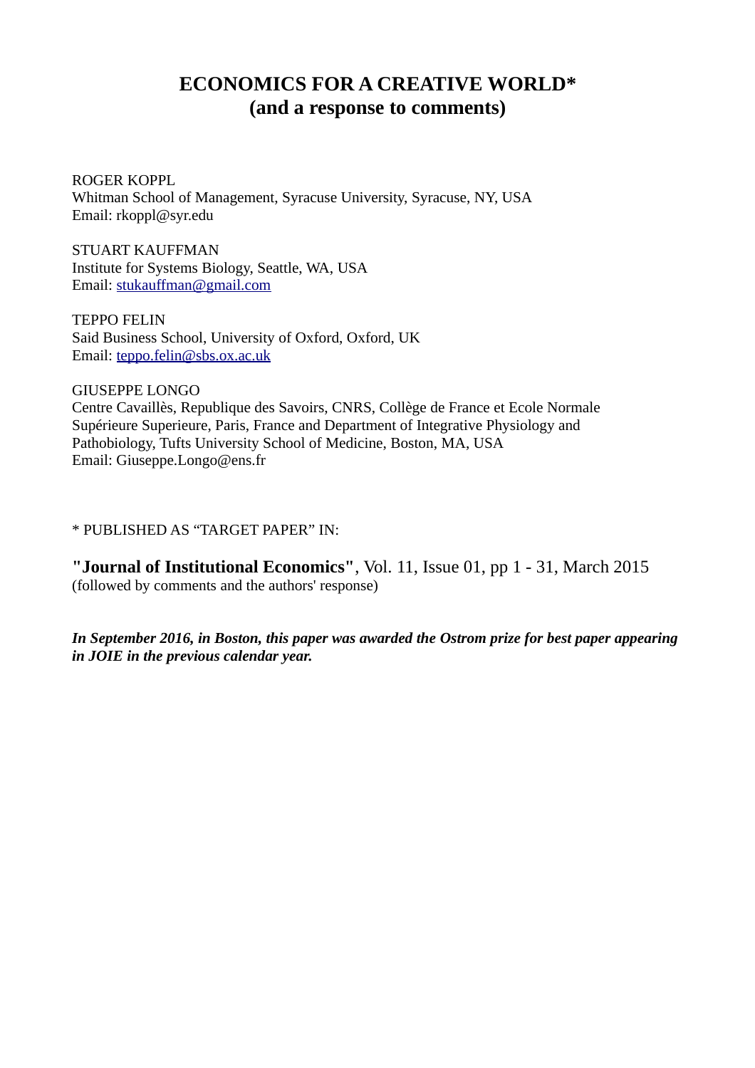# ECONOMICS FOR A CREATIVE WORLD*
## (and a response to comments)

ROGER KOPPL
Whitman School of Management, Syracuse University, Syracuse, NY, USA
Email: rkoppl@syr.edu

STUART KAUFFMAN
Institute for Systems Biology, Seattle, WA, USA
Email: stukauffman@gmail.com

TEPPO FELIN
Said Business School, University of Oxford, Oxford, UK
Email: teppo.felin@sbs.ox.ac.uk

GIUSEPPE LONGO
Centre Cavaillès, Republique des Savoirs, CNRS, Collège de France et Ecole Normale Supérieure Superieure, Paris, France and Department of Integrative Physiology and Pathobiology, Tufts University School of Medicine, Boston, MA, USA
Email: Giuseppe.Longo@ens.fr

* PUBLISHED AS "TARGET PAPER" IN:

**"Journal of Institutional Economics"**, Vol. 11, Issue 01, pp 1 - 31, March 2015
(followed by comments and the authors' response)

***In September 2016, in Boston, this paper was awarded the Ostrom prize for best paper appearing in JOIE in the previous calendar year.***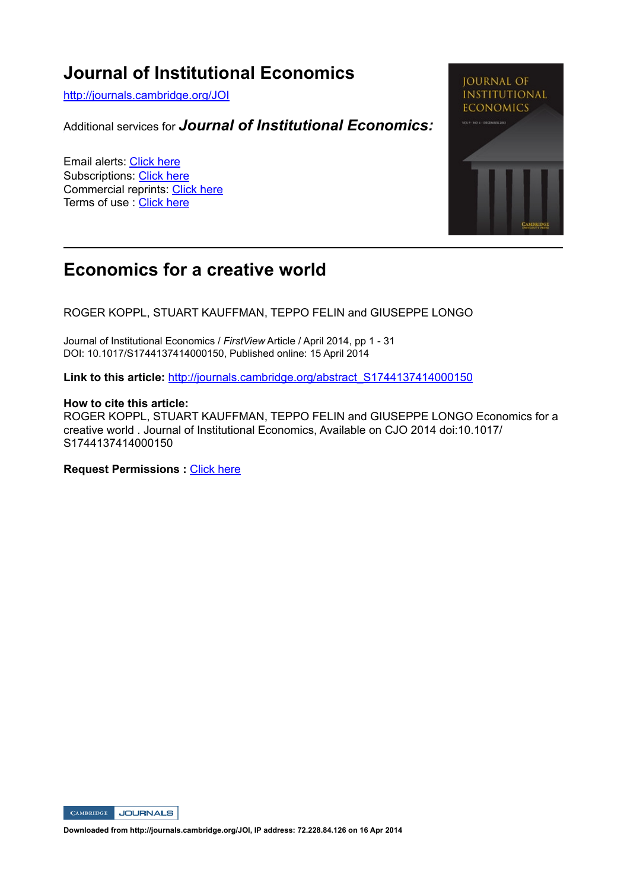# Journal of Institutional Economics

http://journals.cambridge.org/JOI

Additional services for ***Journal of Institutional Economics:***

Email alerts: Click here
Subscriptions: Click here
Commercial reprints: Click here
Terms of use : Click here

---

## Economics for a creative world

ROGER KOPPL, STUART KAUFFMAN, TEPPO FELIN and GIUSEPPE LONGO

Journal of Institutional Economics / *FirstView* Article / April 2014, pp 1 - 31
DOI: 10.1017/S1744137414000150, Published online: 15 April 2014

**Link to this article:** http://journals.cambridge.org/abstract_S1744137414000150

**How to cite this article:**
ROGER KOPPL, STUART KAUFFMAN, TEPPO FELIN and GIUSEPPE LONGO Economics for a creative world . Journal of Institutional Economics, Available on CJO 2014 doi:10.1017/S1744137414000150

**Request Permissions :** Click here

**Downloaded from http://journals.cambridge.org/JOI, IP address: 72.228.84.126 on 16 Apr 2014**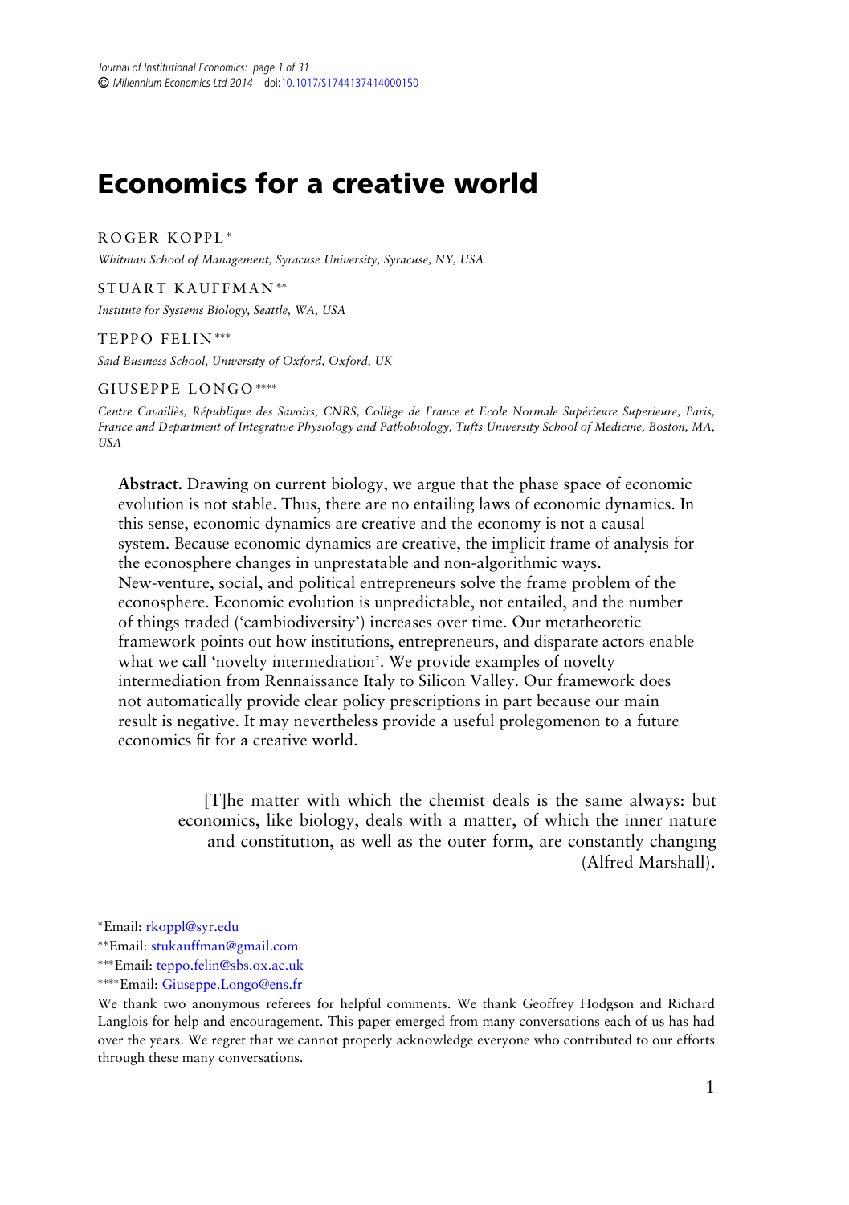# Economics for a creative world

ROGER KOPPL*

*Whitman School of Management, Syracuse University, Syracuse, NY, USA*

STUART KAUFFMAN**

*Institute for Systems Biology, Seattle, WA, USA*

TEPPO FELIN***

*Said Business School, University of Oxford, Oxford, UK*

GIUSEPPE LONGO****

*Centre Cavaillès, République des Savoirs, CNRS, Collège de France et Ecole Normale Supérieure Superieure, Paris, France and Department of Integrative Physiology and Pathobiology, Tufts University School of Medicine, Boston, MA, USA*

**Abstract.** Drawing on current biology, we argue that the phase space of economic evolution is not stable. Thus, there are no entailing laws of economic dynamics. In this sense, economic dynamics are creative and the economy is not a causal system. Because economic dynamics are creative, the implicit frame of analysis for the econosphere changes in unprestatable and non-algorithmic ways. New-venture, social, and political entrepreneurs solve the frame problem of the econosphere. Economic evolution is unpredictable, not entailed, and the number of things traded ('cambiodiversity') increases over time. Our metatheoretic framework points out how institutions, entrepreneurs, and disparate actors enable what we call 'novelty intermediation'. We provide examples of novelty intermediation from Rennaissance Italy to Silicon Valley. Our framework does not automatically provide clear policy prescriptions in part because our main result is negative. It may nevertheless provide a useful prolegomenon to a future economics fit for a creative world.

> [T]he matter with which the chemist deals is the same always: but economics, like biology, deals with a matter, of which the inner nature and constitution, as well as the outer form, are constantly changing (Alfred Marshall).

*Email: rkoppl@syr.edu

**Email: stukauffman@gmail.com

***Email: teppo.felin@sbs.ox.ac.uk

****Email: Giuseppe.Longo@ens.fr

We thank two anonymous referees for helpful comments. We thank Geoffrey Hodgson and Richard Langlois for help and encouragement. This paper emerged from many conversations each of us has had over the years. We regret that we cannot properly acknowledge everyone who contributed to our efforts through these many conversations.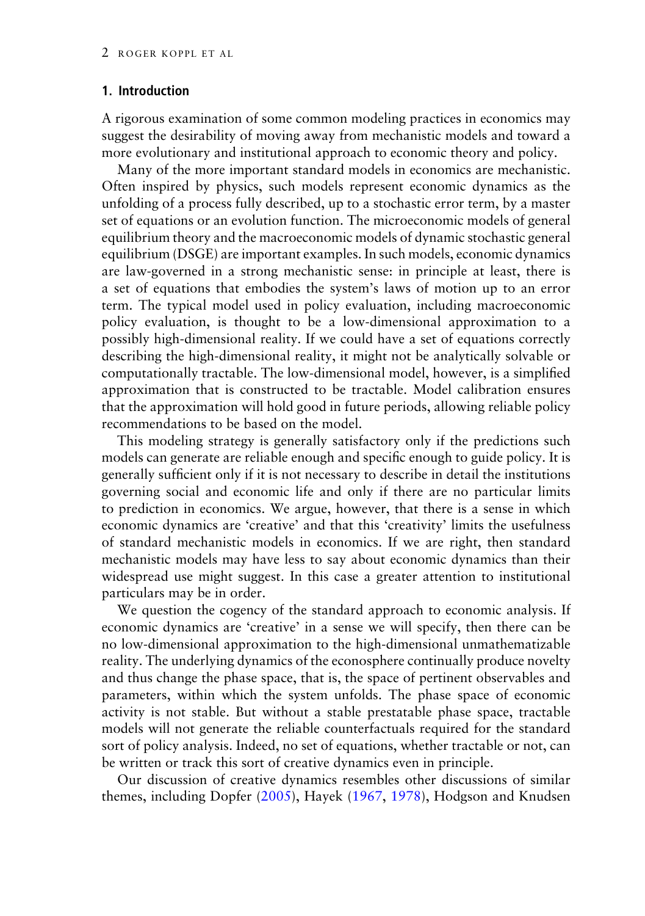## 1. Introduction

A rigorous examination of some common modeling practices in economics may suggest the desirability of moving away from mechanistic models and toward a more evolutionary and institutional approach to economic theory and policy.

Many of the more important standard models in economics are mechanistic. Often inspired by physics, such models represent economic dynamics as the unfolding of a process fully described, up to a stochastic error term, by a master set of equations or an evolution function. The microeconomic models of general equilibrium theory and the macroeconomic models of dynamic stochastic general equilibrium (DSGE) are important examples. In such models, economic dynamics are law-governed in a strong mechanistic sense: in principle at least, there is a set of equations that embodies the system's laws of motion up to an error term. The typical model used in policy evaluation, including macroeconomic policy evaluation, is thought to be a low-dimensional approximation to a possibly high-dimensional reality. If we could have a set of equations correctly describing the high-dimensional reality, it might not be analytically solvable or computationally tractable. The low-dimensional model, however, is a simplified approximation that is constructed to be tractable. Model calibration ensures that the approximation will hold good in future periods, allowing reliable policy recommendations to be based on the model.

This modeling strategy is generally satisfactory only if the predictions such models can generate are reliable enough and specific enough to guide policy. It is generally sufficient only if it is not necessary to describe in detail the institutions governing social and economic life and only if there are no particular limits to prediction in economics. We argue, however, that there is a sense in which economic dynamics are 'creative' and that this 'creativity' limits the usefulness of standard mechanistic models in economics. If we are right, then standard mechanistic models may have less to say about economic dynamics than their widespread use might suggest. In this case a greater attention to institutional particulars may be in order.

We question the cogency of the standard approach to economic analysis. If economic dynamics are 'creative' in a sense we will specify, then there can be no low-dimensional approximation to the high-dimensional unmathematizable reality. The underlying dynamics of the econosphere continually produce novelty and thus change the phase space, that is, the space of pertinent observables and parameters, within which the system unfolds. The phase space of economic activity is not stable. But without a stable prestatable phase space, tractable models will not generate the reliable counterfactuals required for the standard sort of policy analysis. Indeed, no set of equations, whether tractable or not, can be written or track this sort of creative dynamics even in principle.

Our discussion of creative dynamics resembles other discussions of similar themes, including Dopfer (2005), Hayek (1967, 1978), Hodgson and Knudsen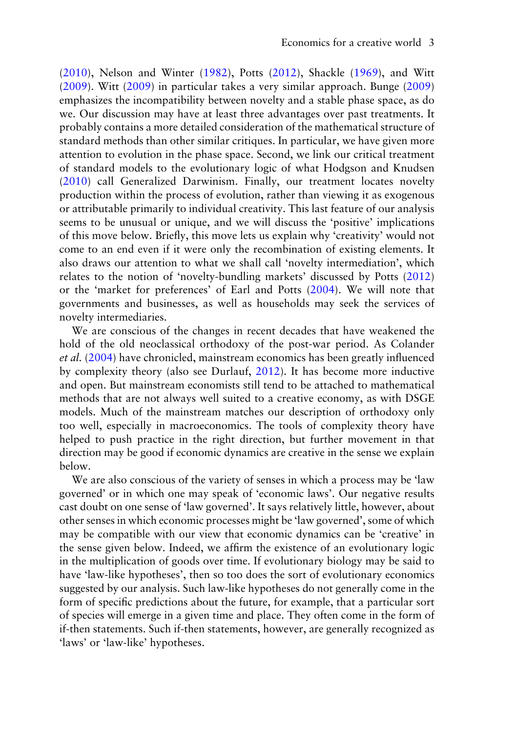(2010), Nelson and Winter (1982), Potts (2012), Shackle (1969), and Witt (2009). Witt (2009) in particular takes a very similar approach. Bunge (2009) emphasizes the incompatibility between novelty and a stable phase space, as do we. Our discussion may have at least three advantages over past treatments. It probably contains a more detailed consideration of the mathematical structure of standard methods than other similar critiques. In particular, we have given more attention to evolution in the phase space. Second, we link our critical treatment of standard models to the evolutionary logic of what Hodgson and Knudsen (2010) call Generalized Darwinism. Finally, our treatment locates novelty production within the process of evolution, rather than viewing it as exogenous or attributable primarily to individual creativity. This last feature of our analysis seems to be unusual or unique, and we will discuss the 'positive' implications of this move below. Briefly, this move lets us explain why 'creativity' would not come to an end even if it were only the recombination of existing elements. It also draws our attention to what we shall call 'novelty intermediation', which relates to the notion of 'novelty-bundling markets' discussed by Potts (2012) or the 'market for preferences' of Earl and Potts (2004). We will note that governments and businesses, as well as households may seek the services of novelty intermediaries.

We are conscious of the changes in recent decades that have weakened the hold of the old neoclassical orthodoxy of the post-war period. As Colander *et al.* (2004) have chronicled, mainstream economics has been greatly influenced by complexity theory (also see Durlauf, 2012). It has become more inductive and open. But mainstream economists still tend to be attached to mathematical methods that are not always well suited to a creative economy, as with DSGE models. Much of the mainstream matches our description of orthodoxy only too well, especially in macroeconomics. The tools of complexity theory have helped to push practice in the right direction, but further movement in that direction may be good if economic dynamics are creative in the sense we explain below.

We are also conscious of the variety of senses in which a process may be 'law governed' or in which one may speak of 'economic laws'. Our negative results cast doubt on one sense of 'law governed'. It says relatively little, however, about other senses in which economic processes might be 'law governed', some of which may be compatible with our view that economic dynamics can be 'creative' in the sense given below. Indeed, we affirm the existence of an evolutionary logic in the multiplication of goods over time. If evolutionary biology may be said to have 'law-like hypotheses', then so too does the sort of evolutionary economics suggested by our analysis. Such law-like hypotheses do not generally come in the form of specific predictions about the future, for example, that a particular sort of species will emerge in a given time and place. They often come in the form of if-then statements. Such if-then statements, however, are generally recognized as 'laws' or 'law-like' hypotheses.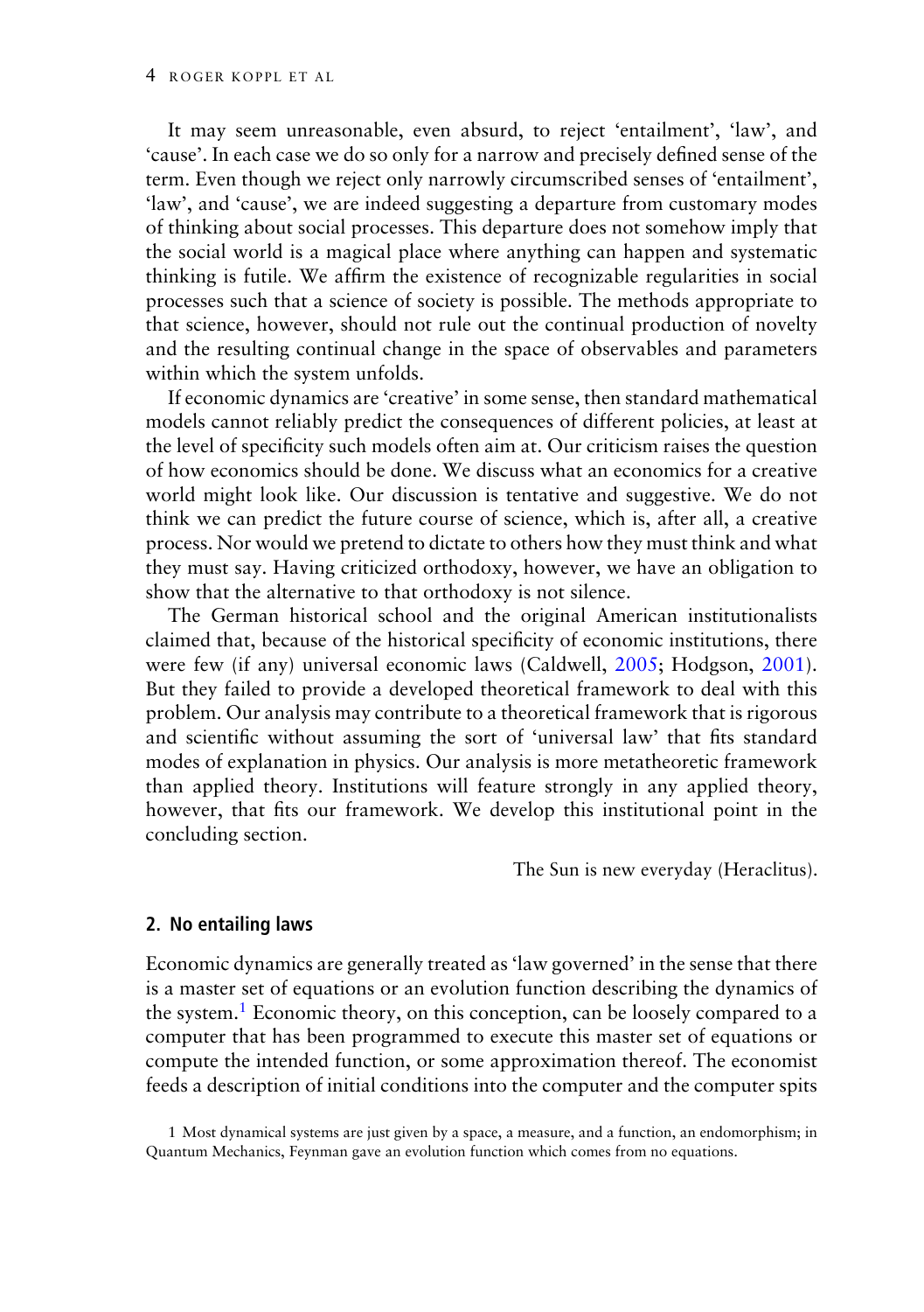It may seem unreasonable, even absurd, to reject 'entailment', 'law', and 'cause'. In each case we do so only for a narrow and precisely defined sense of the term. Even though we reject only narrowly circumscribed senses of 'entailment', 'law', and 'cause', we are indeed suggesting a departure from customary modes of thinking about social processes. This departure does not somehow imply that the social world is a magical place where anything can happen and systematic thinking is futile. We affirm the existence of recognizable regularities in social processes such that a science of society is possible. The methods appropriate to that science, however, should not rule out the continual production of novelty and the resulting continual change in the space of observables and parameters within which the system unfolds.

If economic dynamics are 'creative' in some sense, then standard mathematical models cannot reliably predict the consequences of different policies, at least at the level of specificity such models often aim at. Our criticism raises the question of how economics should be done. We discuss what an economics for a creative world might look like. Our discussion is tentative and suggestive. We do not think we can predict the future course of science, which is, after all, a creative process. Nor would we pretend to dictate to others how they must think and what they must say. Having criticized orthodoxy, however, we have an obligation to show that the alternative to that orthodoxy is not silence.

The German historical school and the original American institutionalists claimed that, because of the historical specificity of economic institutions, there were few (if any) universal economic laws (Caldwell, 2005; Hodgson, 2001). But they failed to provide a developed theoretical framework to deal with this problem. Our analysis may contribute to a theoretical framework that is rigorous and scientific without assuming the sort of 'universal law' that fits standard modes of explanation in physics. Our analysis is more metatheoretic framework than applied theory. Institutions will feature strongly in any applied theory, however, that fits our framework. We develop this institutional point in the concluding section.

The Sun is new everyday (Heraclitus).

## 2. No entailing laws

Economic dynamics are generally treated as 'law governed' in the sense that there is a master set of equations or an evolution function describing the dynamics of the system.[1] Economic theory, on this conception, can be loosely compared to a computer that has been programmed to execute this master set of equations or compute the intended function, or some approximation thereof. The economist feeds a description of initial conditions into the computer and the computer spits

1 Most dynamical systems are just given by a space, a measure, and a function, an endomorphism; in Quantum Mechanics, Feynman gave an evolution function which comes from no equations.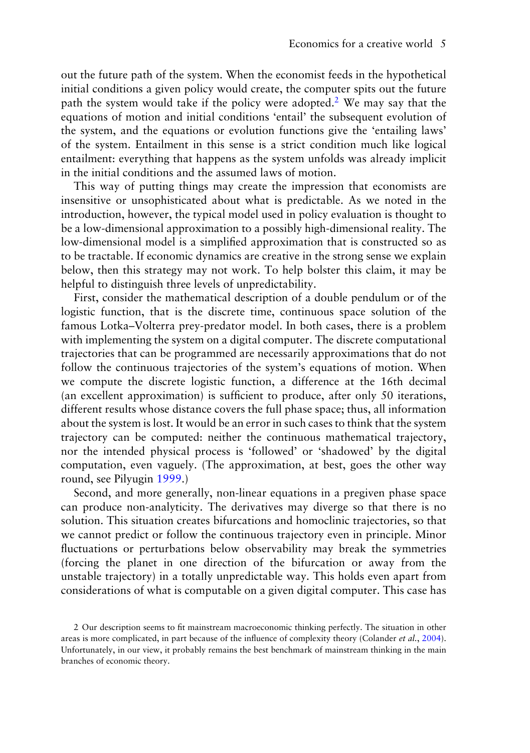out the future path of the system. When the economist feeds in the hypothetical initial conditions a given policy would create, the computer spits out the future path the system would take if the policy were adopted.[2] We may say that the equations of motion and initial conditions 'entail' the subsequent evolution of the system, and the equations or evolution functions give the 'entailing laws' of the system. Entailment in this sense is a strict condition much like logical entailment: everything that happens as the system unfolds was already implicit in the initial conditions and the assumed laws of motion.

This way of putting things may create the impression that economists are insensitive or unsophisticated about what is predictable. As we noted in the introduction, however, the typical model used in policy evaluation is thought to be a low-dimensional approximation to a possibly high-dimensional reality. The low-dimensional model is a simplified approximation that is constructed so as to be tractable. If economic dynamics are creative in the strong sense we explain below, then this strategy may not work. To help bolster this claim, it may be helpful to distinguish three levels of unpredictability.

First, consider the mathematical description of a double pendulum or of the logistic function, that is the discrete time, continuous space solution of the famous Lotka–Volterra prey-predator model. In both cases, there is a problem with implementing the system on a digital computer. The discrete computational trajectories that can be programmed are necessarily approximations that do not follow the continuous trajectories of the system's equations of motion. When we compute the discrete logistic function, a difference at the 16th decimal (an excellent approximation) is sufficient to produce, after only 50 iterations, different results whose distance covers the full phase space; thus, all information about the system is lost. It would be an error in such cases to think that the system trajectory can be computed: neither the continuous mathematical trajectory, nor the intended physical process is 'followed' or 'shadowed' by the digital computation, even vaguely. (The approximation, at best, goes the other way round, see Pilyugin 1999.)

Second, and more generally, non-linear equations in a pregiven phase space can produce non-analyticity. The derivatives may diverge so that there is no solution. This situation creates bifurcations and homoclinic trajectories, so that we cannot predict or follow the continuous trajectory even in principle. Minor fluctuations or perturbations below observability may break the symmetries (forcing the planet in one direction of the bifurcation or away from the unstable trajectory) in a totally unpredictable way. This holds even apart from considerations of what is computable on a given digital computer. This case has

2 Our description seems to fit mainstream macroeconomic thinking perfectly. The situation in other areas is more complicated, in part because of the influence of complexity theory (Colander *et al.*, 2004). Unfortunately, in our view, it probably remains the best benchmark of mainstream thinking in the main branches of economic theory.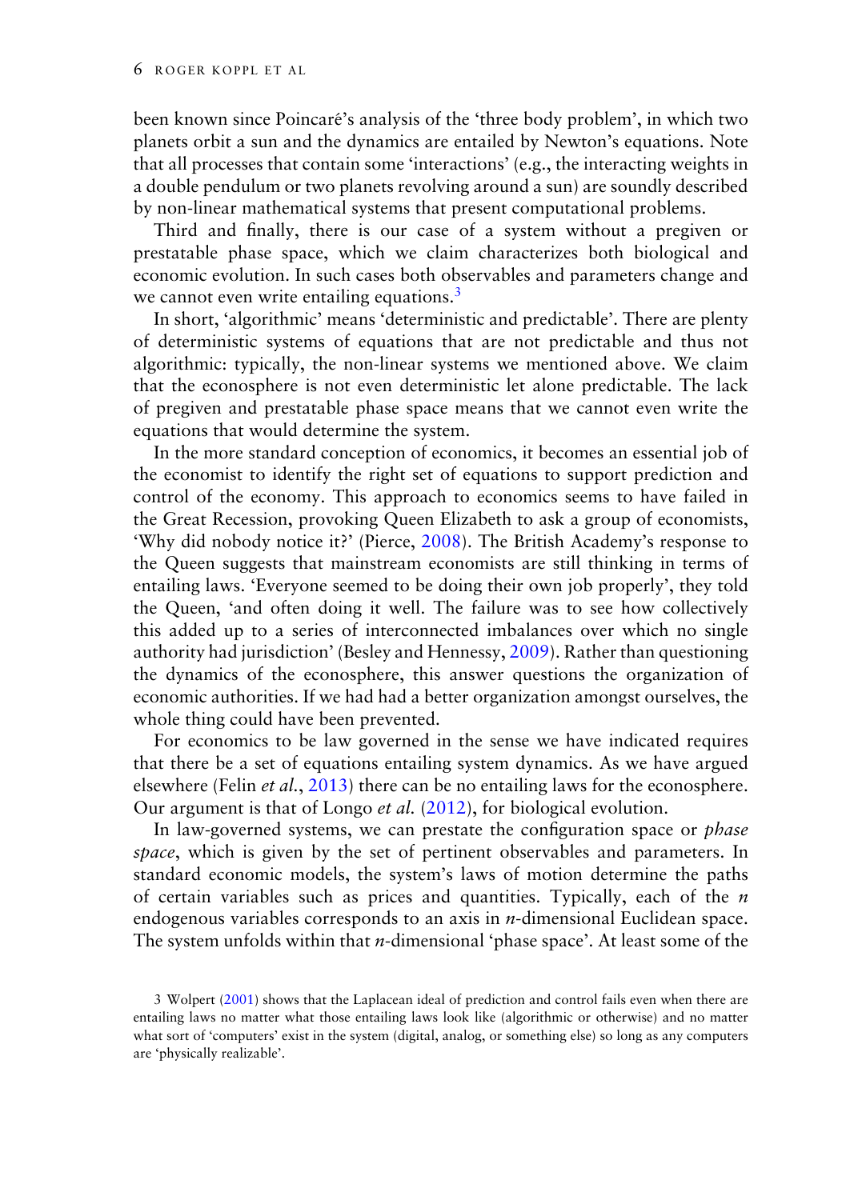been known since Poincaré's analysis of the 'three body problem', in which two planets orbit a sun and the dynamics are entailed by Newton's equations. Note that all processes that contain some 'interactions' (e.g., the interacting weights in a double pendulum or two planets revolving around a sun) are soundly described by non-linear mathematical systems that present computational problems.

Third and finally, there is our case of a system without a pregiven or prestatable phase space, which we claim characterizes both biological and economic evolution. In such cases both observables and parameters change and we cannot even write entailing equations.[3]

In short, 'algorithmic' means 'deterministic and predictable'. There are plenty of deterministic systems of equations that are not predictable and thus not algorithmic: typically, the non-linear systems we mentioned above. We claim that the econosphere is not even deterministic let alone predictable. The lack of pregiven and prestatable phase space means that we cannot even write the equations that would determine the system.

In the more standard conception of economics, it becomes an essential job of the economist to identify the right set of equations to support prediction and control of the economy. This approach to economics seems to have failed in the Great Recession, provoking Queen Elizabeth to ask a group of economists, 'Why did nobody notice it?' (Pierce, 2008). The British Academy's response to the Queen suggests that mainstream economists are still thinking in terms of entailing laws. 'Everyone seemed to be doing their own job properly', they told the Queen, 'and often doing it well. The failure was to see how collectively this added up to a series of interconnected imbalances over which no single authority had jurisdiction' (Besley and Hennessy, 2009). Rather than questioning the dynamics of the econosphere, this answer questions the organization of economic authorities. If we had had a better organization amongst ourselves, the whole thing could have been prevented.

For economics to be law governed in the sense we have indicated requires that there be a set of equations entailing system dynamics. As we have argued elsewhere (Felin *et al.*, 2013) there can be no entailing laws for the econosphere. Our argument is that of Longo *et al.* (2012), for biological evolution.

In law-governed systems, we can prestate the configuration space or *phase space*, which is given by the set of pertinent observables and parameters. In standard economic models, the system's laws of motion determine the paths of certain variables such as prices and quantities. Typically, each of the $n$ endogenous variables corresponds to an axis in $n$-dimensional Euclidean space. The system unfolds within that $n$-dimensional 'phase space'. At least some of the

3 Wolpert (2001) shows that the Laplacean ideal of prediction and control fails even when there are entailing laws no matter what those entailing laws look like (algorithmic or otherwise) and no matter what sort of 'computers' exist in the system (digital, analog, or something else) so long as any computers are 'physically realizable'.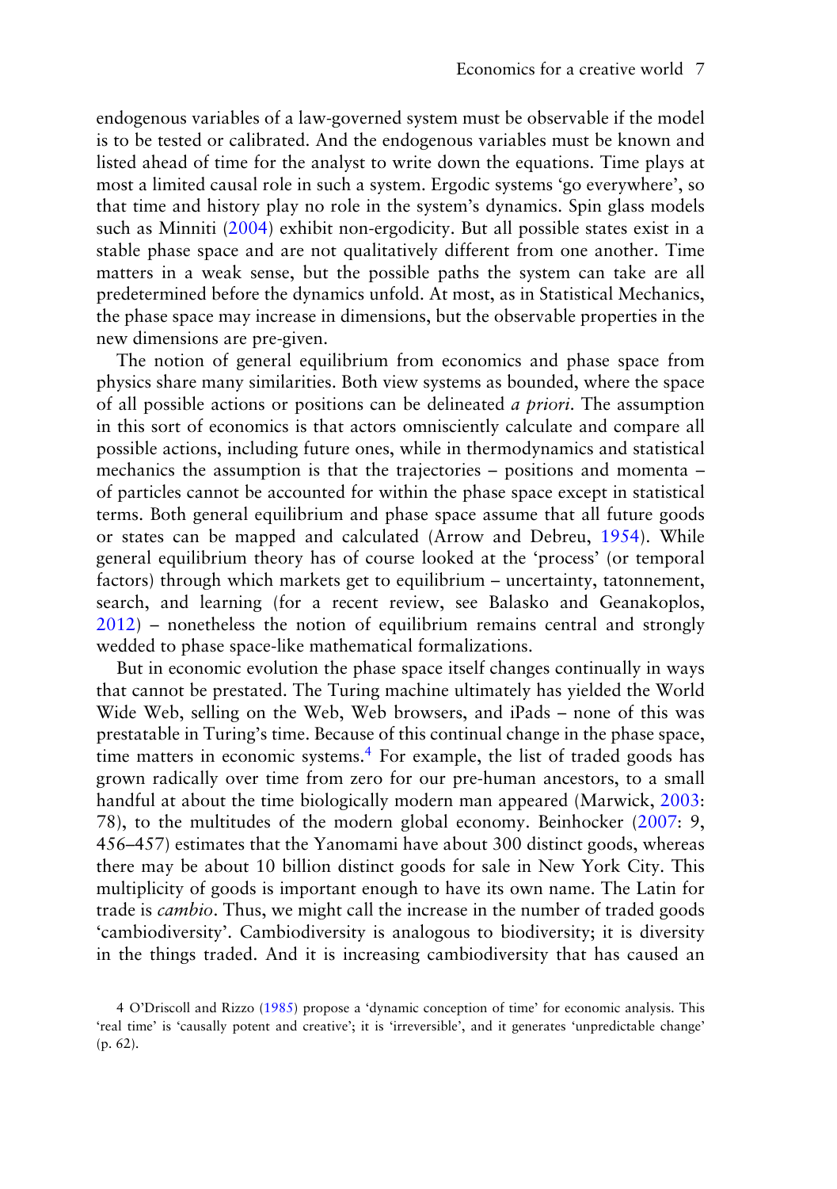endogenous variables of a law-governed system must be observable if the model is to be tested or calibrated. And the endogenous variables must be known and listed ahead of time for the analyst to write down the equations. Time plays at most a limited causal role in such a system. Ergodic systems 'go everywhere', so that time and history play no role in the system's dynamics. Spin glass models such as Minniti (2004) exhibit non-ergodicity. But all possible states exist in a stable phase space and are not qualitatively different from one another. Time matters in a weak sense, but the possible paths the system can take are all predetermined before the dynamics unfold. At most, as in Statistical Mechanics, the phase space may increase in dimensions, but the observable properties in the new dimensions are pre-given.

The notion of general equilibrium from economics and phase space from physics share many similarities. Both view systems as bounded, where the space of all possible actions or positions can be delineated *a priori*. The assumption in this sort of economics is that actors omnisciently calculate and compare all possible actions, including future ones, while in thermodynamics and statistical mechanics the assumption is that the trajectories – positions and momenta – of particles cannot be accounted for within the phase space except in statistical terms. Both general equilibrium and phase space assume that all future goods or states can be mapped and calculated (Arrow and Debreu, 1954). While general equilibrium theory has of course looked at the 'process' (or temporal factors) through which markets get to equilibrium – uncertainty, tatonnement, search, and learning (for a recent review, see Balasko and Geanakoplos, 2012) – nonetheless the notion of equilibrium remains central and strongly wedded to phase space-like mathematical formalizations.

But in economic evolution the phase space itself changes continually in ways that cannot be prestated. The Turing machine ultimately has yielded the World Wide Web, selling on the Web, Web browsers, and iPads – none of this was prestatable in Turing's time. Because of this continual change in the phase space, time matters in economic systems.[4] For example, the list of traded goods has grown radically over time from zero for our pre-human ancestors, to a small handful at about the time biologically modern man appeared (Marwick, 2003: 78), to the multitudes of the modern global economy. Beinhocker (2007: 9, 456–457) estimates that the Yanomami have about 300 distinct goods, whereas there may be about 10 billion distinct goods for sale in New York City. This multiplicity of goods is important enough to have its own name. The Latin for trade is *cambio*. Thus, we might call the increase in the number of traded goods 'cambiodiversity'. Cambiodiversity is analogous to biodiversity; it is diversity in the things traded. And it is increasing cambiodiversity that has caused an

4 O'Driscoll and Rizzo (1985) propose a 'dynamic conception of time' for economic analysis. This 'real time' is 'causally potent and creative'; it is 'irreversible', and it generates 'unpredictable change' (p. 62).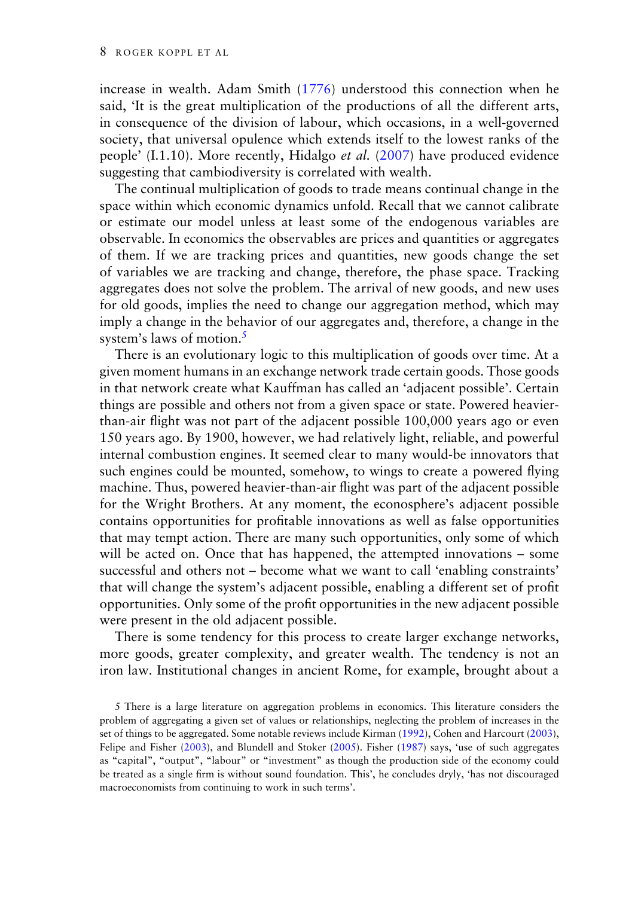increase in wealth. Adam Smith (1776) understood this connection when he said, 'It is the great multiplication of the productions of all the different arts, in consequence of the division of labour, which occasions, in a well-governed society, that universal opulence which extends itself to the lowest ranks of the people' (I.1.10). More recently, Hidalgo *et al.* (2007) have produced evidence suggesting that cambiodiversity is correlated with wealth.

The continual multiplication of goods to trade means continual change in the space within which economic dynamics unfold. Recall that we cannot calibrate or estimate our model unless at least some of the endogenous variables are observable. In economics the observables are prices and quantities or aggregates of them. If we are tracking prices and quantities, new goods change the set of variables we are tracking and change, therefore, the phase space. Tracking aggregates does not solve the problem. The arrival of new goods, and new uses for old goods, implies the need to change our aggregation method, which may imply a change in the behavior of our aggregates and, therefore, a change in the system's laws of motion.[5]

There is an evolutionary logic to this multiplication of goods over time. At a given moment humans in an exchange network trade certain goods. Those goods in that network create what Kauffman has called an 'adjacent possible'. Certain things are possible and others not from a given space or state. Powered heavier-than-air flight was not part of the adjacent possible 100,000 years ago or even 150 years ago. By 1900, however, we had relatively light, reliable, and powerful internal combustion engines. It seemed clear to many would-be innovators that such engines could be mounted, somehow, to wings to create a powered flying machine. Thus, powered heavier-than-air flight was part of the adjacent possible for the Wright Brothers. At any moment, the econosphere's adjacent possible contains opportunities for profitable innovations as well as false opportunities that may tempt action. There are many such opportunities, only some of which will be acted on. Once that has happened, the attempted innovations – some successful and others not – become what we want to call 'enabling constraints' that will change the system's adjacent possible, enabling a different set of profit opportunities. Only some of the profit opportunities in the new adjacent possible were present in the old adjacent possible.

There is some tendency for this process to create larger exchange networks, more goods, greater complexity, and greater wealth. The tendency is not an iron law. Institutional changes in ancient Rome, for example, brought about a

5 There is a large literature on aggregation problems in economics. This literature considers the problem of aggregating a given set of values or relationships, neglecting the problem of increases in the set of things to be aggregated. Some notable reviews include Kirman (1992), Cohen and Harcourt (2003), Felipe and Fisher (2003), and Blundell and Stoker (2005). Fisher (1987) says, 'use of such aggregates as "capital", "output", "labour" or "investment" as though the production side of the economy could be treated as a single firm is without sound foundation. This', he concludes dryly, 'has not discouraged macroeconomists from continuing to work in such terms'.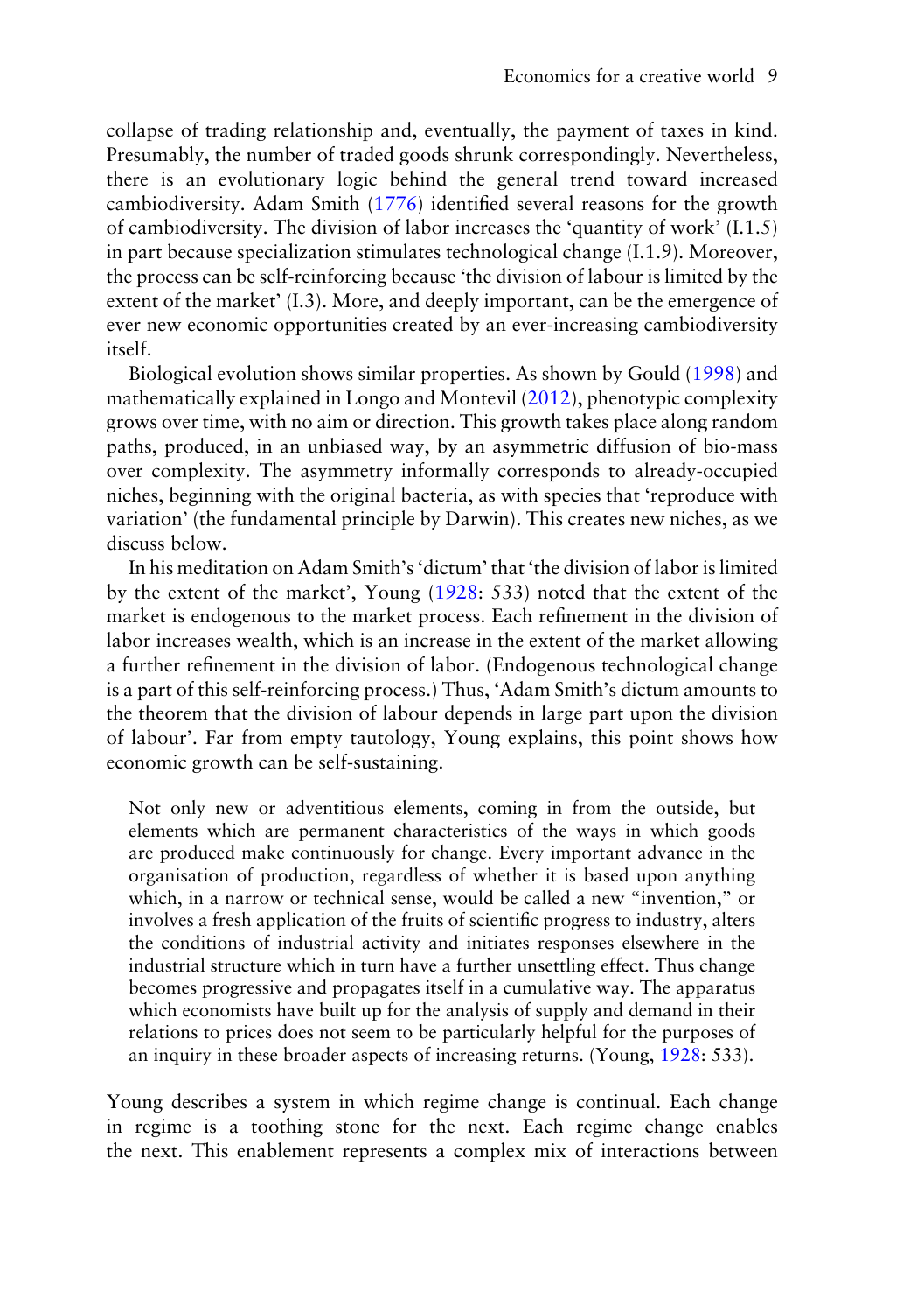collapse of trading relationship and, eventually, the payment of taxes in kind. Presumably, the number of traded goods shrunk correspondingly. Nevertheless, there is an evolutionary logic behind the general trend toward increased cambiodiversity. Adam Smith (1776) identified several reasons for the growth of cambiodiversity. The division of labor increases the 'quantity of work' (I.1.5) in part because specialization stimulates technological change (I.1.9). Moreover, the process can be self-reinforcing because 'the division of labour is limited by the extent of the market' (I.3). More, and deeply important, can be the emergence of ever new economic opportunities created by an ever-increasing cambiodiversity itself.

Biological evolution shows similar properties. As shown by Gould (1998) and mathematically explained in Longo and Montevil (2012), phenotypic complexity grows over time, with no aim or direction. This growth takes place along random paths, produced, in an unbiased way, by an asymmetric diffusion of bio-mass over complexity. The asymmetry informally corresponds to already-occupied niches, beginning with the original bacteria, as with species that 'reproduce with variation' (the fundamental principle by Darwin). This creates new niches, as we discuss below.

In his meditation on Adam Smith's 'dictum' that 'the division of labor is limited by the extent of the market', Young (1928: 533) noted that the extent of the market is endogenous to the market process. Each refinement in the division of labor increases wealth, which is an increase in the extent of the market allowing a further refinement in the division of labor. (Endogenous technological change is a part of this self-reinforcing process.) Thus, 'Adam Smith's dictum amounts to the theorem that the division of labour depends in large part upon the division of labour'. Far from empty tautology, Young explains, this point shows how economic growth can be self-sustaining.

> Not only new or adventitious elements, coming in from the outside, but elements which are permanent characteristics of the ways in which goods are produced make continuously for change. Every important advance in the organisation of production, regardless of whether it is based upon anything which, in a narrow or technical sense, would be called a new "invention," or involves a fresh application of the fruits of scientific progress to industry, alters the conditions of industrial activity and initiates responses elsewhere in the industrial structure which in turn have a further unsettling effect. Thus change becomes progressive and propagates itself in a cumulative way. The apparatus which economists have built up for the analysis of supply and demand in their relations to prices does not seem to be particularly helpful for the purposes of an inquiry in these broader aspects of increasing returns. (Young, 1928: 533).

Young describes a system in which regime change is continual. Each change in regime is a toothing stone for the next. Each regime change enables the next. This enablement represents a complex mix of interactions between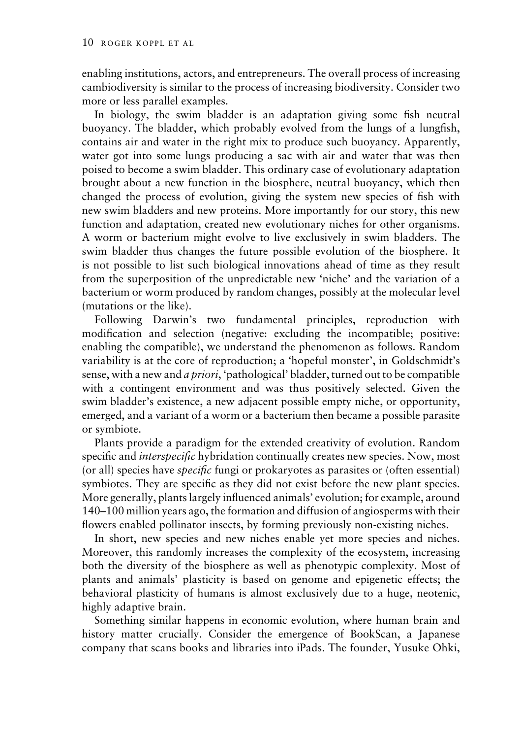enabling institutions, actors, and entrepreneurs. The overall process of increasing cambiodiversity is similar to the process of increasing biodiversity. Consider two more or less parallel examples.

In biology, the swim bladder is an adaptation giving some fish neutral buoyancy. The bladder, which probably evolved from the lungs of a lungfish, contains air and water in the right mix to produce such buoyancy. Apparently, water got into some lungs producing a sac with air and water that was then poised to become a swim bladder. This ordinary case of evolutionary adaptation brought about a new function in the biosphere, neutral buoyancy, which then changed the process of evolution, giving the system new species of fish with new swim bladders and new proteins. More importantly for our story, this new function and adaptation, created new evolutionary niches for other organisms. A worm or bacterium might evolve to live exclusively in swim bladders. The swim bladder thus changes the future possible evolution of the biosphere. It is not possible to list such biological innovations ahead of time as they result from the superposition of the unpredictable new 'niche' and the variation of a bacterium or worm produced by random changes, possibly at the molecular level (mutations or the like).

Following Darwin's two fundamental principles, reproduction with modification and selection (negative: excluding the incompatible; positive: enabling the compatible), we understand the phenomenon as follows. Random variability is at the core of reproduction; a 'hopeful monster', in Goldschmidt's sense, with a new and *a priori*, 'pathological' bladder, turned out to be compatible with a contingent environment and was thus positively selected. Given the swim bladder's existence, a new adjacent possible empty niche, or opportunity, emerged, and a variant of a worm or a bacterium then became a possible parasite or symbiote.

Plants provide a paradigm for the extended creativity of evolution. Random specific and *interspecific* hybridation continually creates new species. Now, most (or all) species have *specific* fungi or prokaryotes as parasites or (often essential) symbiotes. They are specific as they did not exist before the new plant species. More generally, plants largely influenced animals' evolution; for example, around 140–100 million years ago, the formation and diffusion of angiosperms with their flowers enabled pollinator insects, by forming previously non-existing niches.

In short, new species and new niches enable yet more species and niches. Moreover, this randomly increases the complexity of the ecosystem, increasing both the diversity of the biosphere as well as phenotypic complexity. Most of plants and animals' plasticity is based on genome and epigenetic effects; the behavioral plasticity of humans is almost exclusively due to a huge, neotenic, highly adaptive brain.

Something similar happens in economic evolution, where human brain and history matter crucially. Consider the emergence of BookScan, a Japanese company that scans books and libraries into iPads. The founder, Yusuke Ohki,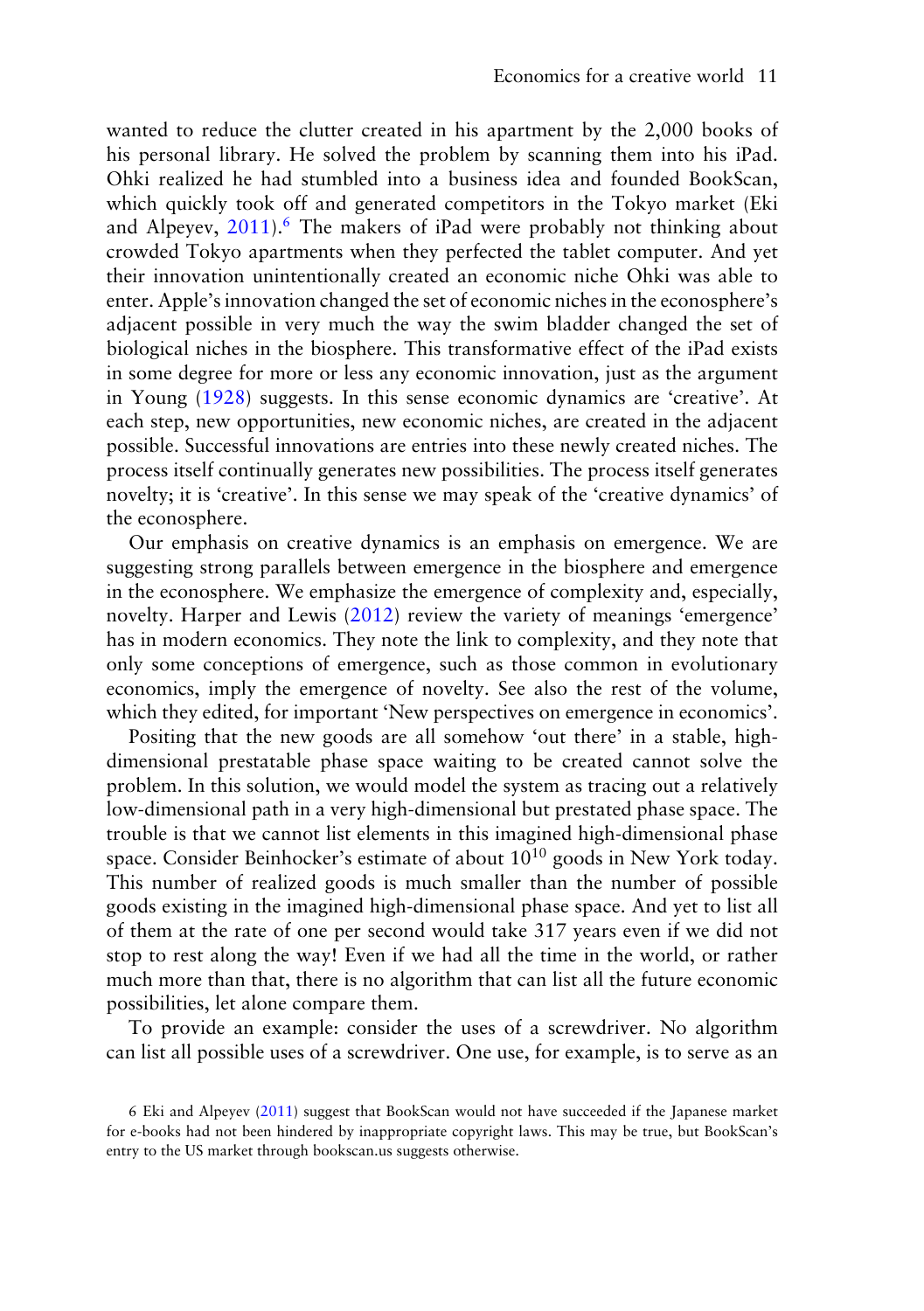wanted to reduce the clutter created in his apartment by the 2,000 books of his personal library. He solved the problem by scanning them into his iPad. Ohki realized he had stumbled into a business idea and founded BookScan, which quickly took off and generated competitors in the Tokyo market (Eki and Alpeyev, 2011).[6] The makers of iPad were probably not thinking about crowded Tokyo apartments when they perfected the tablet computer. And yet their innovation unintentionally created an economic niche Ohki was able to enter. Apple's innovation changed the set of economic niches in the econosphere's adjacent possible in very much the way the swim bladder changed the set of biological niches in the biosphere. This transformative effect of the iPad exists in some degree for more or less any economic innovation, just as the argument in Young (1928) suggests. In this sense economic dynamics are 'creative'. At each step, new opportunities, new economic niches, are created in the adjacent possible. Successful innovations are entries into these newly created niches. The process itself continually generates new possibilities. The process itself generates novelty; it is 'creative'. In this sense we may speak of the 'creative dynamics' of the econosphere.

Our emphasis on creative dynamics is an emphasis on emergence. We are suggesting strong parallels between emergence in the biosphere and emergence in the econosphere. We emphasize the emergence of complexity and, especially, novelty. Harper and Lewis (2012) review the variety of meanings 'emergence' has in modern economics. They note the link to complexity, and they note that only some conceptions of emergence, such as those common in evolutionary economics, imply the emergence of novelty. See also the rest of the volume, which they edited, for important 'New perspectives on emergence in economics'.

Positing that the new goods are all somehow 'out there' in a stable, high-dimensional prestatable phase space waiting to be created cannot solve the problem. In this solution, we would model the system as tracing out a relatively low-dimensional path in a very high-dimensional but prestated phase space. The trouble is that we cannot list elements in this imagined high-dimensional phase space. Consider Beinhocker's estimate of about $10^{10}$ goods in New York today. This number of realized goods is much smaller than the number of possible goods existing in the imagined high-dimensional phase space. And yet to list all of them at the rate of one per second would take 317 years even if we did not stop to rest along the way! Even if we had all the time in the world, or rather much more than that, there is no algorithm that can list all the future economic possibilities, let alone compare them.

To provide an example: consider the uses of a screwdriver. No algorithm can list all possible uses of a screwdriver. One use, for example, is to serve as an

[6] Eki and Alpeyev (2011) suggest that BookScan would not have succeeded if the Japanese market for e-books had not been hindered by inappropriate copyright laws. This may be true, but BookScan's entry to the US market through bookscan.us suggests otherwise.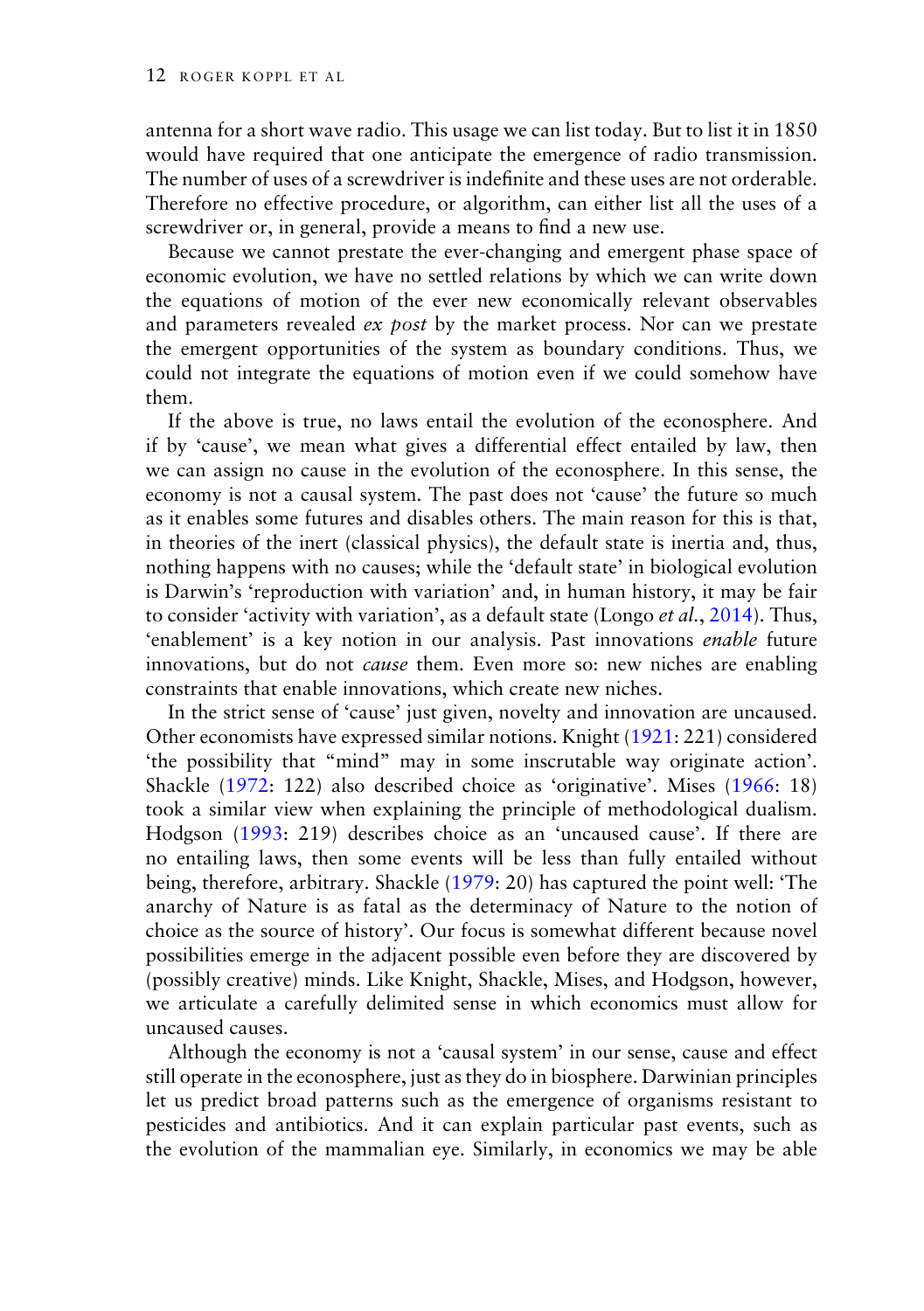antenna for a short wave radio. This usage we can list today. But to list it in 1850 would have required that one anticipate the emergence of radio transmission. The number of uses of a screwdriver is indefinite and these uses are not orderable. Therefore no effective procedure, or algorithm, can either list all the uses of a screwdriver or, in general, provide a means to find a new use.

Because we cannot prestate the ever-changing and emergent phase space of economic evolution, we have no settled relations by which we can write down the equations of motion of the ever new economically relevant observables and parameters revealed *ex post* by the market process. Nor can we prestate the emergent opportunities of the system as boundary conditions. Thus, we could not integrate the equations of motion even if we could somehow have them.

If the above is true, no laws entail the evolution of the econosphere. And if by 'cause', we mean what gives a differential effect entailed by law, then we can assign no cause in the evolution of the econosphere. In this sense, the economy is not a causal system. The past does not 'cause' the future so much as it enables some futures and disables others. The main reason for this is that, in theories of the inert (classical physics), the default state is inertia and, thus, nothing happens with no causes; while the 'default state' in biological evolution is Darwin's 'reproduction with variation' and, in human history, it may be fair to consider 'activity with variation', as a default state (Longo *et al.*, 2014). Thus, 'enablement' is a key notion in our analysis. Past innovations *enable* future innovations, but do not *cause* them. Even more so: new niches are enabling constraints that enable innovations, which create new niches.

In the strict sense of 'cause' just given, novelty and innovation are uncaused. Other economists have expressed similar notions. Knight (1921: 221) considered 'the possibility that "mind" may in some inscrutable way originate action'. Shackle (1972: 122) also described choice as 'originative'. Mises (1966: 18) took a similar view when explaining the principle of methodological dualism. Hodgson (1993: 219) describes choice as an 'uncaused cause'. If there are no entailing laws, then some events will be less than fully entailed without being, therefore, arbitrary. Shackle (1979: 20) has captured the point well: 'The anarchy of Nature is as fatal as the determinacy of Nature to the notion of choice as the source of history'. Our focus is somewhat different because novel possibilities emerge in the adjacent possible even before they are discovered by (possibly creative) minds. Like Knight, Shackle, Mises, and Hodgson, however, we articulate a carefully delimited sense in which economics must allow for uncaused causes.

Although the economy is not a 'causal system' in our sense, cause and effect still operate in the econosphere, just as they do in biosphere. Darwinian principles let us predict broad patterns such as the emergence of organisms resistant to pesticides and antibiotics. And it can explain particular past events, such as the evolution of the mammalian eye. Similarly, in economics we may be able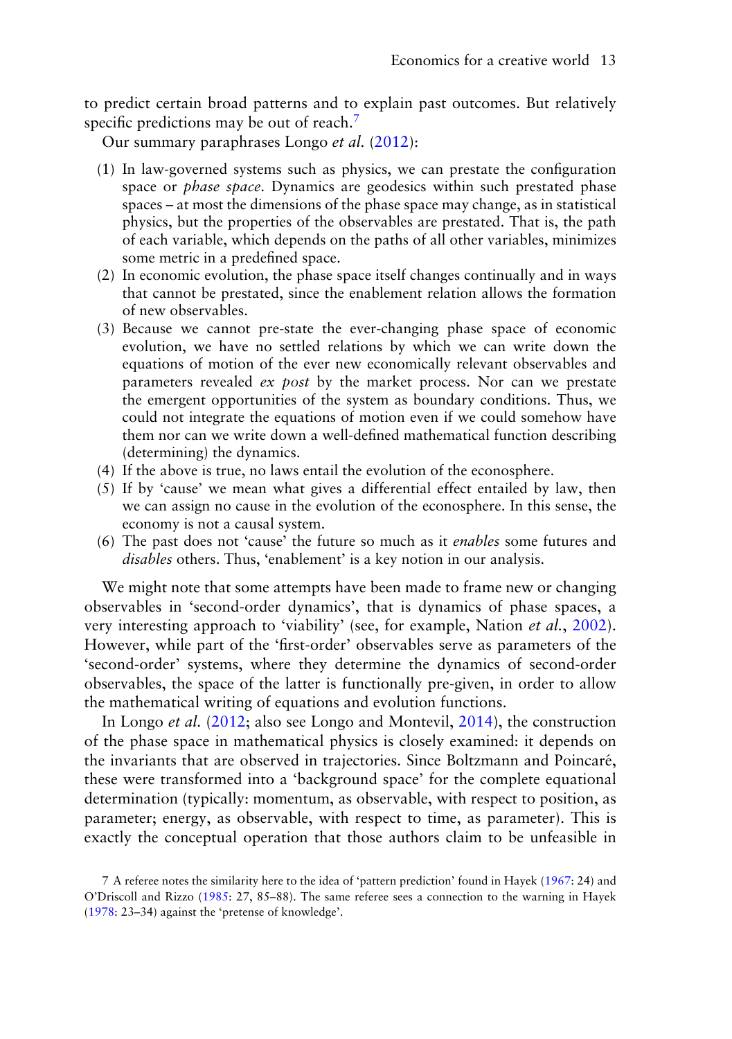to predict certain broad patterns and to explain past outcomes. But relatively specific predictions may be out of reach.[7]

Our summary paraphrases Longo *et al.* (2012):

(1) In law-governed systems such as physics, we can prestate the configuration space or *phase space*. Dynamics are geodesics within such prestated phase spaces – at most the dimensions of the phase space may change, as in statistical physics, but the properties of the observables are prestated. That is, the path of each variable, which depends on the paths of all other variables, minimizes some metric in a predefined space.

(2) In economic evolution, the phase space itself changes continually and in ways that cannot be prestated, since the enablement relation allows the formation of new observables.

(3) Because we cannot pre-state the ever-changing phase space of economic evolution, we have no settled relations by which we can write down the equations of motion of the ever new economically relevant observables and parameters revealed *ex post* by the market process. Nor can we prestate the emergent opportunities of the system as boundary conditions. Thus, we could not integrate the equations of motion even if we could somehow have them nor can we write down a well-defined mathematical function describing (determining) the dynamics.

(4) If the above is true, no laws entail the evolution of the econosphere.

(5) If by 'cause' we mean what gives a differential effect entailed by law, then we can assign no cause in the evolution of the econosphere. In this sense, the economy is not a causal system.

(6) The past does not 'cause' the future so much as it *enables* some futures and *disables* others. Thus, 'enablement' is a key notion in our analysis.

We might note that some attempts have been made to frame new or changing observables in 'second-order dynamics', that is dynamics of phase spaces, a very interesting approach to 'viability' (see, for example, Nation *et al.*, 2002). However, while part of the 'first-order' observables serve as parameters of the 'second-order' systems, where they determine the dynamics of second-order observables, the space of the latter is functionally pre-given, in order to allow the mathematical writing of equations and evolution functions.

In Longo *et al.* (2012; also see Longo and Montevil, 2014), the construction of the phase space in mathematical physics is closely examined: it depends on the invariants that are observed in trajectories. Since Boltzmann and Poincaré, these were transformed into a 'background space' for the complete equational determination (typically: momentum, as observable, with respect to position, as parameter; energy, as observable, with respect to time, as parameter). This is exactly the conceptual operation that those authors claim to be unfeasible in

7 A referee notes the similarity here to the idea of 'pattern prediction' found in Hayek (1967: 24) and O'Driscoll and Rizzo (1985: 27, 85–88). The same referee sees a connection to the warning in Hayek (1978: 23–34) against the 'pretense of knowledge'.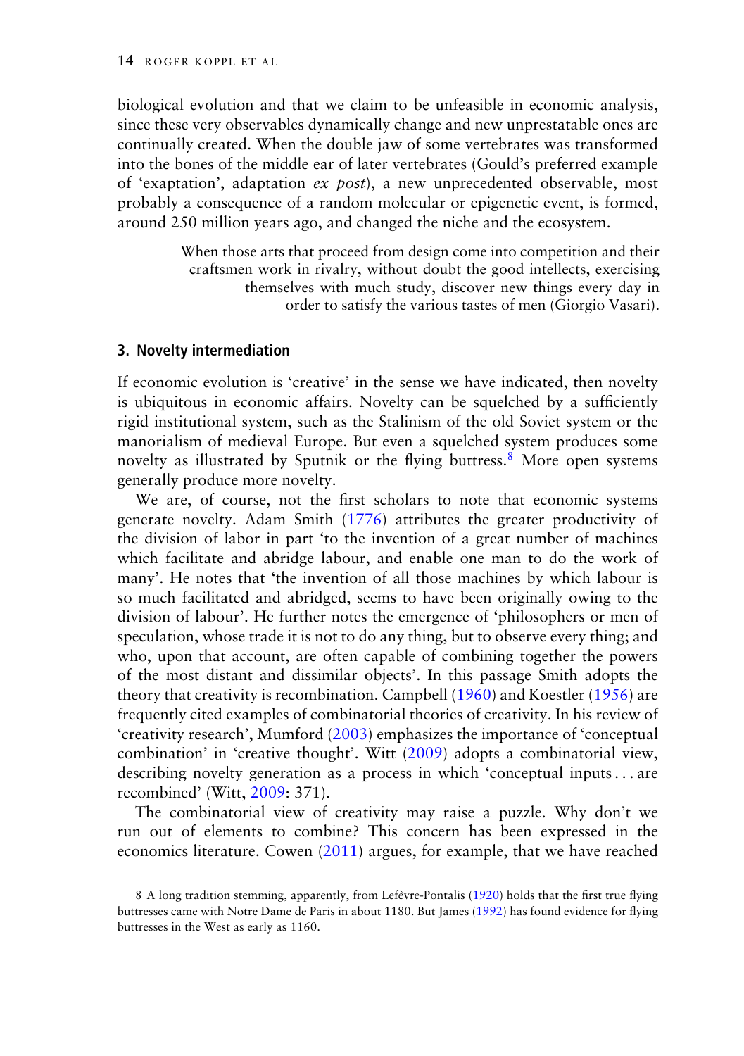biological evolution and that we claim to be unfeasible in economic analysis, since these very observables dynamically change and new unprestatable ones are continually created. When the double jaw of some vertebrates was transformed into the bones of the middle ear of later vertebrates (Gould's preferred example of 'exaptation', adaptation *ex post*), a new unprecedented observable, most probably a consequence of a random molecular or epigenetic event, is formed, around 250 million years ago, and changed the niche and the ecosystem.

> When those arts that proceed from design come into competition and their craftsmen work in rivalry, without doubt the good intellects, exercising themselves with much study, discover new things every day in order to satisfy the various tastes of men (Giorgio Vasari).

## 3. Novelty intermediation

If economic evolution is 'creative' in the sense we have indicated, then novelty is ubiquitous in economic affairs. Novelty can be squelched by a sufficiently rigid institutional system, such as the Stalinism of the old Soviet system or the manorialism of medieval Europe. But even a squelched system produces some novelty as illustrated by Sputnik or the flying buttress.[8] More open systems generally produce more novelty.

We are, of course, not the first scholars to note that economic systems generate novelty. Adam Smith (1776) attributes the greater productivity of the division of labor in part 'to the invention of a great number of machines which facilitate and abridge labour, and enable one man to do the work of many'. He notes that 'the invention of all those machines by which labour is so much facilitated and abridged, seems to have been originally owing to the division of labour'. He further notes the emergence of 'philosophers or men of speculation, whose trade it is not to do any thing, but to observe every thing; and who, upon that account, are often capable of combining together the powers of the most distant and dissimilar objects'. In this passage Smith adopts the theory that creativity is recombination. Campbell (1960) and Koestler (1956) are frequently cited examples of combinatorial theories of creativity. In his review of 'creativity research', Mumford (2003) emphasizes the importance of 'conceptual combination' in 'creative thought'. Witt (2009) adopts a combinatorial view, describing novelty generation as a process in which 'conceptual inputs . . . are recombined' (Witt, 2009: 371).

The combinatorial view of creativity may raise a puzzle. Why don't we run out of elements to combine? This concern has been expressed in the economics literature. Cowen (2011) argues, for example, that we have reached

8 A long tradition stemming, apparently, from Lefèvre-Pontalis (1920) holds that the first true flying buttresses came with Notre Dame de Paris in about 1180. But James (1992) has found evidence for flying buttresses in the West as early as 1160.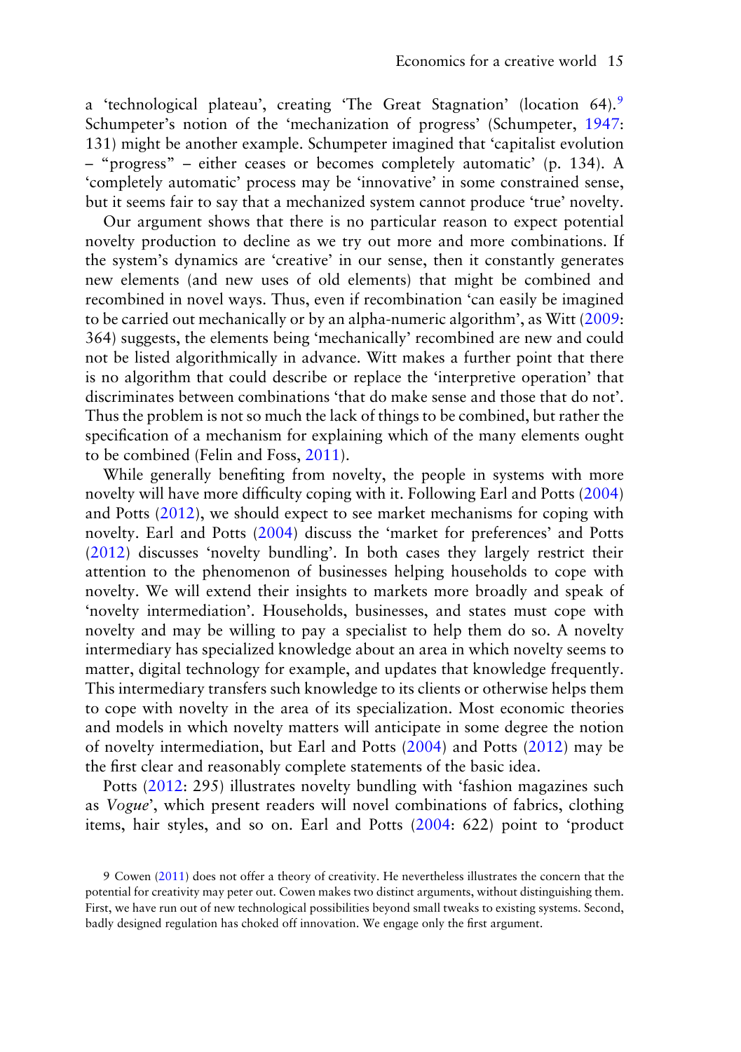a 'technological plateau', creating 'The Great Stagnation' (location 64).[9] Schumpeter's notion of the 'mechanization of progress' (Schumpeter, 1947: 131) might be another example. Schumpeter imagined that 'capitalist evolution – "progress" – either ceases or becomes completely automatic' (p. 134). A 'completely automatic' process may be 'innovative' in some constrained sense, but it seems fair to say that a mechanized system cannot produce 'true' novelty.

Our argument shows that there is no particular reason to expect potential novelty production to decline as we try out more and more combinations. If the system's dynamics are 'creative' in our sense, then it constantly generates new elements (and new uses of old elements) that might be combined and recombined in novel ways. Thus, even if recombination 'can easily be imagined to be carried out mechanically or by an alpha-numeric algorithm', as Witt (2009: 364) suggests, the elements being 'mechanically' recombined are new and could not be listed algorithmically in advance. Witt makes a further point that there is no algorithm that could describe or replace the 'interpretive operation' that discriminates between combinations 'that do make sense and those that do not'. Thus the problem is not so much the lack of things to be combined, but rather the specification of a mechanism for explaining which of the many elements ought to be combined (Felin and Foss, 2011).

While generally benefiting from novelty, the people in systems with more novelty will have more difficulty coping with it. Following Earl and Potts (2004) and Potts (2012), we should expect to see market mechanisms for coping with novelty. Earl and Potts (2004) discuss the 'market for preferences' and Potts (2012) discusses 'novelty bundling'. In both cases they largely restrict their attention to the phenomenon of businesses helping households to cope with novelty. We will extend their insights to markets more broadly and speak of 'novelty intermediation'. Households, businesses, and states must cope with novelty and may be willing to pay a specialist to help them do so. A novelty intermediary has specialized knowledge about an area in which novelty seems to matter, digital technology for example, and updates that knowledge frequently. This intermediary transfers such knowledge to its clients or otherwise helps them to cope with novelty in the area of its specialization. Most economic theories and models in which novelty matters will anticipate in some degree the notion of novelty intermediation, but Earl and Potts (2004) and Potts (2012) may be the first clear and reasonably complete statements of the basic idea.

Potts (2012: 295) illustrates novelty bundling with 'fashion magazines such as *Vogue*', which present readers will novel combinations of fabrics, clothing items, hair styles, and so on. Earl and Potts (2004: 622) point to 'product

9 Cowen (2011) does not offer a theory of creativity. He nevertheless illustrates the concern that the potential for creativity may peter out. Cowen makes two distinct arguments, without distinguishing them. First, we have run out of new technological possibilities beyond small tweaks to existing systems. Second, badly designed regulation has choked off innovation. We engage only the first argument.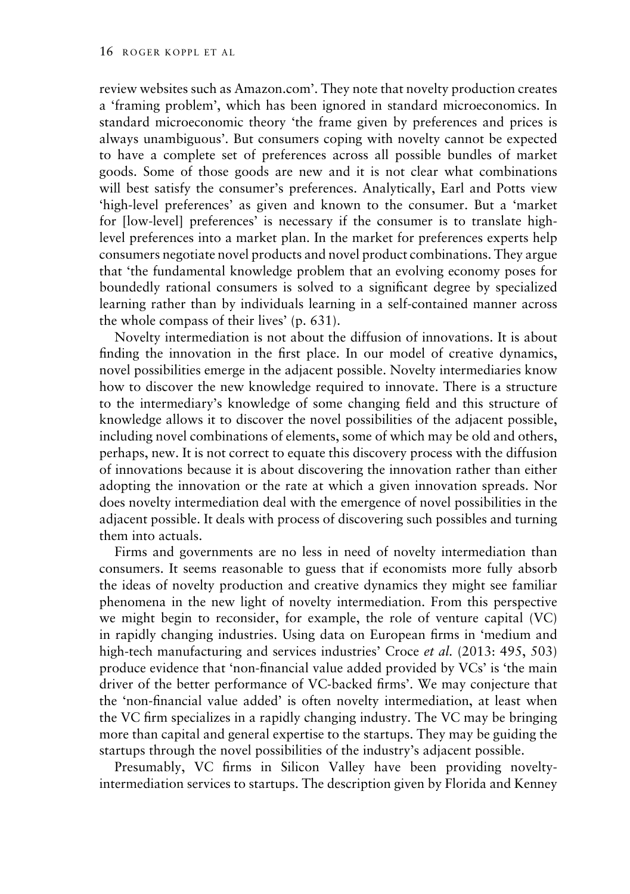review websites such as Amazon.com'. They note that novelty production creates a 'framing problem', which has been ignored in standard microeconomics. In standard microeconomic theory 'the frame given by preferences and prices is always unambiguous'. But consumers coping with novelty cannot be expected to have a complete set of preferences across all possible bundles of market goods. Some of those goods are new and it is not clear what combinations will best satisfy the consumer's preferences. Analytically, Earl and Potts view 'high-level preferences' as given and known to the consumer. But a 'market for [low-level] preferences' is necessary if the consumer is to translate high-level preferences into a market plan. In the market for preferences experts help consumers negotiate novel products and novel product combinations. They argue that 'the fundamental knowledge problem that an evolving economy poses for boundedly rational consumers is solved to a significant degree by specialized learning rather than by individuals learning in a self-contained manner across the whole compass of their lives' (p. 631).

Novelty intermediation is not about the diffusion of innovations. It is about finding the innovation in the first place. In our model of creative dynamics, novel possibilities emerge in the adjacent possible. Novelty intermediaries know how to discover the new knowledge required to innovate. There is a structure to the intermediary's knowledge of some changing field and this structure of knowledge allows it to discover the novel possibilities of the adjacent possible, including novel combinations of elements, some of which may be old and others, perhaps, new. It is not correct to equate this discovery process with the diffusion of innovations because it is about discovering the innovation rather than either adopting the innovation or the rate at which a given innovation spreads. Nor does novelty intermediation deal with the emergence of novel possibilities in the adjacent possible. It deals with process of discovering such possibles and turning them into actuals.

Firms and governments are no less in need of novelty intermediation than consumers. It seems reasonable to guess that if economists more fully absorb the ideas of novelty production and creative dynamics they might see familiar phenomena in the new light of novelty intermediation. From this perspective we might begin to reconsider, for example, the role of venture capital (VC) in rapidly changing industries. Using data on European firms in 'medium and high-tech manufacturing and services industries' Croce *et al.* (2013: 495, 503) produce evidence that 'non-financial value added provided by VCs' is 'the main driver of the better performance of VC-backed firms'. We may conjecture that the 'non-financial value added' is often novelty intermediation, at least when the VC firm specializes in a rapidly changing industry. The VC may be bringing more than capital and general expertise to the startups. They may be guiding the startups through the novel possibilities of the industry's adjacent possible.

Presumably, VC firms in Silicon Valley have been providing novelty-intermediation services to startups. The description given by Florida and Kenney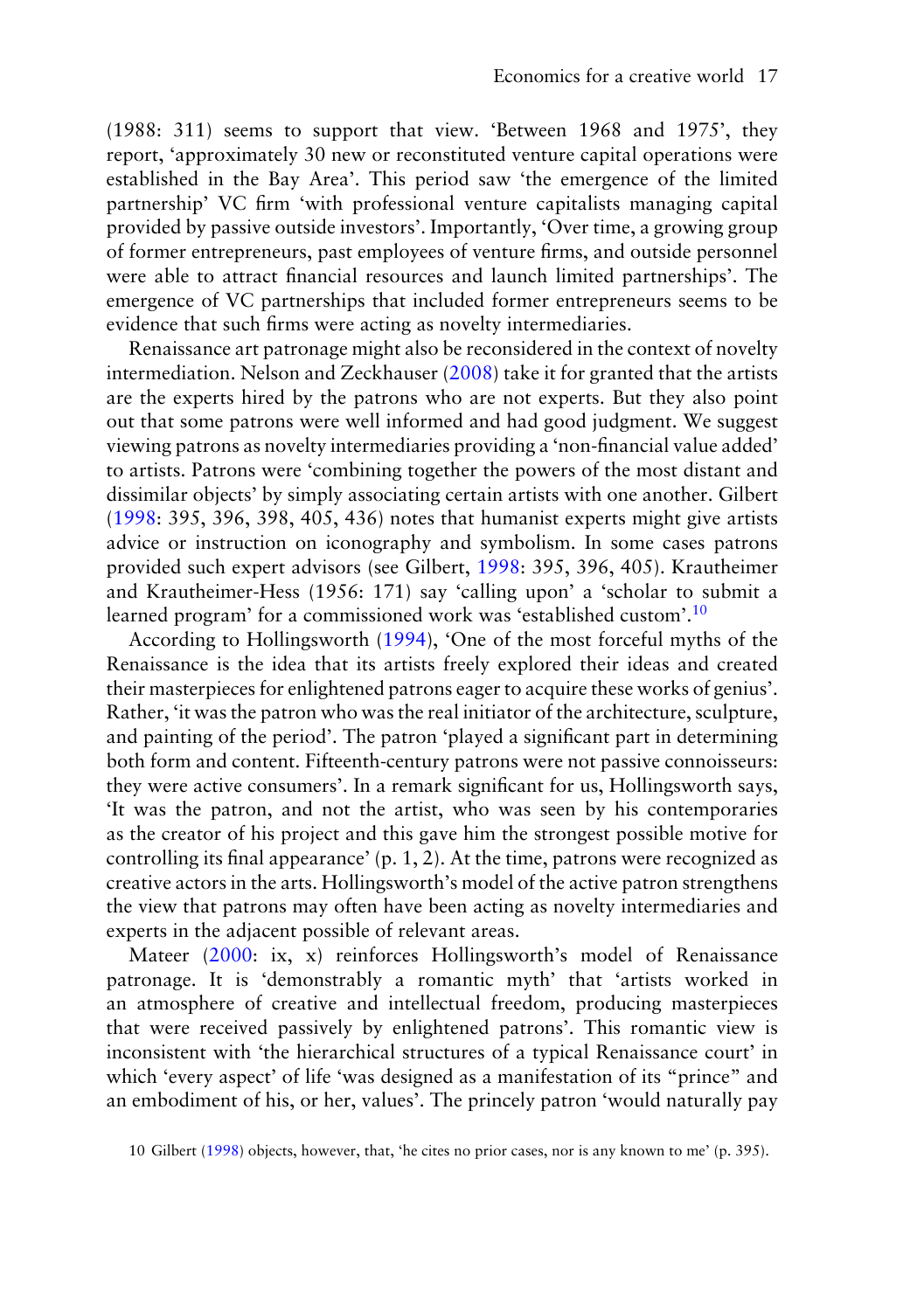(1988: 311) seems to support that view. 'Between 1968 and 1975', they report, 'approximately 30 new or reconstituted venture capital operations were established in the Bay Area'. This period saw 'the emergence of the limited partnership' VC firm 'with professional venture capitalists managing capital provided by passive outside investors'. Importantly, 'Over time, a growing group of former entrepreneurs, past employees of venture firms, and outside personnel were able to attract financial resources and launch limited partnerships'. The emergence of VC partnerships that included former entrepreneurs seems to be evidence that such firms were acting as novelty intermediaries.

Renaissance art patronage might also be reconsidered in the context of novelty intermediation. Nelson and Zeckhauser (2008) take it for granted that the artists are the experts hired by the patrons who are not experts. But they also point out that some patrons were well informed and had good judgment. We suggest viewing patrons as novelty intermediaries providing a 'non-financial value added' to artists. Patrons were 'combining together the powers of the most distant and dissimilar objects' by simply associating certain artists with one another. Gilbert (1998: 395, 396, 398, 405, 436) notes that humanist experts might give artists advice or instruction on iconography and symbolism. In some cases patrons provided such expert advisors (see Gilbert, 1998: 395, 396, 405). Krautheimer and Krautheimer-Hess (1956: 171) say 'calling upon' a 'scholar to submit a learned program' for a commissioned work was 'established custom'.[10]

According to Hollingsworth (1994), 'One of the most forceful myths of the Renaissance is the idea that its artists freely explored their ideas and created their masterpieces for enlightened patrons eager to acquire these works of genius'. Rather, 'it was the patron who was the real initiator of the architecture, sculpture, and painting of the period'. The patron 'played a significant part in determining both form and content. Fifteenth-century patrons were not passive connoisseurs: they were active consumers'. In a remark significant for us, Hollingsworth says, 'It was the patron, and not the artist, who was seen by his contemporaries as the creator of his project and this gave him the strongest possible motive for controlling its final appearance' (p. 1, 2). At the time, patrons were recognized as creative actors in the arts. Hollingsworth's model of the active patron strengthens the view that patrons may often have been acting as novelty intermediaries and experts in the adjacent possible of relevant areas.

Mateer (2000: ix, x) reinforces Hollingsworth's model of Renaissance patronage. It is 'demonstrably a romantic myth' that 'artists worked in an atmosphere of creative and intellectual freedom, producing masterpieces that were received passively by enlightened patrons'. This romantic view is inconsistent with 'the hierarchical structures of a typical Renaissance court' in which 'every aspect' of life 'was designed as a manifestation of its "prince" and an embodiment of his, or her, values'. The princely patron 'would naturally pay

10 Gilbert (1998) objects, however, that, 'he cites no prior cases, nor is any known to me' (p. 395).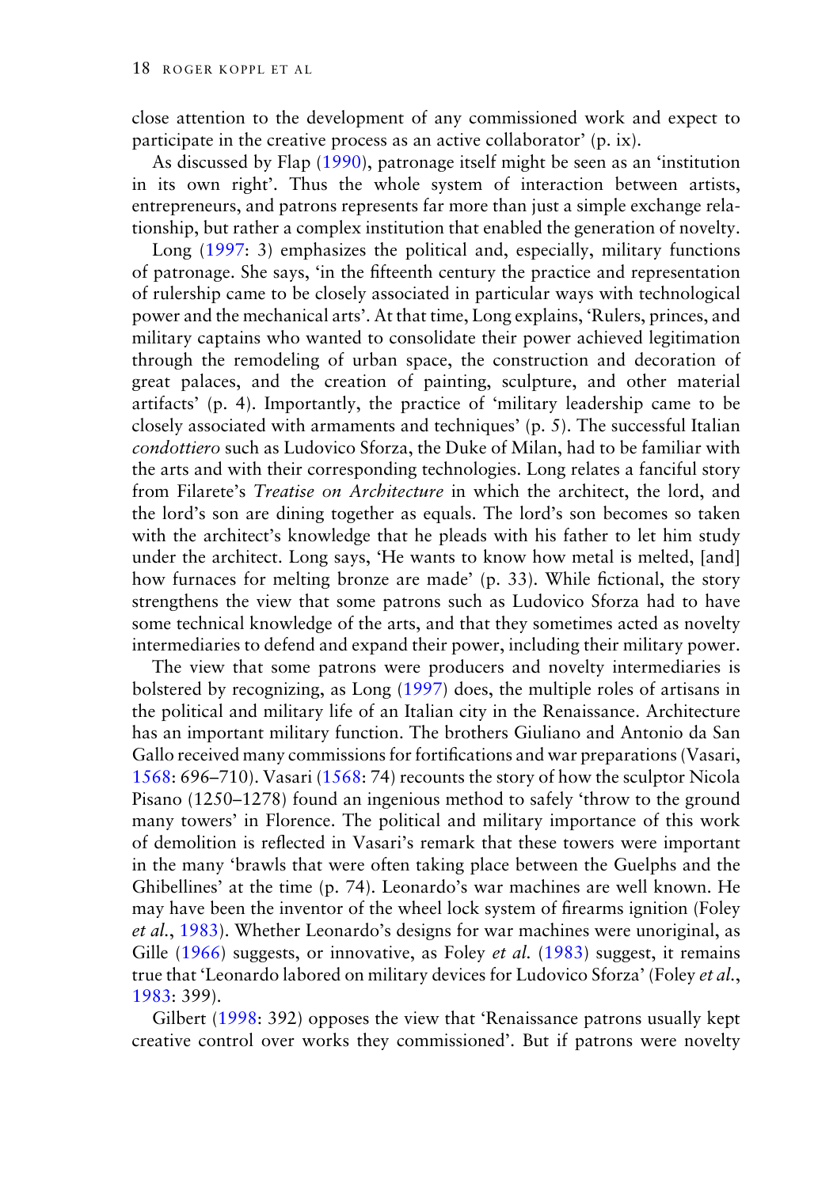close attention to the development of any commissioned work and expect to participate in the creative process as an active collaborator' (p. ix).

As discussed by Flap (1990), patronage itself might be seen as an 'institution in its own right'. Thus the whole system of interaction between artists, entrepreneurs, and patrons represents far more than just a simple exchange relationship, but rather a complex institution that enabled the generation of novelty.

Long (1997: 3) emphasizes the political and, especially, military functions of patronage. She says, 'in the fifteenth century the practice and representation of rulership came to be closely associated in particular ways with technological power and the mechanical arts'. At that time, Long explains, 'Rulers, princes, and military captains who wanted to consolidate their power achieved legitimation through the remodeling of urban space, the construction and decoration of great palaces, and the creation of painting, sculpture, and other material artifacts' (p. 4). Importantly, the practice of 'military leadership came to be closely associated with armaments and techniques' (p. 5). The successful Italian *condottiero* such as Ludovico Sforza, the Duke of Milan, had to be familiar with the arts and with their corresponding technologies. Long relates a fanciful story from Filarete's *Treatise on Architecture* in which the architect, the lord, and the lord's son are dining together as equals. The lord's son becomes so taken with the architect's knowledge that he pleads with his father to let him study under the architect. Long says, 'He wants to know how metal is melted, [and] how furnaces for melting bronze are made' (p. 33). While fictional, the story strengthens the view that some patrons such as Ludovico Sforza had to have some technical knowledge of the arts, and that they sometimes acted as novelty intermediaries to defend and expand their power, including their military power.

The view that some patrons were producers and novelty intermediaries is bolstered by recognizing, as Long (1997) does, the multiple roles of artisans in the political and military life of an Italian city in the Renaissance. Architecture has an important military function. The brothers Giuliano and Antonio da San Gallo received many commissions for fortifications and war preparations (Vasari, 1568: 696–710). Vasari (1568: 74) recounts the story of how the sculptor Nicola Pisano (1250–1278) found an ingenious method to safely 'throw to the ground many towers' in Florence. The political and military importance of this work of demolition is reflected in Vasari's remark that these towers were important in the many 'brawls that were often taking place between the Guelphs and the Ghibellines' at the time (p. 74). Leonardo's war machines are well known. He may have been the inventor of the wheel lock system of firearms ignition (Foley *et al.*, 1983). Whether Leonardo's designs for war machines were unoriginal, as Gille (1966) suggests, or innovative, as Foley *et al.* (1983) suggest, it remains true that 'Leonardo labored on military devices for Ludovico Sforza' (Foley *et al.*, 1983: 399).

Gilbert (1998: 392) opposes the view that 'Renaissance patrons usually kept creative control over works they commissioned'. But if patrons were novelty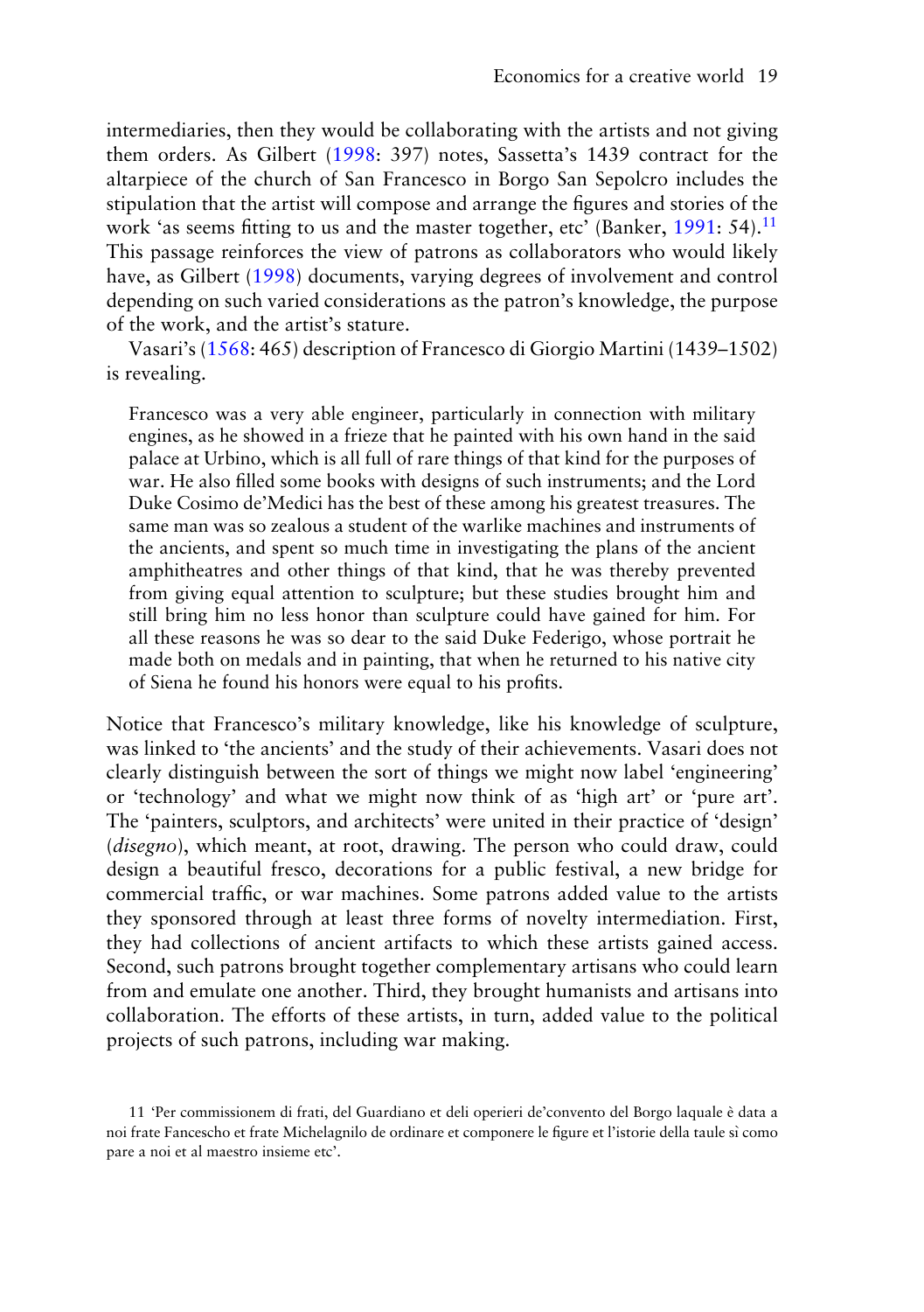intermediaries, then they would be collaborating with the artists and not giving them orders. As Gilbert (1998: 397) notes, Sassetta's 1439 contract for the altarpiece of the church of San Francesco in Borgo San Sepolcro includes the stipulation that the artist will compose and arrange the figures and stories of the work 'as seems fitting to us and the master together, etc' (Banker, 1991: 54).[11] This passage reinforces the view of patrons as collaborators who would likely have, as Gilbert (1998) documents, varying degrees of involvement and control depending on such varied considerations as the patron's knowledge, the purpose of the work, and the artist's stature.

Vasari's (1568: 465) description of Francesco di Giorgio Martini (1439–1502) is revealing.

> Francesco was a very able engineer, particularly in connection with military engines, as he showed in a frieze that he painted with his own hand in the said palace at Urbino, which is all full of rare things of that kind for the purposes of war. He also filled some books with designs of such instruments; and the Lord Duke Cosimo de'Medici has the best of these among his greatest treasures. The same man was so zealous a student of the warlike machines and instruments of the ancients, and spent so much time in investigating the plans of the ancient amphitheatres and other things of that kind, that he was thereby prevented from giving equal attention to sculpture; but these studies brought him and still bring him no less honor than sculpture could have gained for him. For all these reasons he was so dear to the said Duke Federigo, whose portrait he made both on medals and in painting, that when he returned to his native city of Siena he found his honors were equal to his profits.

Notice that Francesco's military knowledge, like his knowledge of sculpture, was linked to 'the ancients' and the study of their achievements. Vasari does not clearly distinguish between the sort of things we might now label 'engineering' or 'technology' and what we might now think of as 'high art' or 'pure art'. The 'painters, sculptors, and architects' were united in their practice of 'design' (*disegno*), which meant, at root, drawing. The person who could draw, could design a beautiful fresco, decorations for a public festival, a new bridge for commercial traffic, or war machines. Some patrons added value to the artists they sponsored through at least three forms of novelty intermediation. First, they had collections of ancient artifacts to which these artists gained access. Second, such patrons brought together complementary artisans who could learn from and emulate one another. Third, they brought humanists and artisans into collaboration. The efforts of these artists, in turn, added value to the political projects of such patrons, including war making.

11 'Per commissionem di frati, del Guardiano et deli operieri de'convento del Borgo laquale è data a noi frate Fancescho et frate Michelagnilo de ordinare et componere le figure et l'istorie della taule sì como pare a noi et al maestro insieme etc'.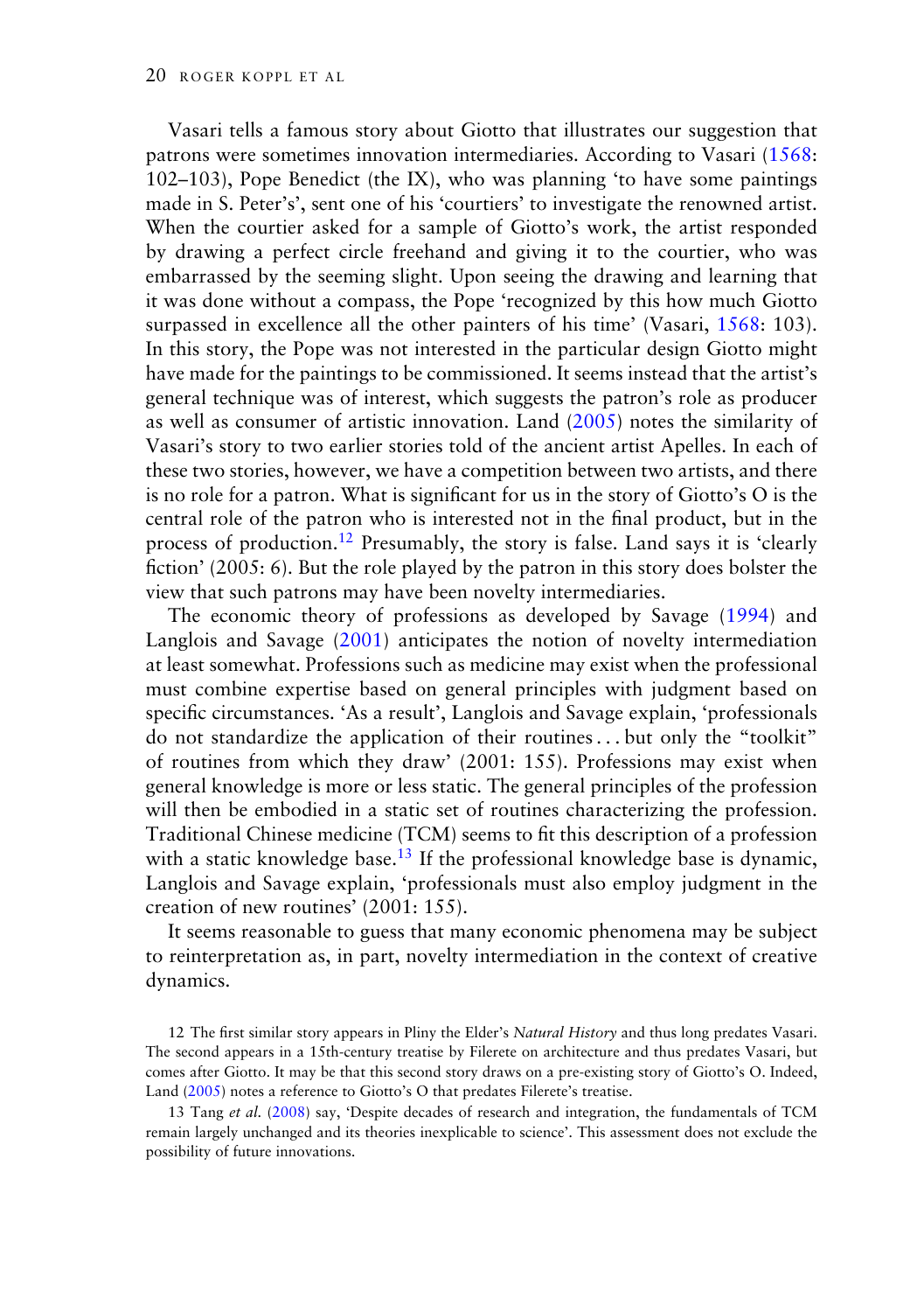Vasari tells a famous story about Giotto that illustrates our suggestion that patrons were sometimes innovation intermediaries. According to Vasari (1568: 102–103), Pope Benedict (the IX), who was planning 'to have some paintings made in S. Peter's', sent one of his 'courtiers' to investigate the renowned artist. When the courtier asked for a sample of Giotto's work, the artist responded by drawing a perfect circle freehand and giving it to the courtier, who was embarrassed by the seeming slight. Upon seeing the drawing and learning that it was done without a compass, the Pope 'recognized by this how much Giotto surpassed in excellence all the other painters of his time' (Vasari, 1568: 103). In this story, the Pope was not interested in the particular design Giotto might have made for the paintings to be commissioned. It seems instead that the artist's general technique was of interest, which suggests the patron's role as producer as well as consumer of artistic innovation. Land (2005) notes the similarity of Vasari's story to two earlier stories told of the ancient artist Apelles. In each of these two stories, however, we have a competition between two artists, and there is no role for a patron. What is significant for us in the story of Giotto's O is the central role of the patron who is interested not in the final product, but in the process of production.[12] Presumably, the story is false. Land says it is 'clearly fiction' (2005: 6). But the role played by the patron in this story does bolster the view that such patrons may have been novelty intermediaries.

The economic theory of professions as developed by Savage (1994) and Langlois and Savage (2001) anticipates the notion of novelty intermediation at least somewhat. Professions such as medicine may exist when the professional must combine expertise based on general principles with judgment based on specific circumstances. 'As a result', Langlois and Savage explain, 'professionals do not standardize the application of their routines . . . but only the "toolkit" of routines from which they draw' (2001: 155). Professions may exist when general knowledge is more or less static. The general principles of the profession will then be embodied in a static set of routines characterizing the profession. Traditional Chinese medicine (TCM) seems to fit this description of a profession with a static knowledge base.[13] If the professional knowledge base is dynamic, Langlois and Savage explain, 'professionals must also employ judgment in the creation of new routines' (2001: 155).

It seems reasonable to guess that many economic phenomena may be subject to reinterpretation as, in part, novelty intermediation in the context of creative dynamics.

12 The first similar story appears in Pliny the Elder's *Natural History* and thus long predates Vasari. The second appears in a 15th-century treatise by Filerete on architecture and thus predates Vasari, but comes after Giotto. It may be that this second story draws on a pre-existing story of Giotto's O. Indeed, Land (2005) notes a reference to Giotto's O that predates Filerete's treatise.

13 Tang *et al.* (2008) say, 'Despite decades of research and integration, the fundamentals of TCM remain largely unchanged and its theories inexplicable to science'. This assessment does not exclude the possibility of future innovations.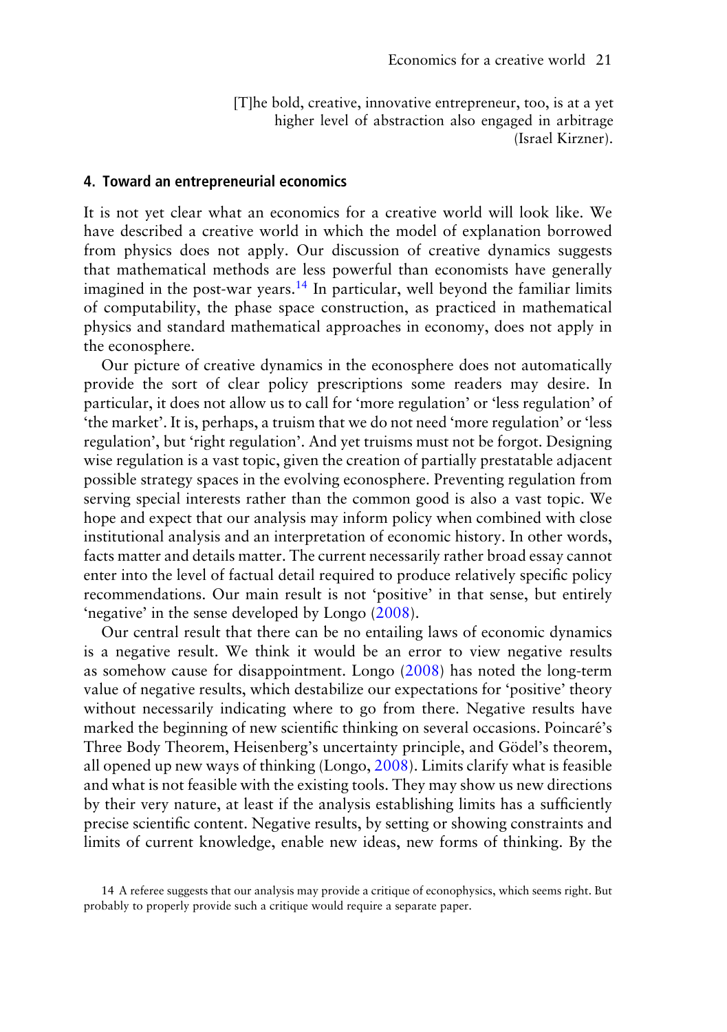[T]he bold, creative, innovative entrepreneur, too, is at a yet higher level of abstraction also engaged in arbitrage (Israel Kirzner).

## 4. Toward an entrepreneurial economics

It is not yet clear what an economics for a creative world will look like. We have described a creative world in which the model of explanation borrowed from physics does not apply. Our discussion of creative dynamics suggests that mathematical methods are less powerful than economists have generally imagined in the post-war years.[14] In particular, well beyond the familiar limits of computability, the phase space construction, as practiced in mathematical physics and standard mathematical approaches in economy, does not apply in the econosphere.

Our picture of creative dynamics in the econosphere does not automatically provide the sort of clear policy prescriptions some readers may desire. In particular, it does not allow us to call for 'more regulation' or 'less regulation' of 'the market'. It is, perhaps, a truism that we do not need 'more regulation' or 'less regulation', but 'right regulation'. And yet truisms must not be forgot. Designing wise regulation is a vast topic, given the creation of partially prestatable adjacent possible strategy spaces in the evolving econosphere. Preventing regulation from serving special interests rather than the common good is also a vast topic. We hope and expect that our analysis may inform policy when combined with close institutional analysis and an interpretation of economic history. In other words, facts matter and details matter. The current necessarily rather broad essay cannot enter into the level of factual detail required to produce relatively specific policy recommendations. Our main result is not 'positive' in that sense, but entirely 'negative' in the sense developed by Longo (2008).

Our central result that there can be no entailing laws of economic dynamics is a negative result. We think it would be an error to view negative results as somehow cause for disappointment. Longo (2008) has noted the long-term value of negative results, which destabilize our expectations for 'positive' theory without necessarily indicating where to go from there. Negative results have marked the beginning of new scientific thinking on several occasions. Poincaré's Three Body Theorem, Heisenberg's uncertainty principle, and Gödel's theorem, all opened up new ways of thinking (Longo, 2008). Limits clarify what is feasible and what is not feasible with the existing tools. They may show us new directions by their very nature, at least if the analysis establishing limits has a sufficiently precise scientific content. Negative results, by setting or showing constraints and limits of current knowledge, enable new ideas, new forms of thinking. By the

14 A referee suggests that our analysis may provide a critique of econophysics, which seems right. But probably to properly provide such a critique would require a separate paper.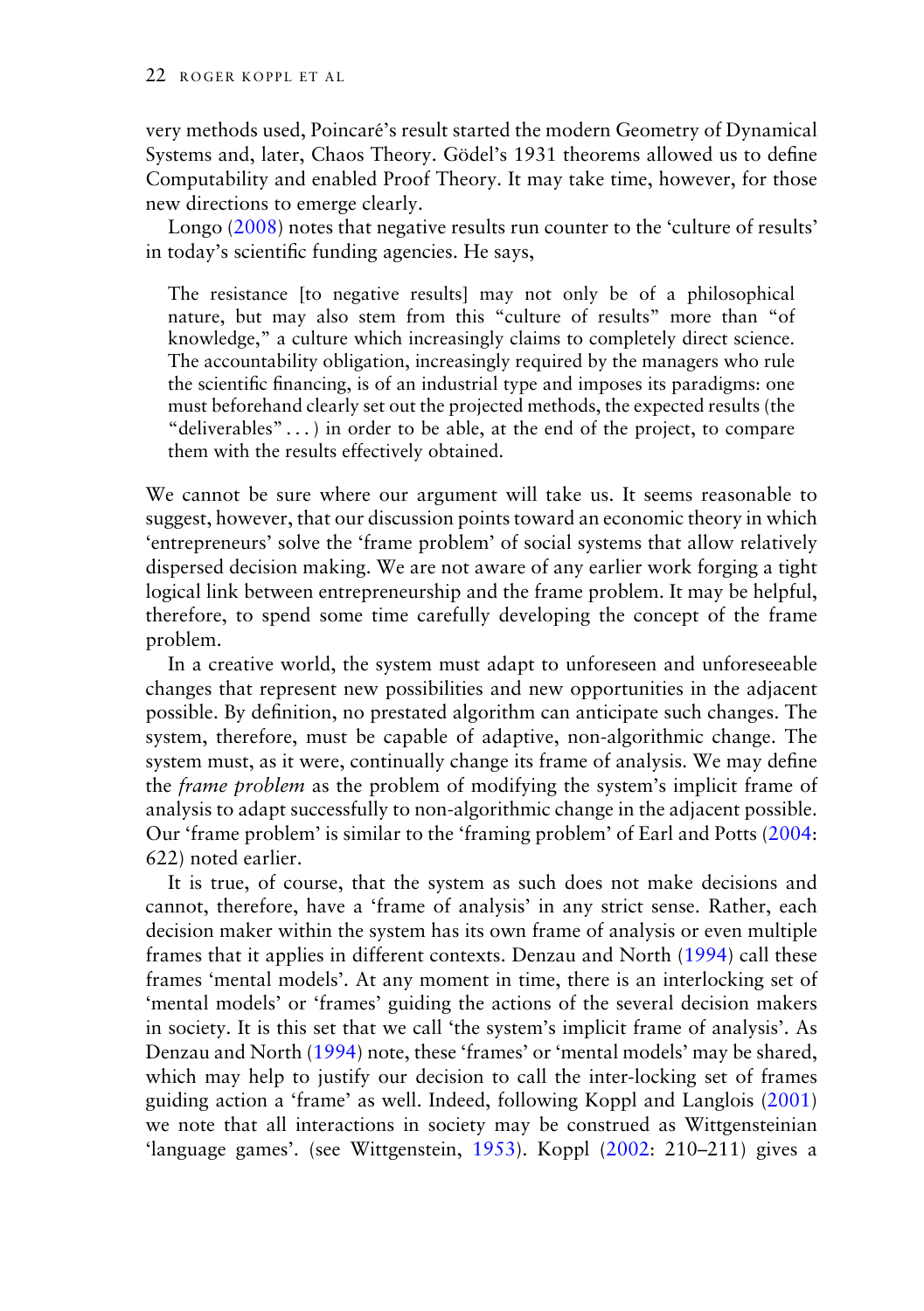very methods used, Poincaré's result started the modern Geometry of Dynamical Systems and, later, Chaos Theory. Gödel's 1931 theorems allowed us to define Computability and enabled Proof Theory. It may take time, however, for those new directions to emerge clearly.

Longo (2008) notes that negative results run counter to the 'culture of results' in today's scientific funding agencies. He says,

> The resistance [to negative results] may not only be of a philosophical nature, but may also stem from this "culture of results" more than "of knowledge," a culture which increasingly claims to completely direct science. The accountability obligation, increasingly required by the managers who rule the scientific financing, is of an industrial type and imposes its paradigms: one must beforehand clearly set out the projected methods, the expected results (the "deliverables" . . . ) in order to be able, at the end of the project, to compare them with the results effectively obtained.

We cannot be sure where our argument will take us. It seems reasonable to suggest, however, that our discussion points toward an economic theory in which 'entrepreneurs' solve the 'frame problem' of social systems that allow relatively dispersed decision making. We are not aware of any earlier work forging a tight logical link between entrepreneurship and the frame problem. It may be helpful, therefore, to spend some time carefully developing the concept of the frame problem.

In a creative world, the system must adapt to unforeseen and unforeseeable changes that represent new possibilities and new opportunities in the adjacent possible. By definition, no prestated algorithm can anticipate such changes. The system, therefore, must be capable of adaptive, non-algorithmic change. The system must, as it were, continually change its frame of analysis. We may define the *frame problem* as the problem of modifying the system's implicit frame of analysis to adapt successfully to non-algorithmic change in the adjacent possible. Our 'frame problem' is similar to the 'framing problem' of Earl and Potts (2004: 622) noted earlier.

It is true, of course, that the system as such does not make decisions and cannot, therefore, have a 'frame of analysis' in any strict sense. Rather, each decision maker within the system has its own frame of analysis or even multiple frames that it applies in different contexts. Denzau and North (1994) call these frames 'mental models'. At any moment in time, there is an interlocking set of 'mental models' or 'frames' guiding the actions of the several decision makers in society. It is this set that we call 'the system's implicit frame of analysis'. As Denzau and North (1994) note, these 'frames' or 'mental models' may be shared, which may help to justify our decision to call the inter-locking set of frames guiding action a 'frame' as well. Indeed, following Koppl and Langlois (2001) we note that all interactions in society may be construed as Wittgensteinian 'language games'. (see Wittgenstein, 1953). Koppl (2002: 210–211) gives a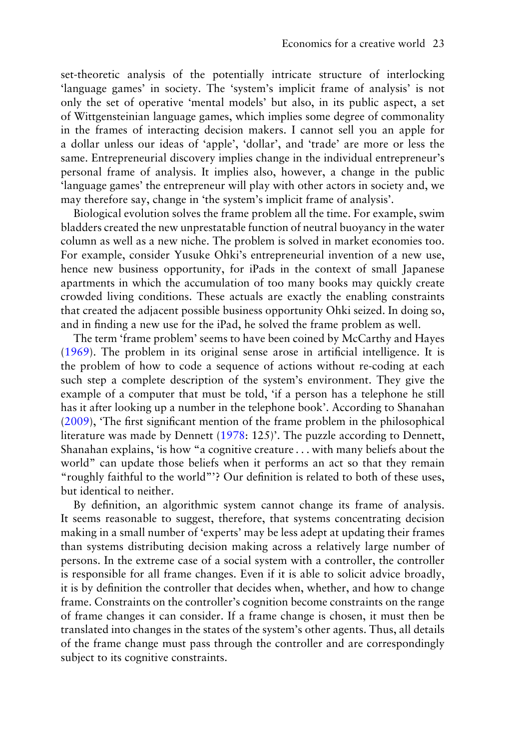set-theoretic analysis of the potentially intricate structure of interlocking 'language games' in society. The 'system's implicit frame of analysis' is not only the set of operative 'mental models' but also, in its public aspect, a set of Wittgensteinian language games, which implies some degree of commonality in the frames of interacting decision makers. I cannot sell you an apple for a dollar unless our ideas of 'apple', 'dollar', and 'trade' are more or less the same. Entrepreneurial discovery implies change in the individual entrepreneur's personal frame of analysis. It implies also, however, a change in the public 'language games' the entrepreneur will play with other actors in society and, we may therefore say, change in 'the system's implicit frame of analysis'.

Biological evolution solves the frame problem all the time. For example, swim bladders created the new unprestatable function of neutral buoyancy in the water column as well as a new niche. The problem is solved in market economies too. For example, consider Yusuke Ohki's entrepreneurial invention of a new use, hence new business opportunity, for iPads in the context of small Japanese apartments in which the accumulation of too many books may quickly create crowded living conditions. These actuals are exactly the enabling constraints that created the adjacent possible business opportunity Ohki seized. In doing so, and in finding a new use for the iPad, he solved the frame problem as well.

The term 'frame problem' seems to have been coined by McCarthy and Hayes (1969). The problem in its original sense arose in artificial intelligence. It is the problem of how to code a sequence of actions without re-coding at each such step a complete description of the system's environment. They give the example of a computer that must be told, 'if a person has a telephone he still has it after looking up a number in the telephone book'. According to Shanahan (2009), 'The first significant mention of the frame problem in the philosophical literature was made by Dennett (1978: 125)'. The puzzle according to Dennett, Shanahan explains, 'is how "a cognitive creature . . . with many beliefs about the world" can update those beliefs when it performs an act so that they remain "roughly faithful to the world"'? Our definition is related to both of these uses, but identical to neither.

By definition, an algorithmic system cannot change its frame of analysis. It seems reasonable to suggest, therefore, that systems concentrating decision making in a small number of 'experts' may be less adept at updating their frames than systems distributing decision making across a relatively large number of persons. In the extreme case of a social system with a controller, the controller is responsible for all frame changes. Even if it is able to solicit advice broadly, it is by definition the controller that decides when, whether, and how to change frame. Constraints on the controller's cognition become constraints on the range of frame changes it can consider. If a frame change is chosen, it must then be translated into changes in the states of the system's other agents. Thus, all details of the frame change must pass through the controller and are correspondingly subject to its cognitive constraints.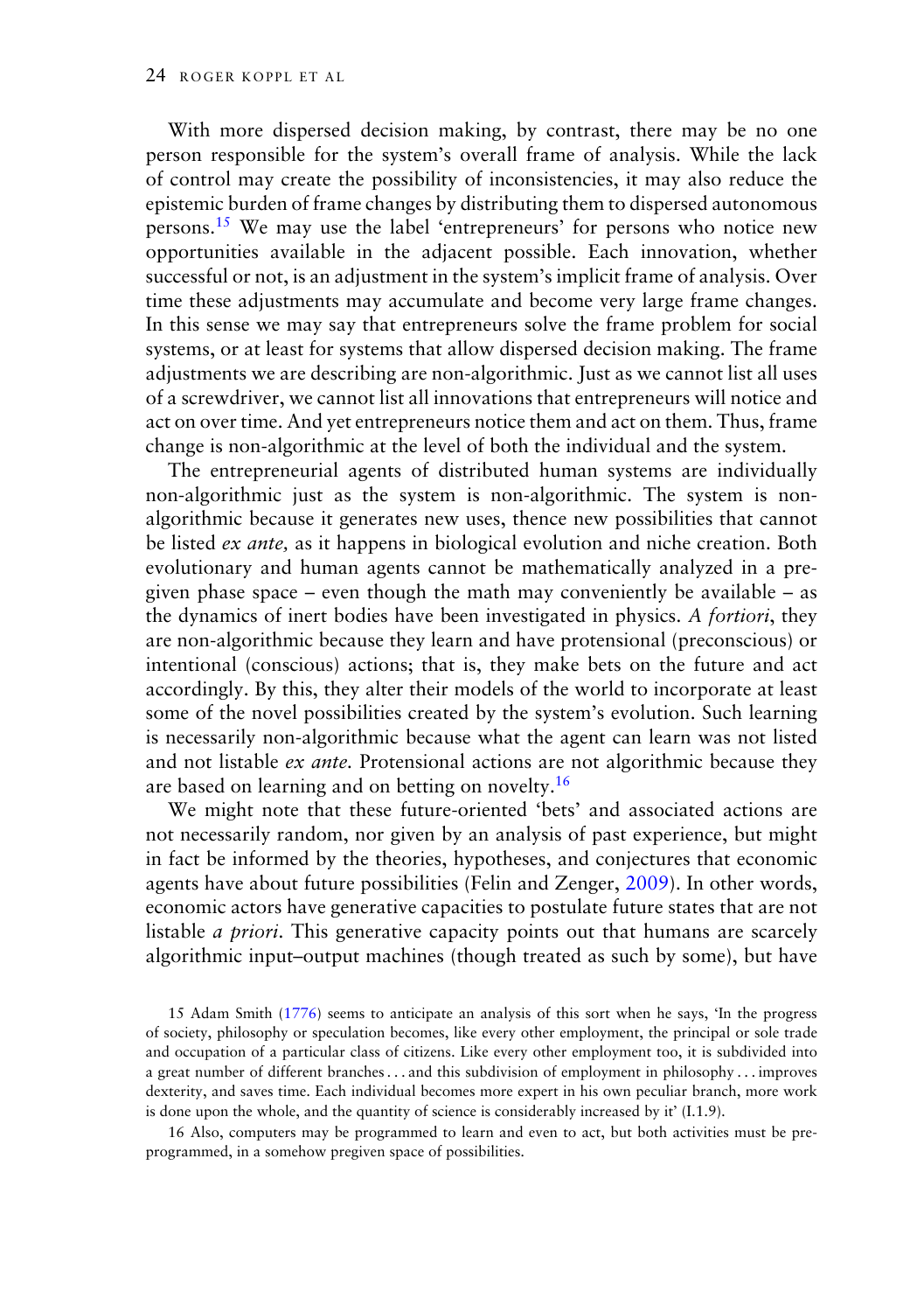With more dispersed decision making, by contrast, there may be no one person responsible for the system's overall frame of analysis. While the lack of control may create the possibility of inconsistencies, it may also reduce the epistemic burden of frame changes by distributing them to dispersed autonomous persons.[15] We may use the label 'entrepreneurs' for persons who notice new opportunities available in the adjacent possible. Each innovation, whether successful or not, is an adjustment in the system's implicit frame of analysis. Over time these adjustments may accumulate and become very large frame changes. In this sense we may say that entrepreneurs solve the frame problem for social systems, or at least for systems that allow dispersed decision making. The frame adjustments we are describing are non-algorithmic. Just as we cannot list all uses of a screwdriver, we cannot list all innovations that entrepreneurs will notice and act on over time. And yet entrepreneurs notice them and act on them. Thus, frame change is non-algorithmic at the level of both the individual and the system.

The entrepreneurial agents of distributed human systems are individually non-algorithmic just as the system is non-algorithmic. The system is non-algorithmic because it generates new uses, thence new possibilities that cannot be listed *ex ante,* as it happens in biological evolution and niche creation. Both evolutionary and human agents cannot be mathematically analyzed in a pre-given phase space – even though the math may conveniently be available – as the dynamics of inert bodies have been investigated in physics. *A fortiori*, they are non-algorithmic because they learn and have protensional (preconscious) or intentional (conscious) actions; that is, they make bets on the future and act accordingly. By this, they alter their models of the world to incorporate at least some of the novel possibilities created by the system's evolution. Such learning is necessarily non-algorithmic because what the agent can learn was not listed and not listable *ex ante.* Protensional actions are not algorithmic because they are based on learning and on betting on novelty.[16]

We might note that these future-oriented 'bets' and associated actions are not necessarily random, nor given by an analysis of past experience, but might in fact be informed by the theories, hypotheses, and conjectures that economic agents have about future possibilities (Felin and Zenger, 2009). In other words, economic actors have generative capacities to postulate future states that are not listable *a priori.* This generative capacity points out that humans are scarcely algorithmic input–output machines (though treated as such by some), but have

15 Adam Smith (1776) seems to anticipate an analysis of this sort when he says, 'In the progress of society, philosophy or speculation becomes, like every other employment, the principal or sole trade and occupation of a particular class of citizens. Like every other employment too, it is subdivided into a great number of different branches . . . and this subdivision of employment in philosophy . . . improves dexterity, and saves time. Each individual becomes more expert in his own peculiar branch, more work is done upon the whole, and the quantity of science is considerably increased by it' (I.1.9).

16 Also, computers may be programmed to learn and even to act, but both activities must be pre-programmed, in a somehow pregiven space of possibilities.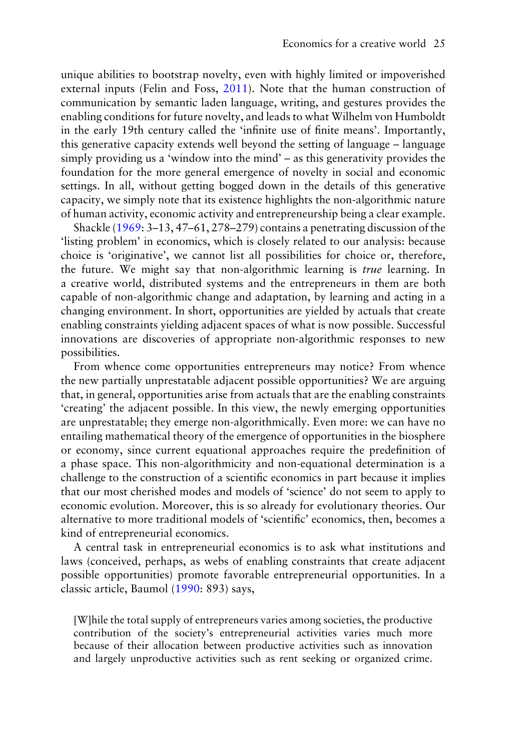unique abilities to bootstrap novelty, even with highly limited or impoverished external inputs (Felin and Foss, 2011). Note that the human construction of communication by semantic laden language, writing, and gestures provides the enabling conditions for future novelty, and leads to what Wilhelm von Humboldt in the early 19th century called the 'infinite use of finite means'. Importantly, this generative capacity extends well beyond the setting of language – language simply providing us a 'window into the mind' – as this generativity provides the foundation for the more general emergence of novelty in social and economic settings. In all, without getting bogged down in the details of this generative capacity, we simply note that its existence highlights the non-algorithmic nature of human activity, economic activity and entrepreneurship being a clear example.

Shackle (1969: 3–13, 47–61, 278–279) contains a penetrating discussion of the 'listing problem' in economics, which is closely related to our analysis: because choice is 'originative', we cannot list all possibilities for choice or, therefore, the future. We might say that non-algorithmic learning is *true* learning. In a creative world, distributed systems and the entrepreneurs in them are both capable of non-algorithmic change and adaptation, by learning and acting in a changing environment. In short, opportunities are yielded by actuals that create enabling constraints yielding adjacent spaces of what is now possible. Successful innovations are discoveries of appropriate non-algorithmic responses to new possibilities.

From whence come opportunities entrepreneurs may notice? From whence the new partially unprestatable adjacent possible opportunities? We are arguing that, in general, opportunities arise from actuals that are the enabling constraints 'creating' the adjacent possible. In this view, the newly emerging opportunities are unprestatable; they emerge non-algorithmically. Even more: we can have no entailing mathematical theory of the emergence of opportunities in the biosphere or economy, since current equational approaches require the predefinition of a phase space. This non-algorithmicity and non-equational determination is a challenge to the construction of a scientific economics in part because it implies that our most cherished modes and models of 'science' do not seem to apply to economic evolution. Moreover, this is so already for evolutionary theories. Our alternative to more traditional models of 'scientific' economics, then, becomes a kind of entrepreneurial economics.

A central task in entrepreneurial economics is to ask what institutions and laws (conceived, perhaps, as webs of enabling constraints that create adjacent possible opportunities) promote favorable entrepreneurial opportunities. In a classic article, Baumol (1990: 893) says,

> [W]hile the total supply of entrepreneurs varies among societies, the productive contribution of the society's entrepreneurial activities varies much more because of their allocation between productive activities such as innovation and largely unproductive activities such as rent seeking or organized crime.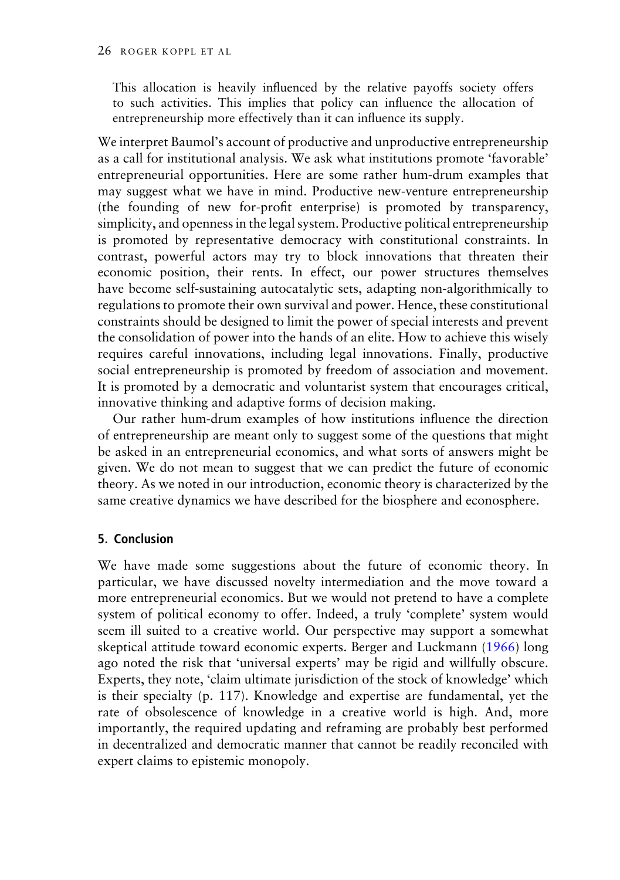> This allocation is heavily influenced by the relative payoffs society offers to such activities. This implies that policy can influence the allocation of entrepreneurship more effectively than it can influence its supply.

We interpret Baumol's account of productive and unproductive entrepreneurship as a call for institutional analysis. We ask what institutions promote 'favorable' entrepreneurial opportunities. Here are some rather hum-drum examples that may suggest what we have in mind. Productive new-venture entrepreneurship (the founding of new for-profit enterprise) is promoted by transparency, simplicity, and openness in the legal system. Productive political entrepreneurship is promoted by representative democracy with constitutional constraints. In contrast, powerful actors may try to block innovations that threaten their economic position, their rents. In effect, our power structures themselves have become self-sustaining autocatalytic sets, adapting non-algorithmically to regulations to promote their own survival and power. Hence, these constitutional constraints should be designed to limit the power of special interests and prevent the consolidation of power into the hands of an elite. How to achieve this wisely requires careful innovations, including legal innovations. Finally, productive social entrepreneurship is promoted by freedom of association and movement. It is promoted by a democratic and voluntarist system that encourages critical, innovative thinking and adaptive forms of decision making.

Our rather hum-drum examples of how institutions influence the direction of entrepreneurship are meant only to suggest some of the questions that might be asked in an entrepreneurial economics, and what sorts of answers might be given. We do not mean to suggest that we can predict the future of economic theory. As we noted in our introduction, economic theory is characterized by the same creative dynamics we have described for the biosphere and econosphere.

## 5. Conclusion

We have made some suggestions about the future of economic theory. In particular, we have discussed novelty intermediation and the move toward a more entrepreneurial economics. But we would not pretend to have a complete system of political economy to offer. Indeed, a truly 'complete' system would seem ill suited to a creative world. Our perspective may support a somewhat skeptical attitude toward economic experts. Berger and Luckmann (1966) long ago noted the risk that 'universal experts' may be rigid and willfully obscure. Experts, they note, 'claim ultimate jurisdiction of the stock of knowledge' which is their specialty (p. 117). Knowledge and expertise are fundamental, yet the rate of obsolescence of knowledge in a creative world is high. And, more importantly, the required updating and reframing are probably best performed in decentralized and democratic manner that cannot be readily reconciled with expert claims to epistemic monopoly.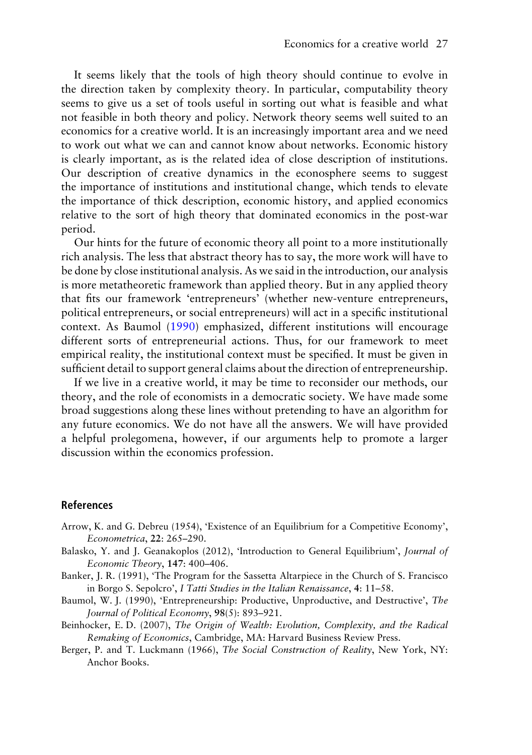It seems likely that the tools of high theory should continue to evolve in the direction taken by complexity theory. In particular, computability theory seems to give us a set of tools useful in sorting out what is feasible and what not feasible in both theory and policy. Network theory seems well suited to an economics for a creative world. It is an increasingly important area and we need to work out what we can and cannot know about networks. Economic history is clearly important, as is the related idea of close description of institutions. Our description of creative dynamics in the econosphere seems to suggest the importance of institutions and institutional change, which tends to elevate the importance of thick description, economic history, and applied economics relative to the sort of high theory that dominated economics in the post-war period.

Our hints for the future of economic theory all point to a more institutionally rich analysis. The less that abstract theory has to say, the more work will have to be done by close institutional analysis. As we said in the introduction, our analysis is more metatheoretic framework than applied theory. But in any applied theory that fits our framework 'entrepreneurs' (whether new-venture entrepreneurs, political entrepreneurs, or social entrepreneurs) will act in a specific institutional context. As Baumol (1990) emphasized, different institutions will encourage different sorts of entrepreneurial actions. Thus, for our framework to meet empirical reality, the institutional context must be specified. It must be given in sufficient detail to support general claims about the direction of entrepreneurship.

If we live in a creative world, it may be time to reconsider our methods, our theory, and the role of economists in a democratic society. We have made some broad suggestions along these lines without pretending to have an algorithm for any future economics. We do not have all the answers. We will have provided a helpful prolegomena, however, if our arguments help to promote a larger discussion within the economics profession.

## References

Arrow, K. and G. Debreu (1954), 'Existence of an Equilibrium for a Competitive Economy', *Econometrica*, **22**: 265–290.

Balasko, Y. and J. Geanakoplos (2012), 'Introduction to General Equilibrium', *Journal of Economic Theory*, **147**: 400–406.

Banker, J. R. (1991), 'The Program for the Sassetta Altarpiece in the Church of S. Francisco in Borgo S. Sepolcro', *I Tatti Studies in the Italian Renaissance*, **4**: 11–58.

Baumol, W. J. (1990), 'Entrepreneurship: Productive, Unproductive, and Destructive', *The Journal of Political Economy*, **98**(5): 893–921.

Beinhocker, E. D. (2007), *The Origin of Wealth: Evolution, Complexity, and the Radical Remaking of Economics*, Cambridge, MA: Harvard Business Review Press.

Berger, P. and T. Luckmann (1966), *The Social Construction of Reality*, New York, NY: Anchor Books.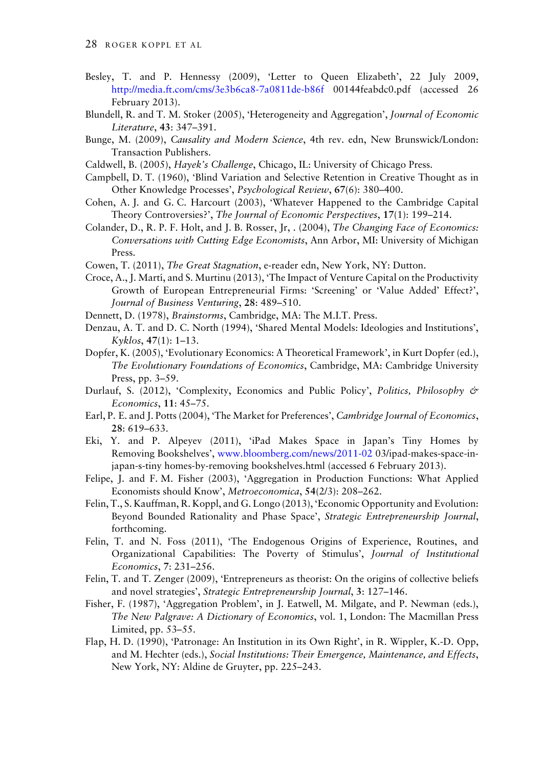Besley, T. and P. Hennessy (2009), 'Letter to Queen Elizabeth', 22 July 2009, http://media.ft.com/cms/3e3b6ca8-7a0811de-b86f 00144feabdc0.pdf (accessed 26 February 2013).

Blundell, R. and T. M. Stoker (2005), 'Heterogeneity and Aggregation', *Journal of Economic Literature*, **43**: 347–391.

Bunge, M. (2009), *Causality and Modern Science*, 4th rev. edn, New Brunswick/London: Transaction Publishers.

Caldwell, B. (2005), *Hayek's Challenge*, Chicago, IL: University of Chicago Press.

Campbell, D. T. (1960), 'Blind Variation and Selective Retention in Creative Thought as in Other Knowledge Processes', *Psychological Review*, **67**(6): 380–400.

Cohen, A. J. and G. C. Harcourt (2003), 'Whatever Happened to the Cambridge Capital Theory Controversies?', *The Journal of Economic Perspectives*, **17**(1): 199–214.

Colander, D., R. P. F. Holt, and J. B. Rosser, Jr, . (2004), *The Changing Face of Economics: Conversations with Cutting Edge Economists*, Ann Arbor, MI: University of Michigan Press.

Cowen, T. (2011), *The Great Stagnation*, e-reader edn, New York, NY: Dutton.

Croce, A., J. Martí, and S. Murtinu (2013), 'The Impact of Venture Capital on the Productivity Growth of European Entrepreneurial Firms: 'Screening' or 'Value Added' Effect?', *Journal of Business Venturing*, **28**: 489–510.

Dennett, D. (1978), *Brainstorms*, Cambridge, MA: The M.I.T. Press.

Denzau, A. T. and D. C. North (1994), 'Shared Mental Models: Ideologies and Institutions', *Kyklos*, **47**(1): 1–13.

Dopfer, K. (2005), 'Evolutionary Economics: A Theoretical Framework', in Kurt Dopfer (ed.), *The Evolutionary Foundations of Economics*, Cambridge, MA: Cambridge University Press, pp. 3–59.

Durlauf, S. (2012), 'Complexity, Economics and Public Policy', *Politics, Philosophy & Economics*, **11**: 45–75.

Earl, P. E. and J. Potts (2004), 'The Market for Preferences', *Cambridge Journal of Economics*, **28**: 619–633.

Eki, Y. and P. Alpeyev (2011), 'iPad Makes Space in Japan's Tiny Homes by Removing Bookshelves', www.bloomberg.com/news/2011-02 03/ipad-makes-space-in-japan-s-tiny homes-by-removing bookshelves.html (accessed 6 February 2013).

Felipe, J. and F. M. Fisher (2003), 'Aggregation in Production Functions: What Applied Economists should Know', *Metroeconomica*, **54**(2/3): 208–262.

Felin, T., S. Kauffman, R. Koppl, and G. Longo (2013), 'Economic Opportunity and Evolution: Beyond Bounded Rationality and Phase Space', *Strategic Entrepreneurship Journal*, forthcoming.

Felin, T. and N. Foss (2011), 'The Endogenous Origins of Experience, Routines, and Organizational Capabilities: The Poverty of Stimulus', *Journal of Institutional Economics*, **7**: 231–256.

Felin, T. and T. Zenger (2009), 'Entrepreneurs as theorist: On the origins of collective beliefs and novel strategies', *Strategic Entrepreneurship Journal*, **3**: 127–146.

Fisher, F. (1987), 'Aggregation Problem', in J. Eatwell, M. Milgate, and P. Newman (eds.), *The New Palgrave: A Dictionary of Economics*, vol. 1, London: The Macmillan Press Limited, pp. 53–55.

Flap, H. D. (1990), 'Patronage: An Institution in its Own Right', in R. Wippler, K.-D. Opp, and M. Hechter (eds.), *Social Institutions: Their Emergence, Maintenance, and Effects*, New York, NY: Aldine de Gruyter, pp. 225–243.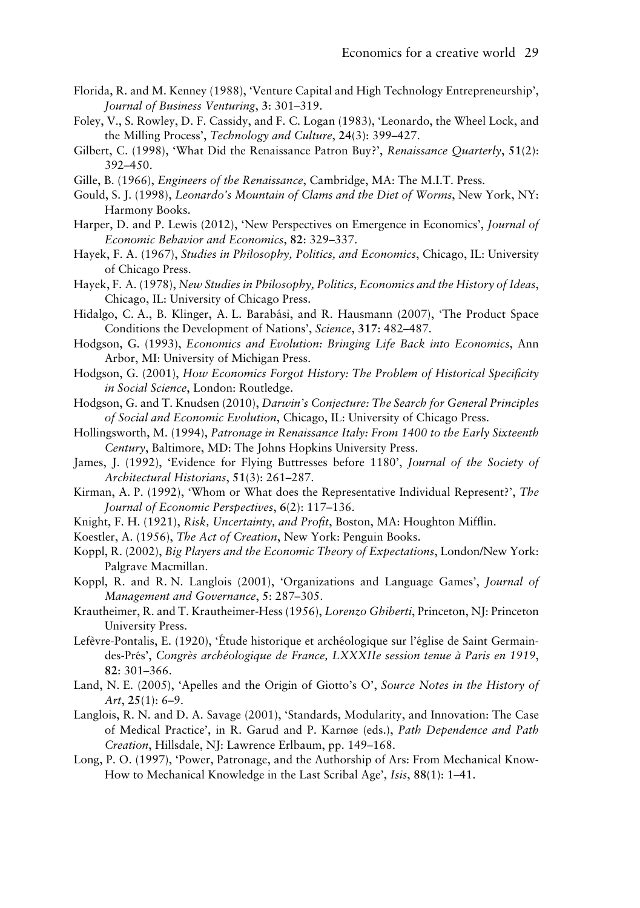Florida, R. and M. Kenney (1988), 'Venture Capital and High Technology Entrepreneurship', *Journal of Business Venturing*, **3**: 301–319.

Foley, V., S. Rowley, D. F. Cassidy, and F. C. Logan (1983), 'Leonardo, the Wheel Lock, and the Milling Process', *Technology and Culture*, **24**(3): 399–427.

Gilbert, C. (1998), 'What Did the Renaissance Patron Buy?', *Renaissance Quarterly*, **51**(2): 392–450.

Gille, B. (1966), *Engineers of the Renaissance*, Cambridge, MA: The M.I.T. Press.

Gould, S. J. (1998), *Leonardo's Mountain of Clams and the Diet of Worms*, New York, NY: Harmony Books.

Harper, D. and P. Lewis (2012), 'New Perspectives on Emergence in Economics', *Journal of Economic Behavior and Economics*, **82**: 329–337.

Hayek, F. A. (1967), *Studies in Philosophy, Politics, and Economics*, Chicago, IL: University of Chicago Press.

Hayek, F. A. (1978), *New Studies in Philosophy, Politics, Economics and the History of Ideas*, Chicago, IL: University of Chicago Press.

Hidalgo, C. A., B. Klinger, A. L. Barabási, and R. Hausmann (2007), 'The Product Space Conditions the Development of Nations', *Science*, **317**: 482–487.

Hodgson, G. (1993), *Economics and Evolution: Bringing Life Back into Economics*, Ann Arbor, MI: University of Michigan Press.

Hodgson, G. (2001), *How Economics Forgot History: The Problem of Historical Specificity in Social Science*, London: Routledge.

Hodgson, G. and T. Knudsen (2010), *Darwin's Conjecture: The Search for General Principles of Social and Economic Evolution*, Chicago, IL: University of Chicago Press.

Hollingsworth, M. (1994), *Patronage in Renaissance Italy: From 1400 to the Early Sixteenth Century*, Baltimore, MD: The Johns Hopkins University Press.

James, J. (1992), 'Evidence for Flying Buttresses before 1180', *Journal of the Society of Architectural Historians*, **51**(3): 261–287.

Kirman, A. P. (1992), 'Whom or What does the Representative Individual Represent?', *The Journal of Economic Perspectives*, **6**(2): 117–136.

Knight, F. H. (1921), *Risk, Uncertainty, and Profit*, Boston, MA: Houghton Mifflin.

Koestler, A. (1956), *The Act of Creation*, New York: Penguin Books.

Koppl, R. (2002), *Big Players and the Economic Theory of Expectations*, London/New York: Palgrave Macmillan.

Koppl, R. and R. N. Langlois (2001), 'Organizations and Language Games', *Journal of Management and Governance*, **5**: 287–305.

Krautheimer, R. and T. Krautheimer-Hess (1956), *Lorenzo Ghiberti*, Princeton, NJ: Princeton University Press.

Lefèvre-Pontalis, E. (1920), 'Étude historique et archéologique sur l'église de Saint Germain-des-Prés', *Congrès archéologique de France, LXXXIIe session tenue à Paris en 1919*, **82**: 301–366.

Land, N. E. (2005), 'Apelles and the Origin of Giotto's O', *Source Notes in the History of Art*, **25**(1): 6–9.

Langlois, R. N. and D. A. Savage (2001), 'Standards, Modularity, and Innovation: The Case of Medical Practice', in R. Garud and P. Karnøe (eds.), *Path Dependence and Path Creation*, Hillsdale, NJ: Lawrence Erlbaum, pp. 149–168.

Long, P. O. (1997), 'Power, Patronage, and the Authorship of Ars: From Mechanical Know-How to Mechanical Knowledge in the Last Scribal Age', *Isis*, **88**(1): 1–41.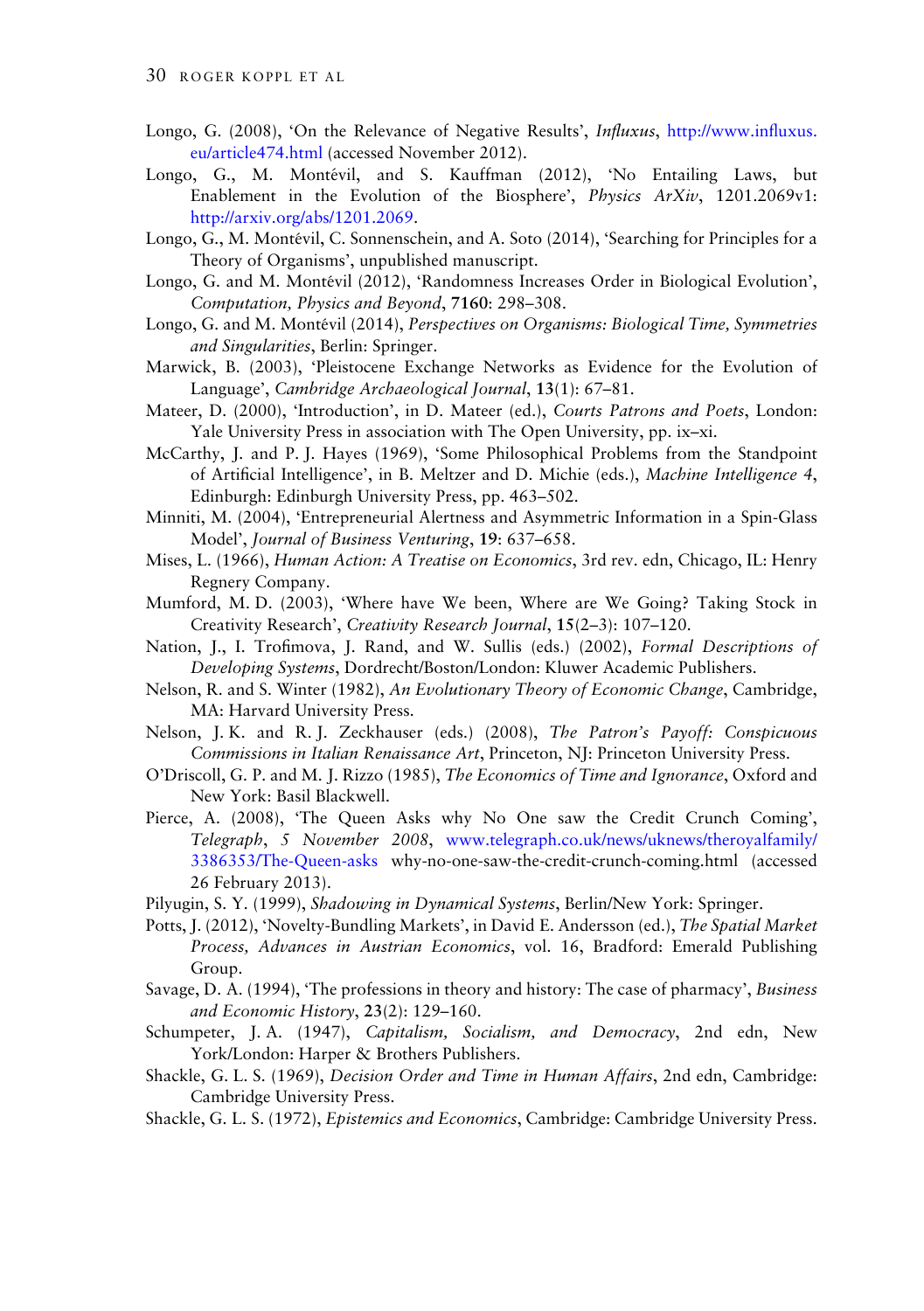Longo, G. (2008), 'On the Relevance of Negative Results', *Influxus*, http://www.influxus.eu/article474.html (accessed November 2012).

Longo, G., M. Montévil, and S. Kauffman (2012), 'No Entailing Laws, but Enablement in the Evolution of the Biosphere', *Physics ArXiv*, 1201.2069v1: http://arxiv.org/abs/1201.2069.

Longo, G., M. Montévil, C. Sonnenschein, and A. Soto (2014), 'Searching for Principles for a Theory of Organisms', unpublished manuscript.

Longo, G. and M. Montévil (2012), 'Randomness Increases Order in Biological Evolution', *Computation, Physics and Beyond*, **7160**: 298–308.

Longo, G. and M. Montévil (2014), *Perspectives on Organisms: Biological Time, Symmetries and Singularities*, Berlin: Springer.

Marwick, B. (2003), 'Pleistocene Exchange Networks as Evidence for the Evolution of Language', *Cambridge Archaeological Journal*, **13**(1): 67–81.

Mateer, D. (2000), 'Introduction', in D. Mateer (ed.), *Courts Patrons and Poets*, London: Yale University Press in association with The Open University, pp. ix–xi.

McCarthy, J. and P. J. Hayes (1969), 'Some Philosophical Problems from the Standpoint of Artificial Intelligence', in B. Meltzer and D. Michie (eds.), *Machine Intelligence 4*, Edinburgh: Edinburgh University Press, pp. 463–502.

Minniti, M. (2004), 'Entrepreneurial Alertness and Asymmetric Information in a Spin-Glass Model', *Journal of Business Venturing*, **19**: 637–658.

Mises, L. (1966), *Human Action: A Treatise on Economics*, 3rd rev. edn, Chicago, IL: Henry Regnery Company.

Mumford, M. D. (2003), 'Where have We been, Where are We Going? Taking Stock in Creativity Research', *Creativity Research Journal*, **15**(2–3): 107–120.

Nation, J., I. Trofimova, J. Rand, and W. Sullis (eds.) (2002), *Formal Descriptions of Developing Systems*, Dordrecht/Boston/London: Kluwer Academic Publishers.

Nelson, R. and S. Winter (1982), *An Evolutionary Theory of Economic Change*, Cambridge, MA: Harvard University Press.

Nelson, J. K. and R. J. Zeckhauser (eds.) (2008), *The Patron's Payoff: Conspicuous Commissions in Italian Renaissance Art*, Princeton, NJ: Princeton University Press.

O'Driscoll, G. P. and M. J. Rizzo (1985), *The Economics of Time and Ignorance*, Oxford and New York: Basil Blackwell.

Pierce, A. (2008), 'The Queen Asks why No One saw the Credit Crunch Coming', *Telegraph, 5 November 2008*, www.telegraph.co.uk/news/uknews/theroyalfamily/3386353/The-Queen-asks why-no-one-saw-the-credit-crunch-coming.html (accessed 26 February 2013).

Pilyugin, S. Y. (1999), *Shadowing in Dynamical Systems*, Berlin/New York: Springer.

Potts, J. (2012), 'Novelty-Bundling Markets', in David E. Andersson (ed.), *The Spatial Market Process, Advances in Austrian Economics*, vol. 16, Bradford: Emerald Publishing Group.

Savage, D. A. (1994), 'The professions in theory and history: The case of pharmacy', *Business and Economic History*, **23**(2): 129–160.

Schumpeter, J. A. (1947), *Capitalism, Socialism, and Democracy*, 2nd edn, New York/London: Harper & Brothers Publishers.

Shackle, G. L. S. (1969), *Decision Order and Time in Human Affairs*, 2nd edn, Cambridge: Cambridge University Press.

Shackle, G. L. S. (1972), *Epistemics and Economics*, Cambridge: Cambridge University Press.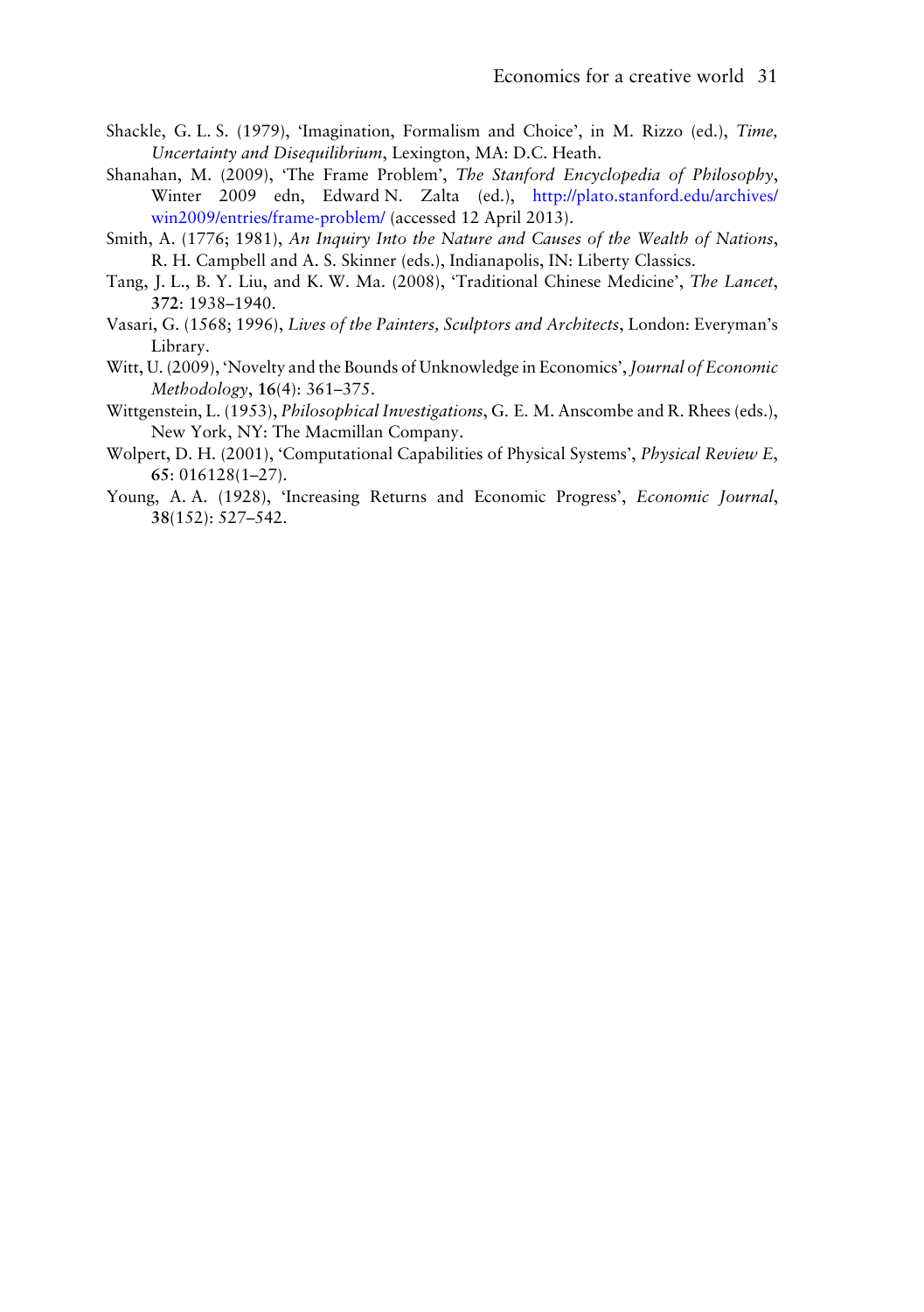Shackle, G. L. S. (1979), 'Imagination, Formalism and Choice', in M. Rizzo (ed.), *Time, Uncertainty and Disequilibrium*, Lexington, MA: D.C. Heath.

Shanahan, M. (2009), 'The Frame Problem', *The Stanford Encyclopedia of Philosophy*, Winter 2009 edn, Edward N. Zalta (ed.), http://plato.stanford.edu/archives/win2009/entries/frame-problem/ (accessed 12 April 2013).

Smith, A. (1776; 1981), *An Inquiry Into the Nature and Causes of the Wealth of Nations*, R. H. Campbell and A. S. Skinner (eds.), Indianapolis, IN: Liberty Classics.

Tang, J. L., B. Y. Liu, and K. W. Ma. (2008), 'Traditional Chinese Medicine', *The Lancet*, **372**: 1938–1940.

Vasari, G. (1568; 1996), *Lives of the Painters, Sculptors and Architects*, London: Everyman's Library.

Witt, U. (2009), 'Novelty and the Bounds of Unknowledge in Economics', *Journal of Economic Methodology*, **16**(4): 361–375.

Wittgenstein, L. (1953), *Philosophical Investigations*, G. E. M. Anscombe and R. Rhees (eds.), New York, NY: The Macmillan Company.

Wolpert, D. H. (2001), 'Computational Capabilities of Physical Systems', *Physical Review E*, **65**: 016128(1–27).

Young, A. A. (1928), 'Increasing Returns and Economic Progress', *Economic Journal*, **38**(152): 527–542.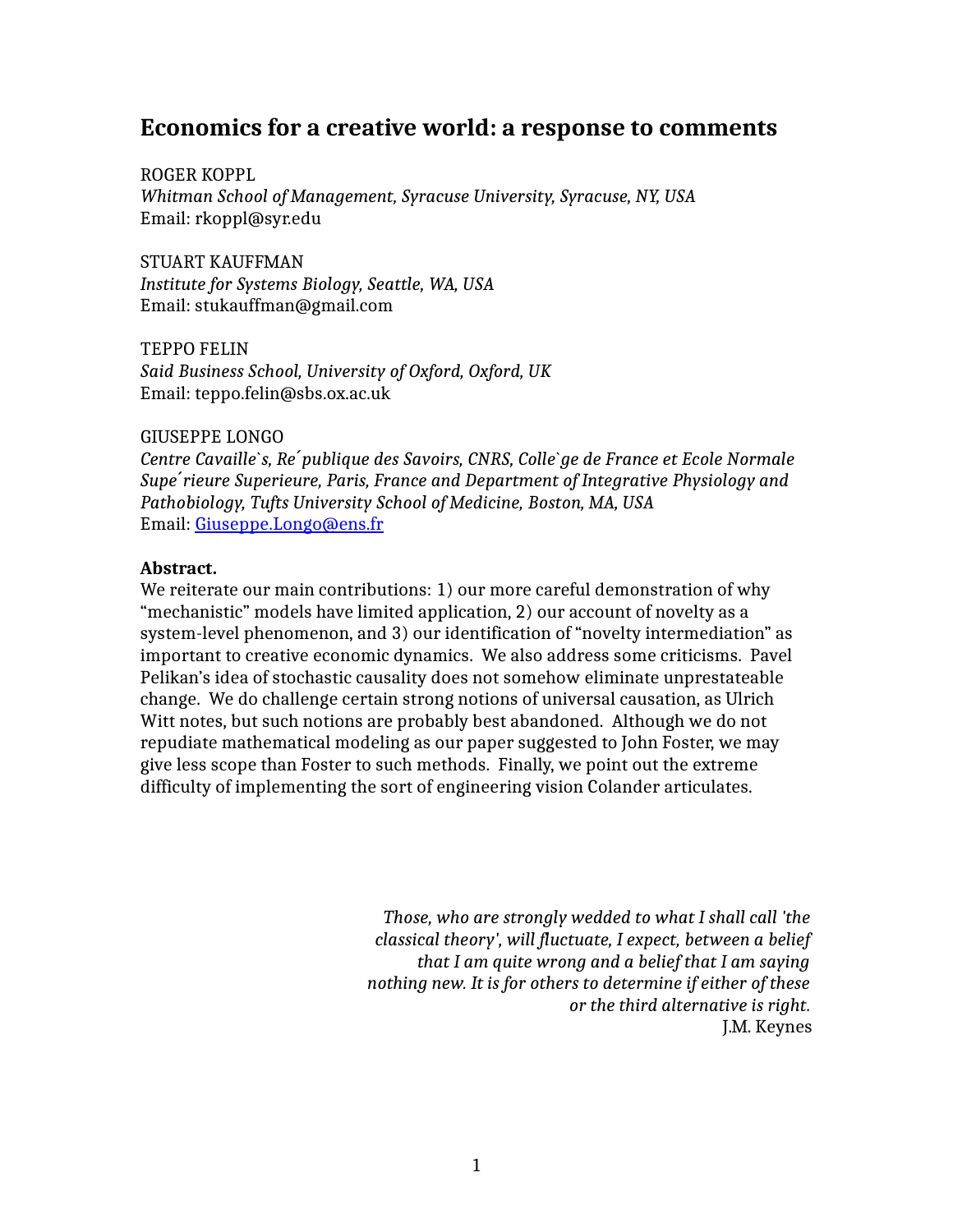# Economics for a creative world: a response to comments

ROGER KOPPL
*Whitman School of Management, Syracuse University, Syracuse, NY, USA*
Email: rkoppl@syr.edu

STUART KAUFFMAN
*Institute for Systems Biology, Seattle, WA, USA*
Email: stukauffman@gmail.com

TEPPO FELIN
*Said Business School, University of Oxford, Oxford, UK*
Email: teppo.felin@sbs.ox.ac.uk

GIUSEPPE LONGO
*Centre Cavaille`s, Re´publique des Savoirs, CNRS, Colle`ge de France et Ecole Normale Supe´rieure Superieure, Paris, France and Department of Integrative Physiology and Pathobiology, Tufts University School of Medicine, Boston, MA, USA*
Email: Giuseppe.Longo@ens.fr

**Abstract.**
We reiterate our main contributions: 1) our more careful demonstration of why "mechanistic" models have limited application, 2) our account of novelty as a system-level phenomenon, and 3) our identification of "novelty intermediation" as important to creative economic dynamics. We also address some criticisms. Pavel Pelikan's idea of stochastic causality does not somehow eliminate unprestateable change. We do challenge certain strong notions of universal causation, as Ulrich Witt notes, but such notions are probably best abandoned. Although we do not repudiate mathematical modeling as our paper suggested to John Foster, we may give less scope than Foster to such methods. Finally, we point out the extreme difficulty of implementing the sort of engineering vision Colander articulates.

> *Those, who are strongly wedded to what I shall call 'the classical theory', will fluctuate, I expect, between a belief that I am quite wrong and a belief that I am saying nothing new. It is for others to determine if either of these or the third alternative is right.*
>
> J.M. Keynes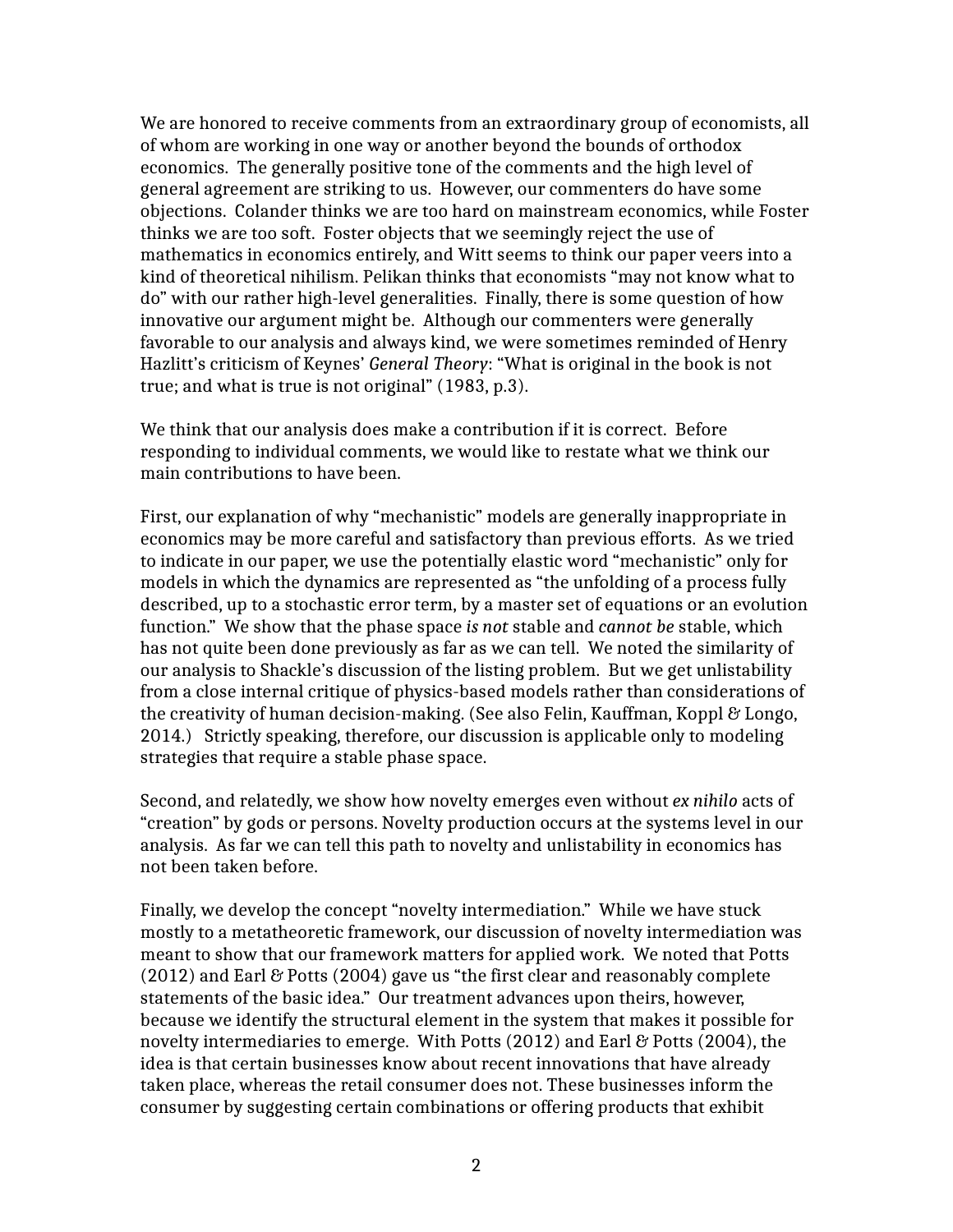We are honored to receive comments from an extraordinary group of economists, all of whom are working in one way or another beyond the bounds of orthodox economics. The generally positive tone of the comments and the high level of general agreement are striking to us. However, our commenters do have some objections. Colander thinks we are too hard on mainstream economics, while Foster thinks we are too soft. Foster objects that we seemingly reject the use of mathematics in economics entirely, and Witt seems to think our paper veers into a kind of theoretical nihilism. Pelikan thinks that economists "may not know what to do" with our rather high-level generalities. Finally, there is some question of how innovative our argument might be. Although our commenters were generally favorable to our analysis and always kind, we were sometimes reminded of Henry Hazlitt's criticism of Keynes' *General Theory*: "What is original in the book is not true; and what is true is not original" (1983, p.3).

We think that our analysis does make a contribution if it is correct. Before responding to individual comments, we would like to restate what we think our main contributions to have been.

First, our explanation of why "mechanistic" models are generally inappropriate in economics may be more careful and satisfactory than previous efforts. As we tried to indicate in our paper, we use the potentially elastic word "mechanistic" only for models in which the dynamics are represented as "the unfolding of a process fully described, up to a stochastic error term, by a master set of equations or an evolution function." We show that the phase space *is not* stable and *cannot be* stable, which has not quite been done previously as far as we can tell. We noted the similarity of our analysis to Shackle's discussion of the listing problem. But we get unlistability from a close internal critique of physics-based models rather than considerations of the creativity of human decision-making. (See also Felin, Kauffman, Koppl & Longo, 2014.) Strictly speaking, therefore, our discussion is applicable only to modeling strategies that require a stable phase space.

Second, and relatedly, we show how novelty emerges even without *ex nihilo* acts of "creation" by gods or persons. Novelty production occurs at the systems level in our analysis. As far we can tell this path to novelty and unlistability in economics has not been taken before.

Finally, we develop the concept "novelty intermediation." While we have stuck mostly to a metatheoretic framework, our discussion of novelty intermediation was meant to show that our framework matters for applied work. We noted that Potts (2012) and Earl & Potts (2004) gave us "the first clear and reasonably complete statements of the basic idea." Our treatment advances upon theirs, however, because we identify the structural element in the system that makes it possible for novelty intermediaries to emerge. With Potts (2012) and Earl & Potts (2004), the idea is that certain businesses know about recent innovations that have already taken place, whereas the retail consumer does not. These businesses inform the consumer by suggesting certain combinations or offering products that exhibit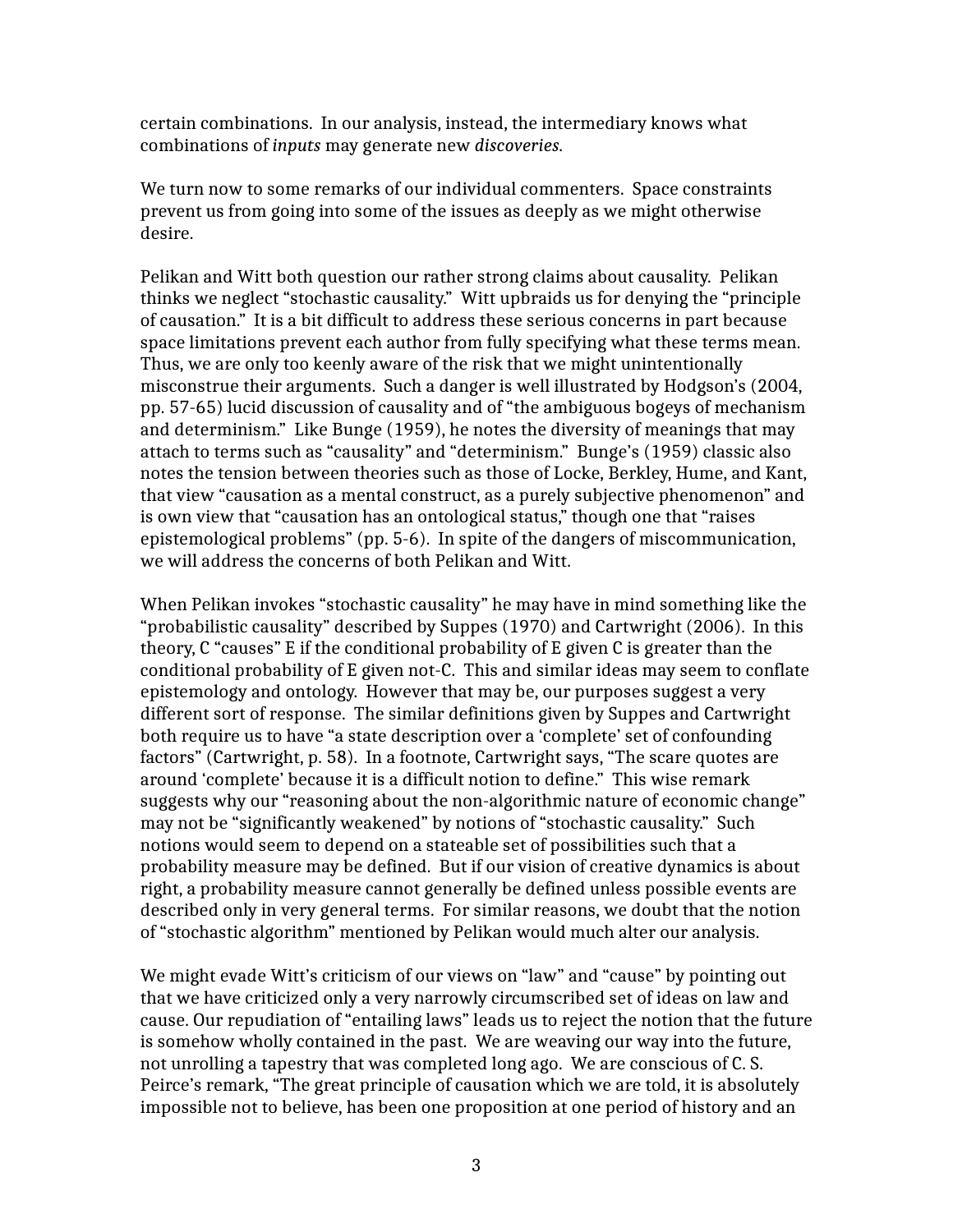certain combinations. In our analysis, instead, the intermediary knows what combinations of *inputs* may generate new *discoveries*.

We turn now to some remarks of our individual commenters. Space constraints prevent us from going into some of the issues as deeply as we might otherwise desire.

Pelikan and Witt both question our rather strong claims about causality. Pelikan thinks we neglect "stochastic causality." Witt upbraids us for denying the "principle of causation." It is a bit difficult to address these serious concerns in part because space limitations prevent each author from fully specifying what these terms mean. Thus, we are only too keenly aware of the risk that we might unintentionally misconstrue their arguments. Such a danger is well illustrated by Hodgson's (2004, pp. 57-65) lucid discussion of causality and of "the ambiguous bogeys of mechanism and determinism." Like Bunge (1959), he notes the diversity of meanings that may attach to terms such as "causality" and "determinism." Bunge's (1959) classic also notes the tension between theories such as those of Locke, Berkley, Hume, and Kant, that view "causation as a mental construct, as a purely subjective phenomenon" and is own view that "causation has an ontological status," though one that "raises epistemological problems" (pp. 5-6). In spite of the dangers of miscommunication, we will address the concerns of both Pelikan and Witt.

When Pelikan invokes "stochastic causality" he may have in mind something like the "probabilistic causality" described by Suppes (1970) and Cartwright (2006). In this theory, C "causes" E if the conditional probability of E given C is greater than the conditional probability of E given not-C. This and similar ideas may seem to conflate epistemology and ontology. However that may be, our purposes suggest a very different sort of response. The similar definitions given by Suppes and Cartwright both require us to have "a state description over a 'complete' set of confounding factors" (Cartwright, p. 58). In a footnote, Cartwright says, "The scare quotes are around 'complete' because it is a difficult notion to define." This wise remark suggests why our "reasoning about the non-algorithmic nature of economic change" may not be "significantly weakened" by notions of "stochastic causality." Such notions would seem to depend on a stateable set of possibilities such that a probability measure may be defined. But if our vision of creative dynamics is about right, a probability measure cannot generally be defined unless possible events are described only in very general terms. For similar reasons, we doubt that the notion of "stochastic algorithm" mentioned by Pelikan would much alter our analysis.

We might evade Witt's criticism of our views on "law" and "cause" by pointing out that we have criticized only a very narrowly circumscribed set of ideas on law and cause. Our repudiation of "entailing laws" leads us to reject the notion that the future is somehow wholly contained in the past. We are weaving our way into the future, not unrolling a tapestry that was completed long ago. We are conscious of C. S. Peirce's remark, "The great principle of causation which we are told, it is absolutely impossible not to believe, has been one proposition at one period of history and an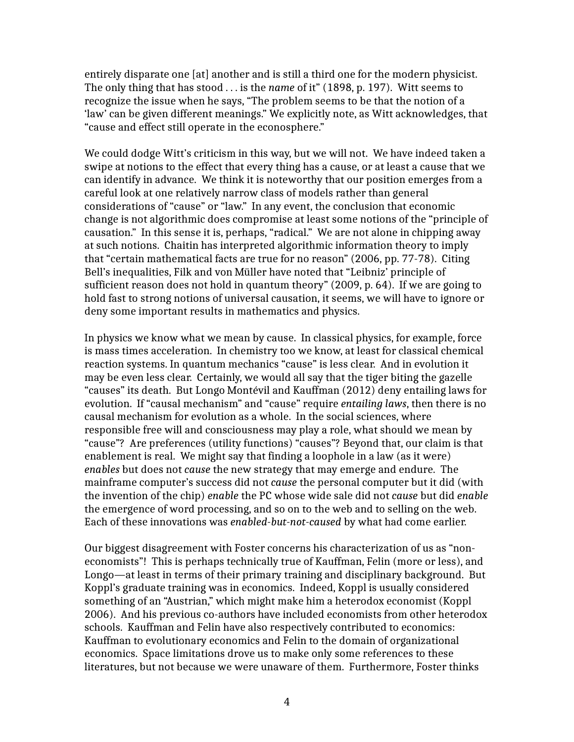entirely disparate one [at] another and is still a third one for the modern physicist. The only thing that has stood . . . is the *name* of it" (1898, p. 197). Witt seems to recognize the issue when he says, "The problem seems to be that the notion of a 'law' can be given different meanings." We explicitly note, as Witt acknowledges, that "cause and effect still operate in the econosphere."

We could dodge Witt's criticism in this way, but we will not. We have indeed taken a swipe at notions to the effect that every thing has a cause, or at least a cause that we can identify in advance. We think it is noteworthy that our position emerges from a careful look at one relatively narrow class of models rather than general considerations of "cause" or "law." In any event, the conclusion that economic change is not algorithmic does compromise at least some notions of the "principle of causation." In this sense it is, perhaps, "radical." We are not alone in chipping away at such notions. Chaitin has interpreted algorithmic information theory to imply that "certain mathematical facts are true for no reason" (2006, pp. 77-78). Citing Bell's inequalities, Filk and von Müller have noted that "Leibniz' principle of sufficient reason does not hold in quantum theory" (2009, p. 64). If we are going to hold fast to strong notions of universal causation, it seems, we will have to ignore or deny some important results in mathematics and physics.

In physics we know what we mean by cause. In classical physics, for example, force is mass times acceleration. In chemistry too we know, at least for classical chemical reaction systems. In quantum mechanics "cause" is less clear. And in evolution it may be even less clear. Certainly, we would all say that the tiger biting the gazelle "causes" its death. But Longo Montévil and Kauffman (2012) deny entailing laws for evolution. If "causal mechanism" and "cause" require *entailing laws*, then there is no causal mechanism for evolution as a whole. In the social sciences, where responsible free will and consciousness may play a role, what should we mean by "cause"? Are preferences (utility functions) "causes"? Beyond that, our claim is that enablement is real. We might say that finding a loophole in a law (as it were) *enables* but does not *cause* the new strategy that may emerge and endure. The mainframe computer's success did not *cause* the personal computer but it did (with the invention of the chip) *enable* the PC whose wide sale did not *cause* but did *enable* the emergence of word processing, and so on to the web and to selling on the web. Each of these innovations was *enabled-but-not-caused* by what had come earlier.

Our biggest disagreement with Foster concerns his characterization of us as "non-economists"! This is perhaps technically true of Kauffman, Felin (more or less), and Longo—at least in terms of their primary training and disciplinary background. But Koppl's graduate training was in economics. Indeed, Koppl is usually considered something of an "Austrian," which might make him a heterodox economist (Koppl 2006). And his previous co-authors have included economists from other heterodox schools. Kauffman and Felin have also respectively contributed to economics: Kauffman to evolutionary economics and Felin to the domain of organizational economics. Space limitations drove us to make only some references to these literatures, but not because we were unaware of them. Furthermore, Foster thinks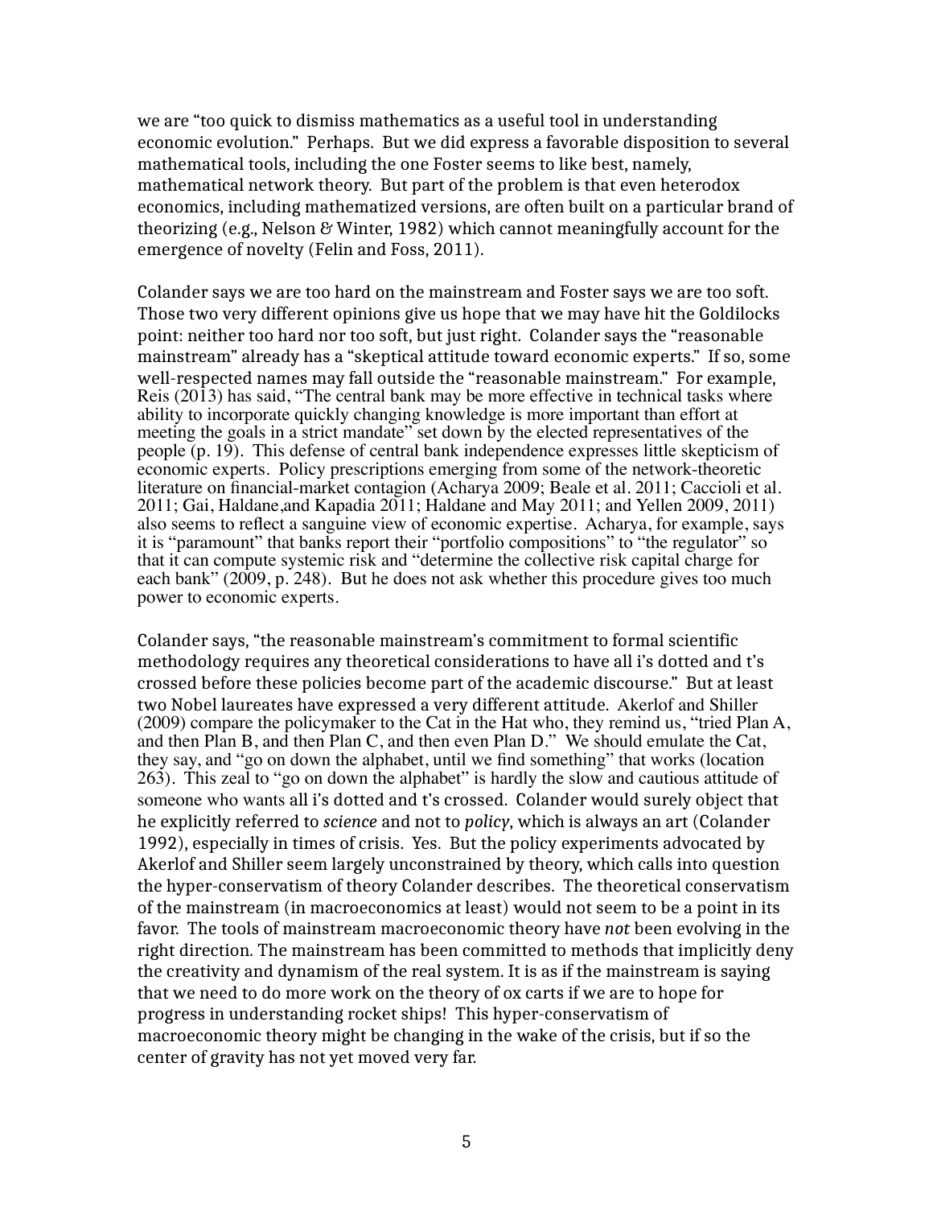we are "too quick to dismiss mathematics as a useful tool in understanding economic evolution." Perhaps. But we did express a favorable disposition to several mathematical tools, including the one Foster seems to like best, namely, mathematical network theory. But part of the problem is that even heterodox economics, including mathematized versions, are often built on a particular brand of theorizing (e.g., Nelson & Winter, 1982) which cannot meaningfully account for the emergence of novelty (Felin and Foss, 2011).

Colander says we are too hard on the mainstream and Foster says we are too soft. Those two very different opinions give us hope that we may have hit the Goldilocks point: neither too hard nor too soft, but just right. Colander says the "reasonable mainstream" already has a "skeptical attitude toward economic experts." If so, some well-respected names may fall outside the "reasonable mainstream." For example, Reis (2013) has said, "The central bank may be more effective in technical tasks where ability to incorporate quickly changing knowledge is more important than effort at meeting the goals in a strict mandate" set down by the elected representatives of the people (p. 19). This defense of central bank independence expresses little skepticism of economic experts. Policy prescriptions emerging from some of the network-theoretic literature on financial-market contagion (Acharya 2009; Beale et al. 2011; Caccioli et al. 2011; Gai, Haldane,and Kapadia 2011; Haldane and May 2011; and Yellen 2009, 2011) also seems to reflect a sanguine view of economic expertise. Acharya, for example, says it is "paramount" that banks report their "portfolio compositions" to "the regulator" so that it can compute systemic risk and "determine the collective risk capital charge for each bank" (2009, p. 248). But he does not ask whether this procedure gives too much power to economic experts.

Colander says, "the reasonable mainstream's commitment to formal scientific methodology requires any theoretical considerations to have all i's dotted and t's crossed before these policies become part of the academic discourse." But at least two Nobel laureates have expressed a very different attitude. Akerlof and Shiller (2009) compare the policymaker to the Cat in the Hat who, they remind us, "tried Plan A, and then Plan B, and then Plan C, and then even Plan D." We should emulate the Cat, they say, and "go on down the alphabet, until we find something" that works (location 263). This zeal to "go on down the alphabet" is hardly the slow and cautious attitude of someone who wants all i's dotted and t's crossed. Colander would surely object that he explicitly referred to *science* and not to *policy*, which is always an art (Colander 1992), especially in times of crisis. Yes. But the policy experiments advocated by Akerlof and Shiller seem largely unconstrained by theory, which calls into question the hyper-conservatism of theory Colander describes. The theoretical conservatism of the mainstream (in macroeconomics at least) would not seem to be a point in its favor. The tools of mainstream macroeconomic theory have *not* been evolving in the right direction. The mainstream has been committed to methods that implicitly deny the creativity and dynamism of the real system. It is as if the mainstream is saying that we need to do more work on the theory of ox carts if we are to hope for progress in understanding rocket ships! This hyper-conservatism of macroeconomic theory might be changing in the wake of the crisis, but if so the center of gravity has not yet moved very far.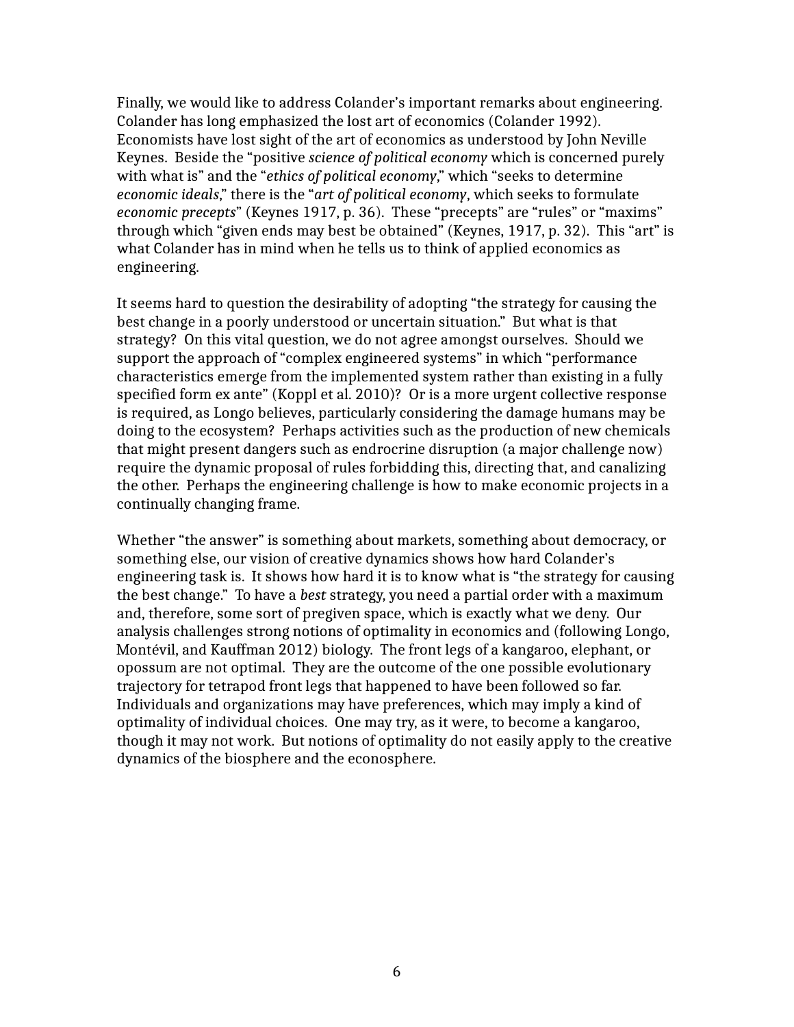Finally, we would like to address Colander's important remarks about engineering. Colander has long emphasized the lost art of economics (Colander 1992). Economists have lost sight of the art of economics as understood by John Neville Keynes. Beside the "positive *science of political economy* which is concerned purely with what is" and the "*ethics of political economy*," which "seeks to determine *economic ideals*," there is the "*art of political economy*, which seeks to formulate *economic precepts*" (Keynes 1917, p. 36). These "precepts" are "rules" or "maxims" through which "given ends may best be obtained" (Keynes, 1917, p. 32). This "art" is what Colander has in mind when he tells us to think of applied economics as engineering.

It seems hard to question the desirability of adopting "the strategy for causing the best change in a poorly understood or uncertain situation." But what is that strategy? On this vital question, we do not agree amongst ourselves. Should we support the approach of "complex engineered systems" in which "performance characteristics emerge from the implemented system rather than existing in a fully specified form ex ante" (Koppl et al. 2010)? Or is a more urgent collective response is required, as Longo believes, particularly considering the damage humans may be doing to the ecosystem? Perhaps activities such as the production of new chemicals that might present dangers such as endrocrine disruption (a major challenge now) require the dynamic proposal of rules forbidding this, directing that, and canalizing the other. Perhaps the engineering challenge is how to make economic projects in a continually changing frame.

Whether "the answer" is something about markets, something about democracy, or something else, our vision of creative dynamics shows how hard Colander's engineering task is. It shows how hard it is to know what is "the strategy for causing the best change." To have a *best* strategy, you need a partial order with a maximum and, therefore, some sort of pregiven space, which is exactly what we deny. Our analysis challenges strong notions of optimality in economics and (following Longo, Montévil, and Kauffman 2012) biology. The front legs of a kangaroo, elephant, or opossum are not optimal. They are the outcome of the one possible evolutionary trajectory for tetrapod front legs that happened to have been followed so far. Individuals and organizations may have preferences, which may imply a kind of optimality of individual choices. One may try, as it were, to become a kangaroo, though it may not work. But notions of optimality do not easily apply to the creative dynamics of the biosphere and the econosphere.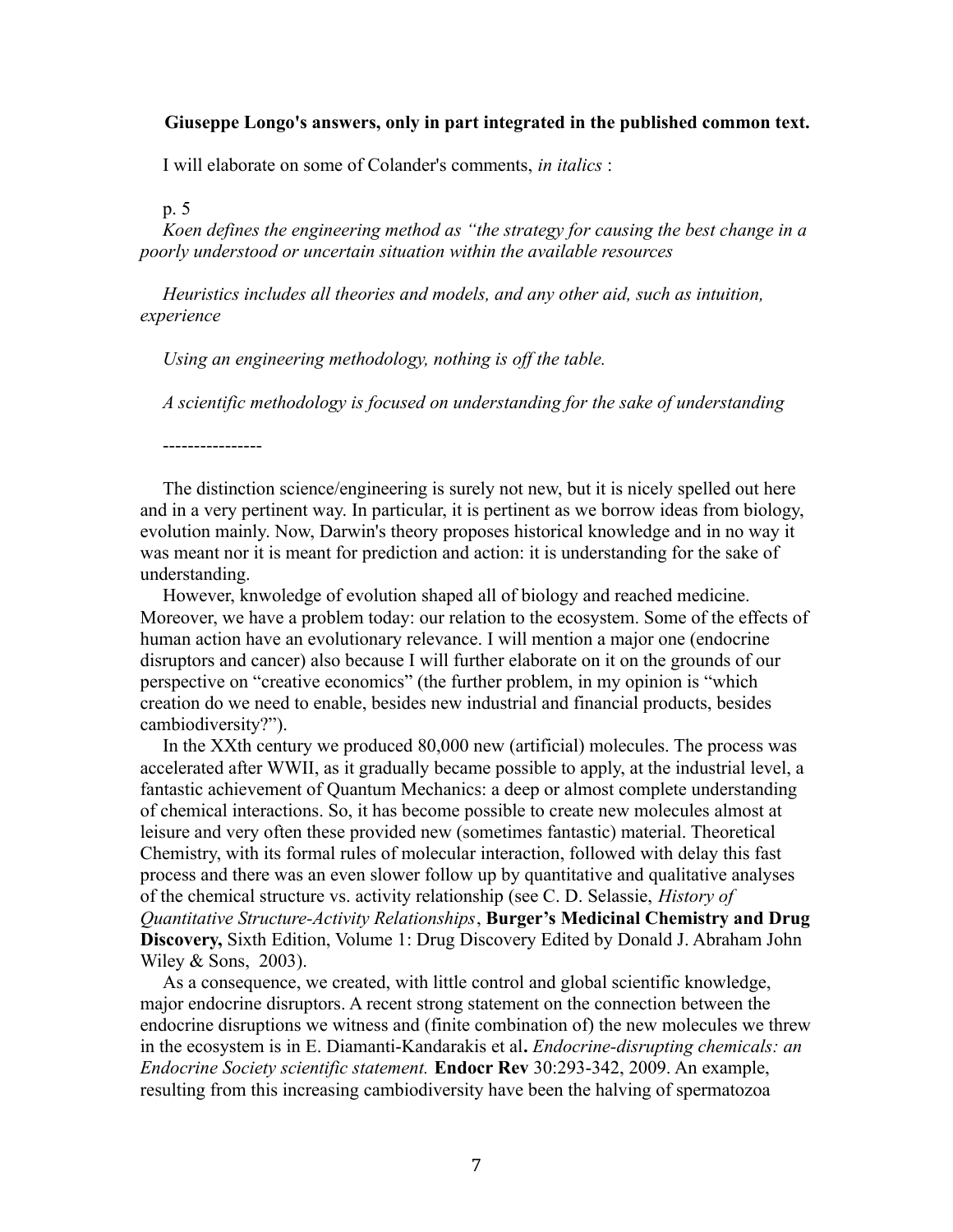**Giuseppe Longo's answers, only in part integrated in the published common text.**

I will elaborate on some of Colander's comments, *in italics* :

p. 5

*Koen defines the engineering method as "the strategy for causing the best change in a poorly understood or uncertain situation within the available resources*

*Heuristics includes all theories and models, and any other aid, such as intuition, experience*

*Using an engineering methodology, nothing is off the table.*

*A scientific methodology is focused on understanding for the sake of understanding*

----------------

The distinction science/engineering is surely not new, but it is nicely spelled out here and in a very pertinent way. In particular, it is pertinent as we borrow ideas from biology, evolution mainly. Now, Darwin's theory proposes historical knowledge and in no way it was meant nor it is meant for prediction and action: it is understanding for the sake of understanding.

However, knwoledge of evolution shaped all of biology and reached medicine. Moreover, we have a problem today: our relation to the ecosystem. Some of the effects of human action have an evolutionary relevance. I will mention a major one (endocrine disruptors and cancer) also because I will further elaborate on it on the grounds of our perspective on "creative economics" (the further problem, in my opinion is "which creation do we need to enable, besides new industrial and financial products, besides cambiodiversity?").

In the XXth century we produced 80,000 new (artificial) molecules. The process was accelerated after WWII, as it gradually became possible to apply, at the industrial level, a fantastic achievement of Quantum Mechanics: a deep or almost complete understanding of chemical interactions. So, it has become possible to create new molecules almost at leisure and very often these provided new (sometimes fantastic) material. Theoretical Chemistry, with its formal rules of molecular interaction, followed with delay this fast process and there was an even slower follow up by quantitative and qualitative analyses of the chemical structure vs. activity relationship (see C. D. Selassie, *History of Quantitative Structure-Activity Relationships*, **Burger's Medicinal Chemistry and Drug Discovery,** Sixth Edition, Volume 1: Drug Discovery Edited by Donald J. Abraham John Wiley & Sons, 2003).

As a consequence, we created, with little control and global scientific knowledge, major endocrine disruptors. A recent strong statement on the connection between the endocrine disruptions we witness and (finite combination of) the new molecules we threw in the ecosystem is in E. Diamanti-Kandarakis et al**.** *Endocrine-disrupting chemicals: an Endocrine Society scientific statement.* **Endocr Rev** 30:293-342, 2009. An example, resulting from this increasing cambiodiversity have been the halving of spermatozoa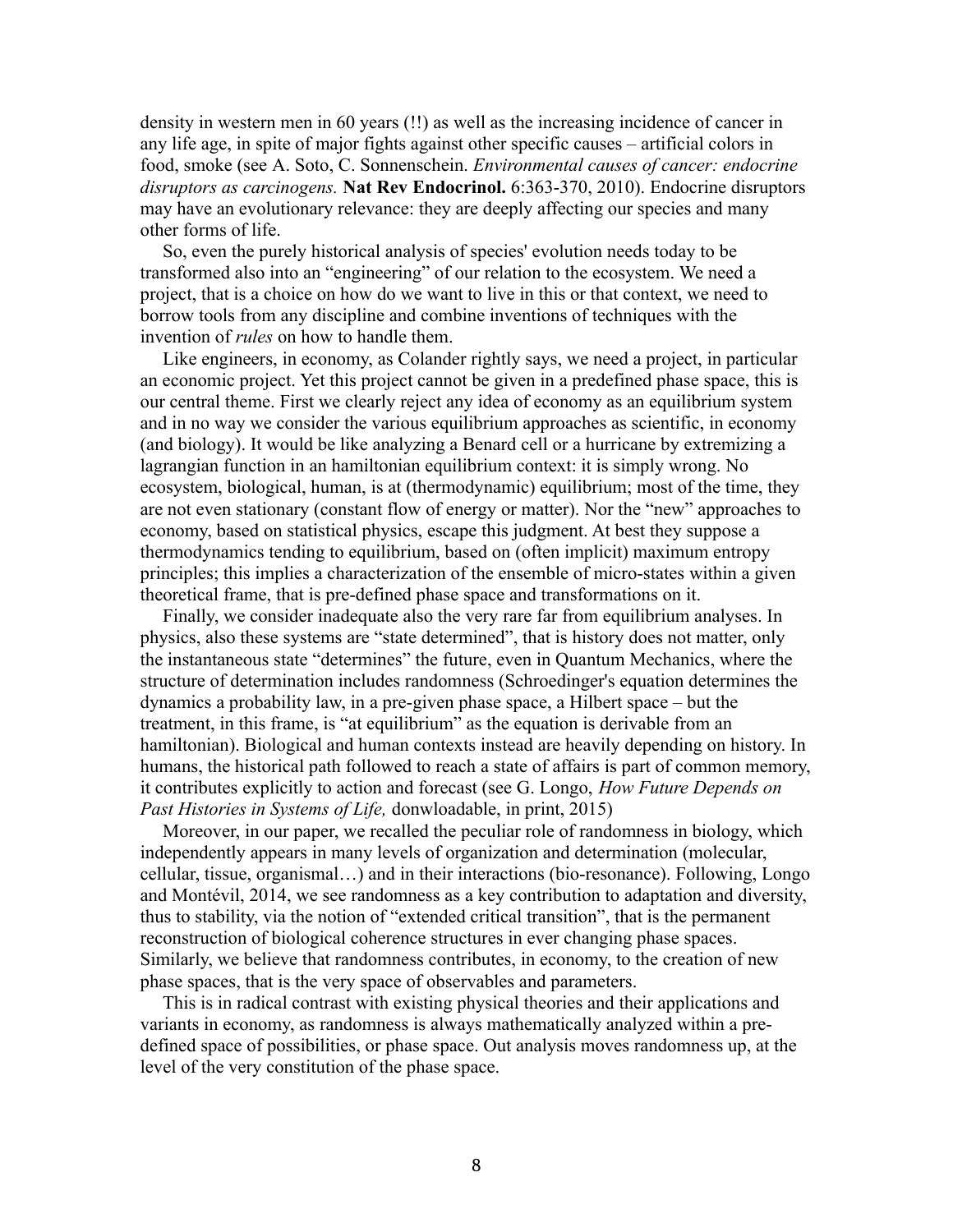density in western men in 60 years (!!) as well as the increasing incidence of cancer in any life age, in spite of major fights against other specific causes – artificial colors in food, smoke (see A. Soto, C. Sonnenschein. *Environmental causes of cancer: endocrine disruptors as carcinogens.* **Nat Rev Endocrinol.** 6:363-370, 2010). Endocrine disruptors may have an evolutionary relevance: they are deeply affecting our species and many other forms of life.

So, even the purely historical analysis of species' evolution needs today to be transformed also into an "engineering" of our relation to the ecosystem. We need a project, that is a choice on how do we want to live in this or that context, we need to borrow tools from any discipline and combine inventions of techniques with the invention of *rules* on how to handle them.

Like engineers, in economy, as Colander rightly says, we need a project, in particular an economic project. Yet this project cannot be given in a predefined phase space, this is our central theme. First we clearly reject any idea of economy as an equilibrium system and in no way we consider the various equilibrium approaches as scientific, in economy (and biology). It would be like analyzing a Benard cell or a hurricane by extremizing a lagrangian function in an hamiltonian equilibrium context: it is simply wrong. No ecosystem, biological, human, is at (thermodynamic) equilibrium; most of the time, they are not even stationary (constant flow of energy or matter). Nor the "new" approaches to economy, based on statistical physics, escape this judgment. At best they suppose a thermodynamics tending to equilibrium, based on (often implicit) maximum entropy principles; this implies a characterization of the ensemble of micro-states within a given theoretical frame, that is pre-defined phase space and transformations on it.

Finally, we consider inadequate also the very rare far from equilibrium analyses. In physics, also these systems are "state determined", that is history does not matter, only the instantaneous state "determines" the future, even in Quantum Mechanics, where the structure of determination includes randomness (Schroedinger's equation determines the dynamics a probability law, in a pre-given phase space, a Hilbert space – but the treatment, in this frame, is "at equilibrium" as the equation is derivable from an hamiltonian). Biological and human contexts instead are heavily depending on history. In humans, the historical path followed to reach a state of affairs is part of common memory, it contributes explicitly to action and forecast (see G. Longo, *How Future Depends on Past Histories in Systems of Life,* donwloadable, in print, 2015)

Moreover, in our paper, we recalled the peculiar role of randomness in biology, which independently appears in many levels of organization and determination (molecular, cellular, tissue, organismal…) and in their interactions (bio-resonance). Following, Longo and Montévil, 2014, we see randomness as a key contribution to adaptation and diversity, thus to stability, via the notion of "extended critical transition", that is the permanent reconstruction of biological coherence structures in ever changing phase spaces. Similarly, we believe that randomness contributes, in economy, to the creation of new phase spaces, that is the very space of observables and parameters.

This is in radical contrast with existing physical theories and their applications and variants in economy, as randomness is always mathematically analyzed within a pre-defined space of possibilities, or phase space. Out analysis moves randomness up, at the level of the very constitution of the phase space.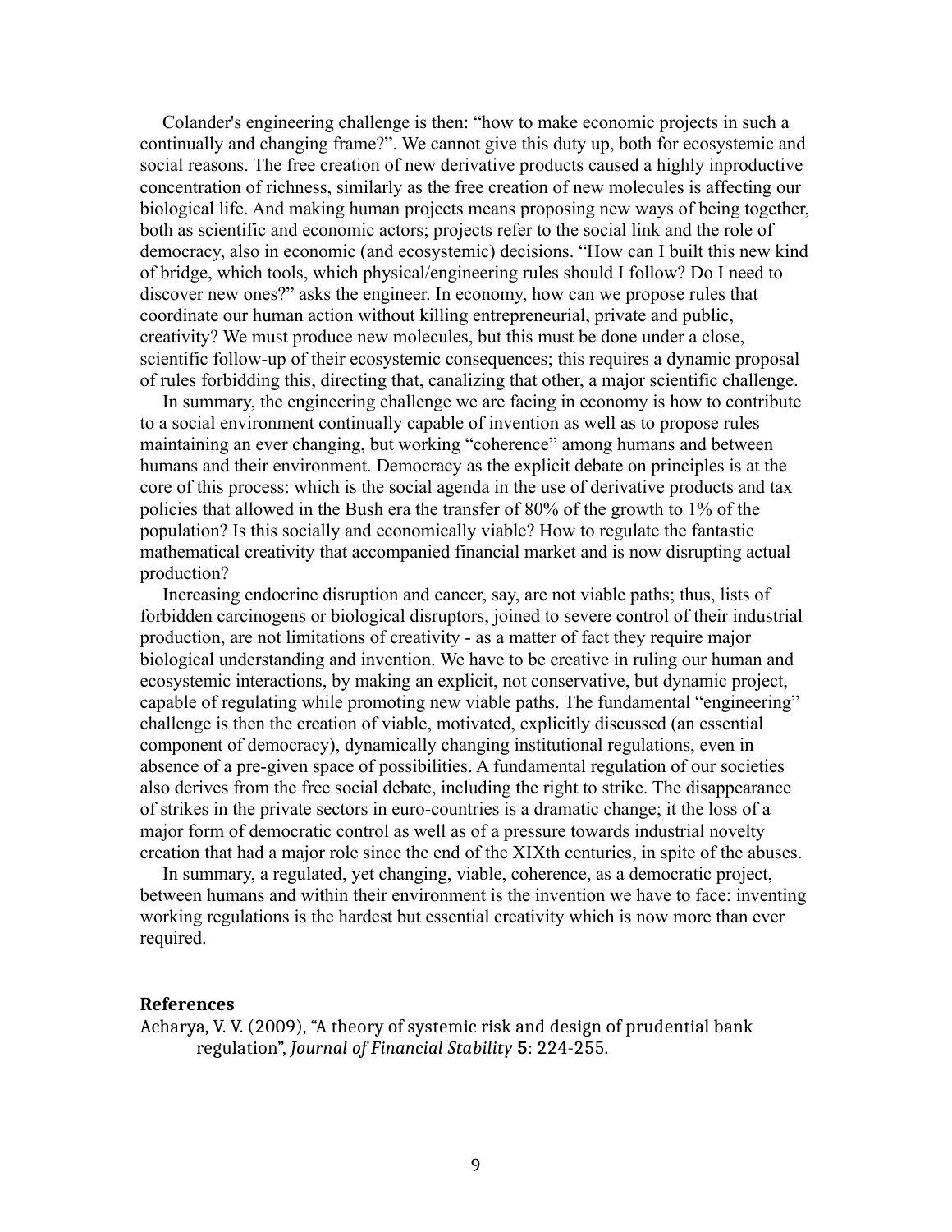Colander's engineering challenge is then: "how to make economic projects in such a continually and changing frame?". We cannot give this duty up, both for ecosystemic and social reasons. The free creation of new derivative products caused a highly inproductive concentration of richness, similarly as the free creation of new molecules is affecting our biological life. And making human projects means proposing new ways of being together, both as scientific and economic actors; projects refer to the social link and the role of democracy, also in economic (and ecosystemic) decisions. "How can I built this new kind of bridge, which tools, which physical/engineering rules should I follow? Do I need to discover new ones?" asks the engineer. In economy, how can we propose rules that coordinate our human action without killing entrepreneurial, private and public, creativity? We must produce new molecules, but this must be done under a close, scientific follow-up of their ecosystemic consequences; this requires a dynamic proposal of rules forbidding this, directing that, canalizing that other, a major scientific challenge.

In summary, the engineering challenge we are facing in economy is how to contribute to a social environment continually capable of invention as well as to propose rules maintaining an ever changing, but working "coherence" among humans and between humans and their environment. Democracy as the explicit debate on principles is at the core of this process: which is the social agenda in the use of derivative products and tax policies that allowed in the Bush era the transfer of 80% of the growth to 1% of the population? Is this socially and economically viable? How to regulate the fantastic mathematical creativity that accompanied financial market and is now disrupting actual production?

Increasing endocrine disruption and cancer, say, are not viable paths; thus, lists of forbidden carcinogens or biological disruptors, joined to severe control of their industrial production, are not limitations of creativity - as a matter of fact they require major biological understanding and invention. We have to be creative in ruling our human and ecosystemic interactions, by making an explicit, not conservative, but dynamic project, capable of regulating while promoting new viable paths. The fundamental "engineering" challenge is then the creation of viable, motivated, explicitly discussed (an essential component of democracy), dynamically changing institutional regulations, even in absence of a pre-given space of possibilities. A fundamental regulation of our societies also derives from the free social debate, including the right to strike. The disappearance of strikes in the private sectors in euro-countries is a dramatic change; it the loss of a major form of democratic control as well as of a pressure towards industrial novelty creation that had a major role since the end of the XIXth centuries, in spite of the abuses.

In summary, a regulated, yet changing, viable, coherence, as a democratic project, between humans and within their environment is the invention we have to face: inventing working regulations is the hardest but essential creativity which is now more than ever required.

## References

Acharya, V. V. (2009), "A theory of systemic risk and design of prudential bank regulation", *Journal of Financial Stability* **5**: 224-255.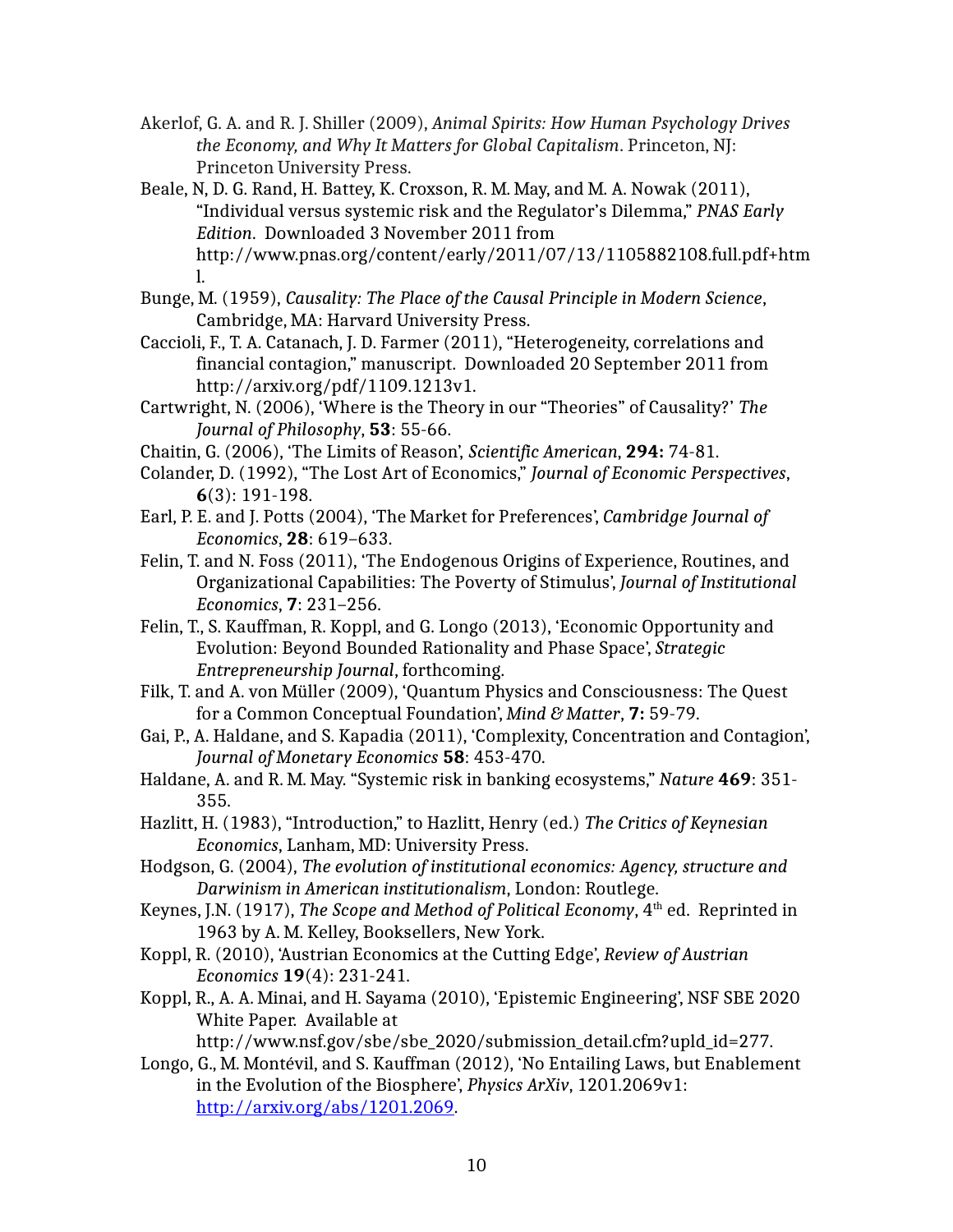Akerlof, G. A. and R. J. Shiller (2009), *Animal Spirits: How Human Psychology Drives the Economy, and Why It Matters for Global Capitalism*. Princeton, NJ: Princeton University Press.

Beale, N, D. G. Rand, H. Battey, K. Croxson, R. M. May, and M. A. Nowak (2011), "Individual versus systemic risk and the Regulator's Dilemma," *PNAS Early Edition*. Downloaded 3 November 2011 from http://www.pnas.org/content/early/2011/07/13/1105882108.full.pdf+html.

Bunge, M. (1959), *Causality: The Place of the Causal Principle in Modern Science*, Cambridge, MA: Harvard University Press.

Caccioli, F., T. A. Catanach, J. D. Farmer (2011), "Heterogeneity, correlations and financial contagion," manuscript. Downloaded 20 September 2011 from http://arxiv.org/pdf/1109.1213v1.

Cartwright, N. (2006), 'Where is the Theory in our "Theories" of Causality?' *The Journal of Philosophy*, **53**: 55-66.

Chaitin, G. (2006), 'The Limits of Reason', *Scientific American*, **294:** 74-81.

Colander, D. (1992), "The Lost Art of Economics," *Journal of Economic Perspectives*, **6**(3): 191-198.

Earl, P. E. and J. Potts (2004), 'The Market for Preferences', *Cambridge Journal of Economics*, **28**: 619–633.

Felin, T. and N. Foss (2011), 'The Endogenous Origins of Experience, Routines, and Organizational Capabilities: The Poverty of Stimulus', *Journal of Institutional Economics*, **7**: 231–256.

Felin, T., S. Kauffman, R. Koppl, and G. Longo (2013), 'Economic Opportunity and Evolution: Beyond Bounded Rationality and Phase Space', *Strategic Entrepreneurship Journal*, forthcoming.

Filk, T. and A. von Müller (2009), 'Quantum Physics and Consciousness: The Quest for a Common Conceptual Foundation', *Mind & Matter*, **7:** 59-79.

Gai, P., A. Haldane, and S. Kapadia (2011), 'Complexity, Concentration and Contagion', *Journal of Monetary Economics* **58**: 453-470.

Haldane, A. and R. M. May. "Systemic risk in banking ecosystems," *Nature* **469**: 351-355.

Hazlitt, H. (1983), "Introduction," to Hazlitt, Henry (ed.) *The Critics of Keynesian Economics*, Lanham, MD: University Press.

Hodgson, G. (2004), *The evolution of institutional economics: Agency, structure and Darwinism in American institutionalism*, London: Routlege.

Keynes, J.N. (1917), *The Scope and Method of Political Economy*, 4th ed. Reprinted in 1963 by A. M. Kelley, Booksellers, New York.

Koppl, R. (2010), 'Austrian Economics at the Cutting Edge', *Review of Austrian Economics* **19**(4): 231-241.

Koppl, R., A. A. Minai, and H. Sayama (2010), 'Epistemic Engineering', NSF SBE 2020 White Paper. Available at http://www.nsf.gov/sbe/sbe_2020/submission_detail.cfm?upld_id=277.

Longo, G., M. Montévil, and S. Kauffman (2012), 'No Entailing Laws, but Enablement in the Evolution of the Biosphere', *Physics ArXiv*, 1201.2069v1: http://arxiv.org/abs/1201.2069.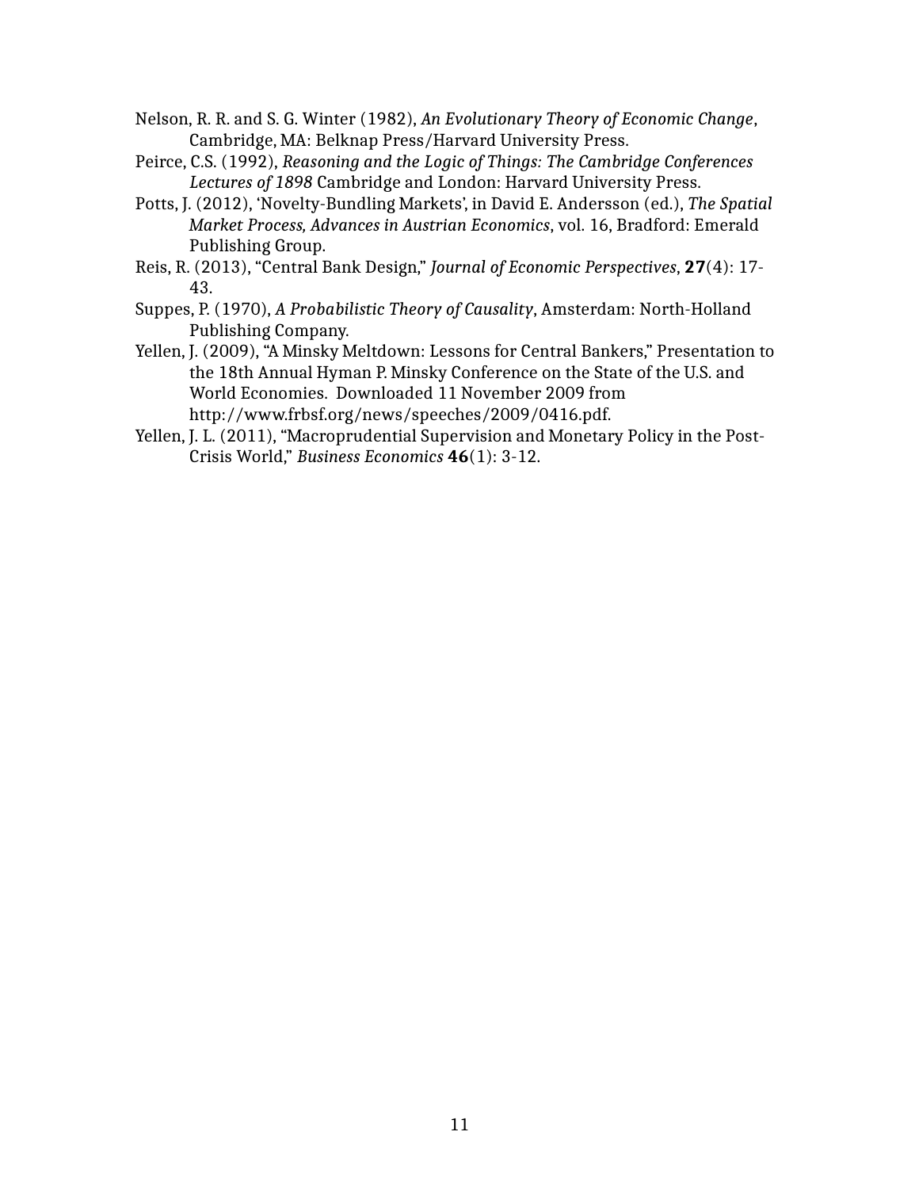Nelson, R. R. and S. G. Winter (1982), *An Evolutionary Theory of Economic Change*, Cambridge, MA: Belknap Press/Harvard University Press.

Peirce, C.S. (1992), *Reasoning and the Logic of Things: The Cambridge Conferences Lectures of 1898* Cambridge and London: Harvard University Press.

Potts, J. (2012), 'Novelty-Bundling Markets', in David E. Andersson (ed.), *The Spatial Market Process, Advances in Austrian Economics*, vol. 16, Bradford: Emerald Publishing Group.

Reis, R. (2013), "Central Bank Design," *Journal of Economic Perspectives*, **27**(4): 17-43.

Suppes, P. (1970), *A Probabilistic Theory of Causality*, Amsterdam: North-Holland Publishing Company.

Yellen, J. (2009), "A Minsky Meltdown: Lessons for Central Bankers," Presentation to the 18th Annual Hyman P. Minsky Conference on the State of the U.S. and World Economies. Downloaded 11 November 2009 from http://www.frbsf.org/news/speeches/2009/0416.pdf.

Yellen, J. L. (2011), "Macroprudential Supervision and Monetary Policy in the Post-Crisis World," *Business Economics* **46**(1): 3-12.